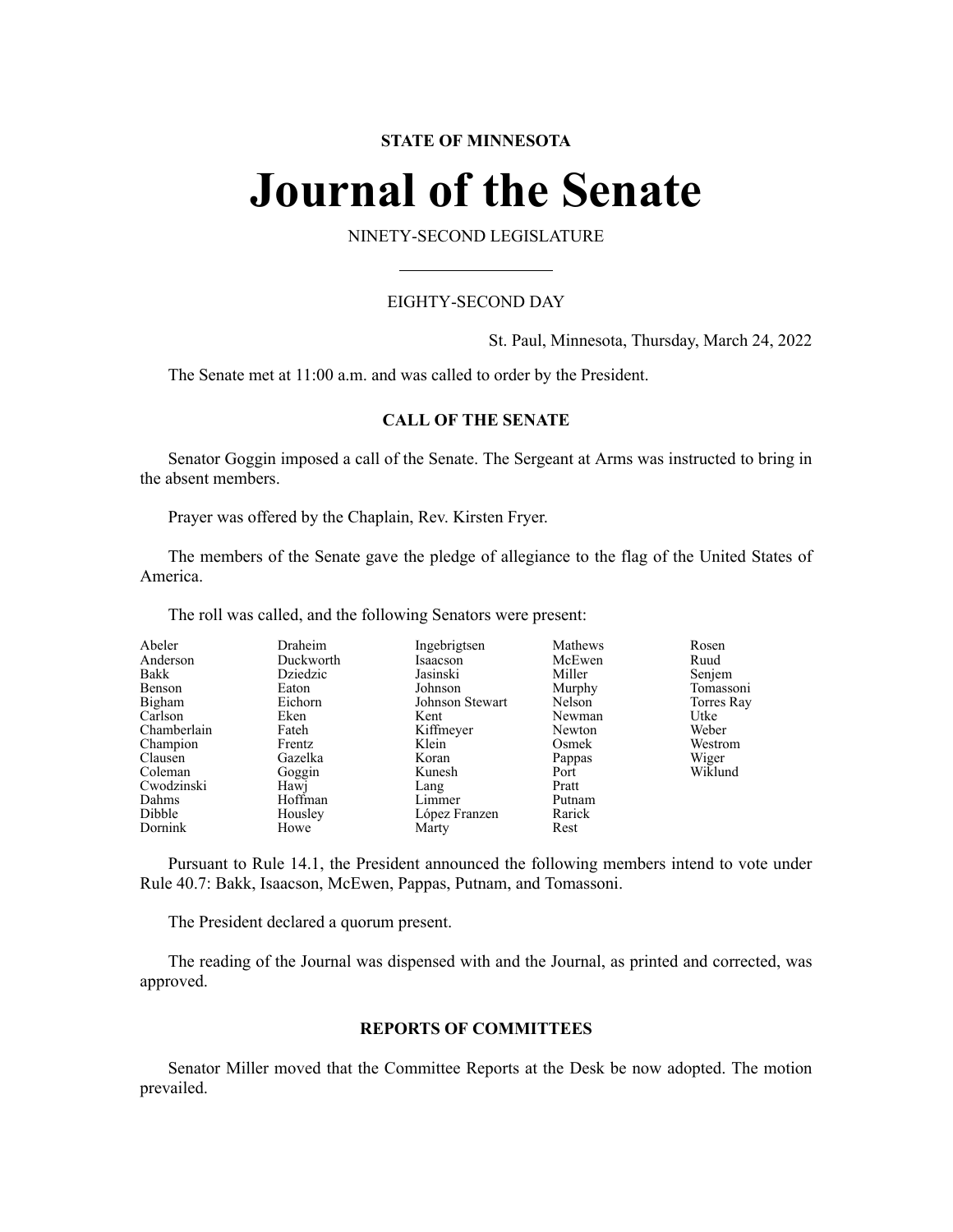**STATE OF MINNESOTA**

# Journal of the Senate

NINETY-SECOND LEGISLATURE

EIGHTY-SECOND DAY

St. Paul, Minnesota, Thursday, March 24, 2022

The Senate met at 11:00 a.m. and was called to order by the President.

## CALL OF THE SENATE

Senator Goggin imposed a call of the Senate. The Sergeant at Arms was instructed to bring in the absent members.

Prayer was offered by the Chaplain, Rev. Kirsten Fryer.

The members of the Senate gave the pledge of allegiance to the flag of the United States of America.

The roll was called, and the following Senators were present:

| | | | | |
|---|---|---|---|---|
| Abeler | Draheim | Ingebrigtsen | Mathews | Rosen |
| Anderson | Duckworth | Isaacson | McEwen | Ruud |
| Bakk | Dziedzic | Jasinski | Miller | Senjem |
| Benson | Eaton | Johnson | Murphy | Tomassoni |
| Bigham | Eichorn | Johnson Stewart | Nelson | Torres Ray |
| Carlson | Eken | Kent | Newman | Utke |
| Chamberlain | Fateh | Kiffmeyer | Newton | Weber |
| Champion | Frentz | Klein | Osmek | Westrom |
| Clausen | Gazelka | Koran | Pappas | Wiger |
| Coleman | Goggin | Kunesh | Port | Wiklund |
| Cwodzinski | Hawj | Lang | Pratt | |
| Dahms | Hoffman | Limmer | Putnam | |
| Dibble | Housley | López Franzen | Rarick | |
| Dornink | Howe | Marty | Rest | |

Pursuant to Rule 14.1, the President announced the following members intend to vote under Rule 40.7: Bakk, Isaacson, McEwen, Pappas, Putnam, and Tomassoni.

The President declared a quorum present.

The reading of the Journal was dispensed with and the Journal, as printed and corrected, was approved.

## REPORTS OF COMMITTEES

Senator Miller moved that the Committee Reports at the Desk be now adopted. The motion prevailed.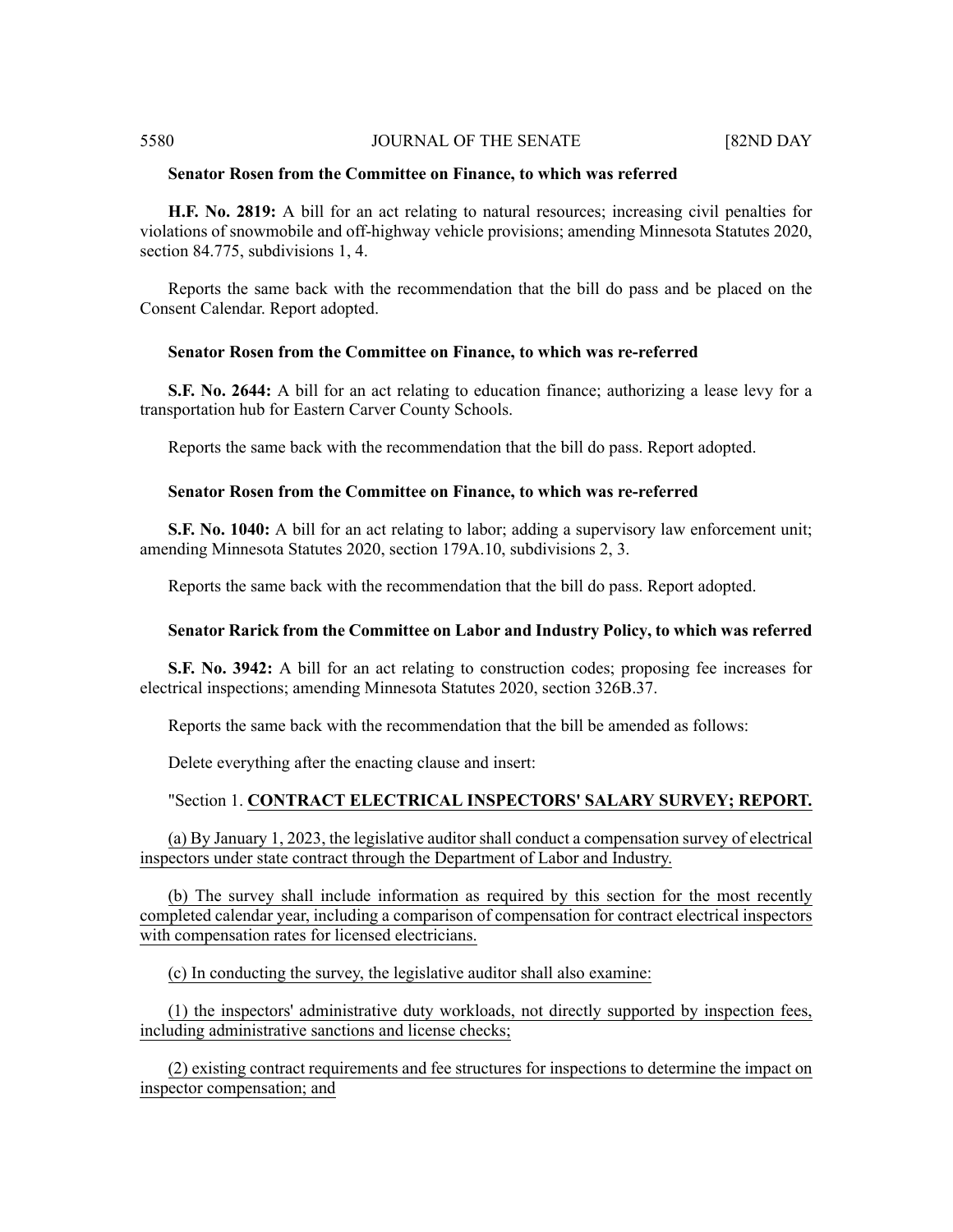**Senator Rosen from the Committee on Finance, to which was referred**

**H.F. No. 2819:** A bill for an act relating to natural resources; increasing civil penalties for violations of snowmobile and off-highway vehicle provisions; amending Minnesota Statutes 2020, section 84.775, subdivisions 1, 4.

Reports the same back with the recommendation that the bill do pass and be placed on the Consent Calendar. Report adopted.

**Senator Rosen from the Committee on Finance, to which was re-referred**

**S.F. No. 2644:** A bill for an act relating to education finance; authorizing a lease levy for a transportation hub for Eastern Carver County Schools.

Reports the same back with the recommendation that the bill do pass. Report adopted.

**Senator Rosen from the Committee on Finance, to which was re-referred**

**S.F. No. 1040:** A bill for an act relating to labor; adding a supervisory law enforcement unit; amending Minnesota Statutes 2020, section 179A.10, subdivisions 2, 3.

Reports the same back with the recommendation that the bill do pass. Report adopted.

**Senator Rarick from the Committee on Labor and Industry Policy, to which was referred**

**S.F. No. 3942:** A bill for an act relating to construction codes; proposing fee increases for electrical inspections; amending Minnesota Statutes 2020, section 326B.37.

Reports the same back with the recommendation that the bill be amended as follows:

Delete everything after the enacting clause and insert:

"Section 1. **CONTRACT ELECTRICAL INSPECTORS' SALARY SURVEY; REPORT.**

(a) By January 1, 2023, the legislative auditor shall conduct a compensation survey of electrical inspectors under state contract through the Department of Labor and Industry.

(b) The survey shall include information as required by this section for the most recently completed calendar year, including a comparison of compensation for contract electrical inspectors with compensation rates for licensed electricians.

(c) In conducting the survey, the legislative auditor shall also examine:

(1) the inspectors' administrative duty workloads, not directly supported by inspection fees, including administrative sanctions and license checks;

(2) existing contract requirements and fee structures for inspections to determine the impact on inspector compensation; and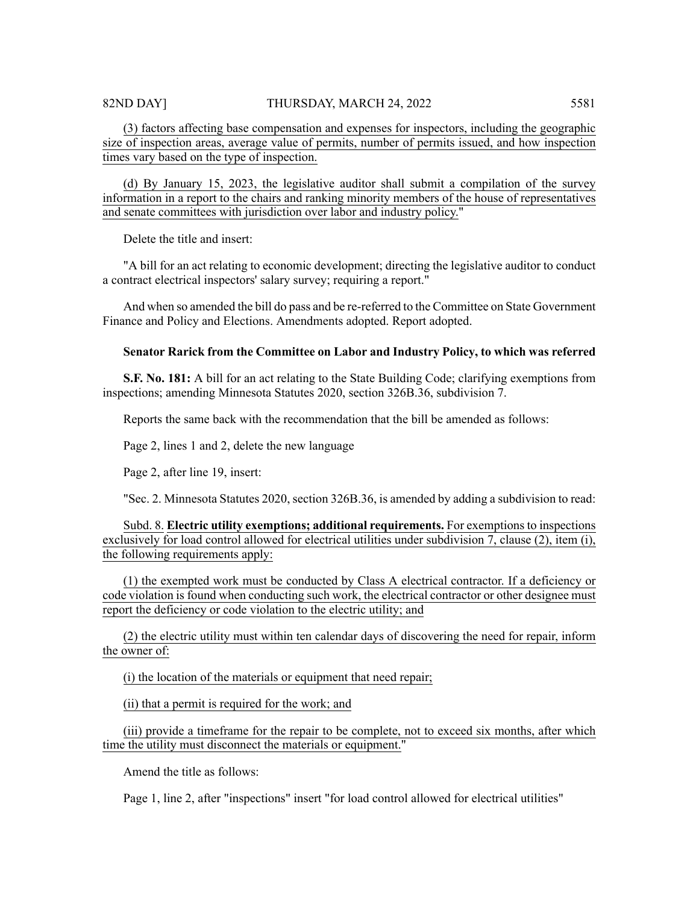(3) factors affecting base compensation and expenses for inspectors, including the geographic size of inspection areas, average value of permits, number of permits issued, and how inspection times vary based on the type of inspection.

(d) By January 15, 2023, the legislative auditor shall submit a compilation of the survey information in a report to the chairs and ranking minority members of the house of representatives and senate committees with jurisdiction over labor and industry policy."

Delete the title and insert:

"A bill for an act relating to economic development; directing the legislative auditor to conduct a contract electrical inspectors' salary survey; requiring a report."

And when so amended the bill do pass and be re-referred to the Committee on State Government Finance and Policy and Elections. Amendments adopted. Report adopted.

**Senator Rarick from the Committee on Labor and Industry Policy, to which was referred**

**S.F. No. 181:** A bill for an act relating to the State Building Code; clarifying exemptions from inspections; amending Minnesota Statutes 2020, section 326B.36, subdivision 7.

Reports the same back with the recommendation that the bill be amended as follows:

Page 2, lines 1 and 2, delete the new language

Page 2, after line 19, insert:

"Sec. 2. Minnesota Statutes 2020, section 326B.36, is amended by adding a subdivision to read:

Subd. 8. **Electric utility exemptions; additional requirements.** For exemptions to inspections exclusively for load control allowed for electrical utilities under subdivision 7, clause (2), item (i), the following requirements apply:

(1) the exempted work must be conducted by Class A electrical contractor. If a deficiency or code violation is found when conducting such work, the electrical contractor or other designee must report the deficiency or code violation to the electric utility; and

(2) the electric utility must within ten calendar days of discovering the need for repair, inform the owner of:

(i) the location of the materials or equipment that need repair;

(ii) that a permit is required for the work; and

(iii) provide a timeframe for the repair to be complete, not to exceed six months, after which time the utility must disconnect the materials or equipment."

Amend the title as follows:

Page 1, line 2, after "inspections" insert "for load control allowed for electrical utilities"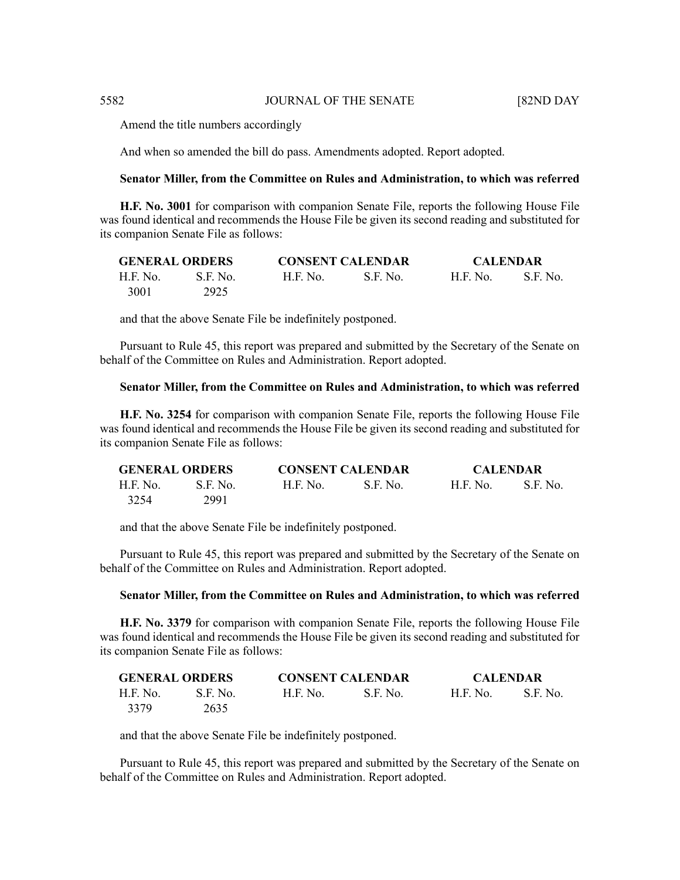Amend the title numbers accordingly

And when so amended the bill do pass. Amendments adopted. Report adopted.

**Senator Miller, from the Committee on Rules and Administration, to which was referred**

**H.F. No. 3001** for comparison with companion Senate File, reports the following House File was found identical and recommends the House File be given its second reading and substituted for its companion Senate File as follows:

| GENERAL ORDERS | | CONSENT CALENDAR | | CALENDAR | |
|---|---|---|---|---|---|
| H.F. No. | S.F. No. | H.F. No. | S.F. No. | H.F. No. | S.F. No. |
| 3001 | 2925 | | | | |

and that the above Senate File be indefinitely postponed.

Pursuant to Rule 45, this report was prepared and submitted by the Secretary of the Senate on behalf of the Committee on Rules and Administration. Report adopted.

**Senator Miller, from the Committee on Rules and Administration, to which was referred**

**H.F. No. 3254** for comparison with companion Senate File, reports the following House File was found identical and recommends the House File be given its second reading and substituted for its companion Senate File as follows:

| GENERAL ORDERS | | CONSENT CALENDAR | | CALENDAR | |
|---|---|---|---|---|---|
| H.F. No. | S.F. No. | H.F. No. | S.F. No. | H.F. No. | S.F. No. |
| 3254 | 2991 | | | | |

and that the above Senate File be indefinitely postponed.

Pursuant to Rule 45, this report was prepared and submitted by the Secretary of the Senate on behalf of the Committee on Rules and Administration. Report adopted.

**Senator Miller, from the Committee on Rules and Administration, to which was referred**

**H.F. No. 3379** for comparison with companion Senate File, reports the following House File was found identical and recommends the House File be given its second reading and substituted for its companion Senate File as follows:

| GENERAL ORDERS | | CONSENT CALENDAR | | CALENDAR | |
|---|---|---|---|---|---|
| H.F. No. | S.F. No. | H.F. No. | S.F. No. | H.F. No. | S.F. No. |
| 3379 | 2635 | | | | |

and that the above Senate File be indefinitely postponed.

Pursuant to Rule 45, this report was prepared and submitted by the Secretary of the Senate on behalf of the Committee on Rules and Administration. Report adopted.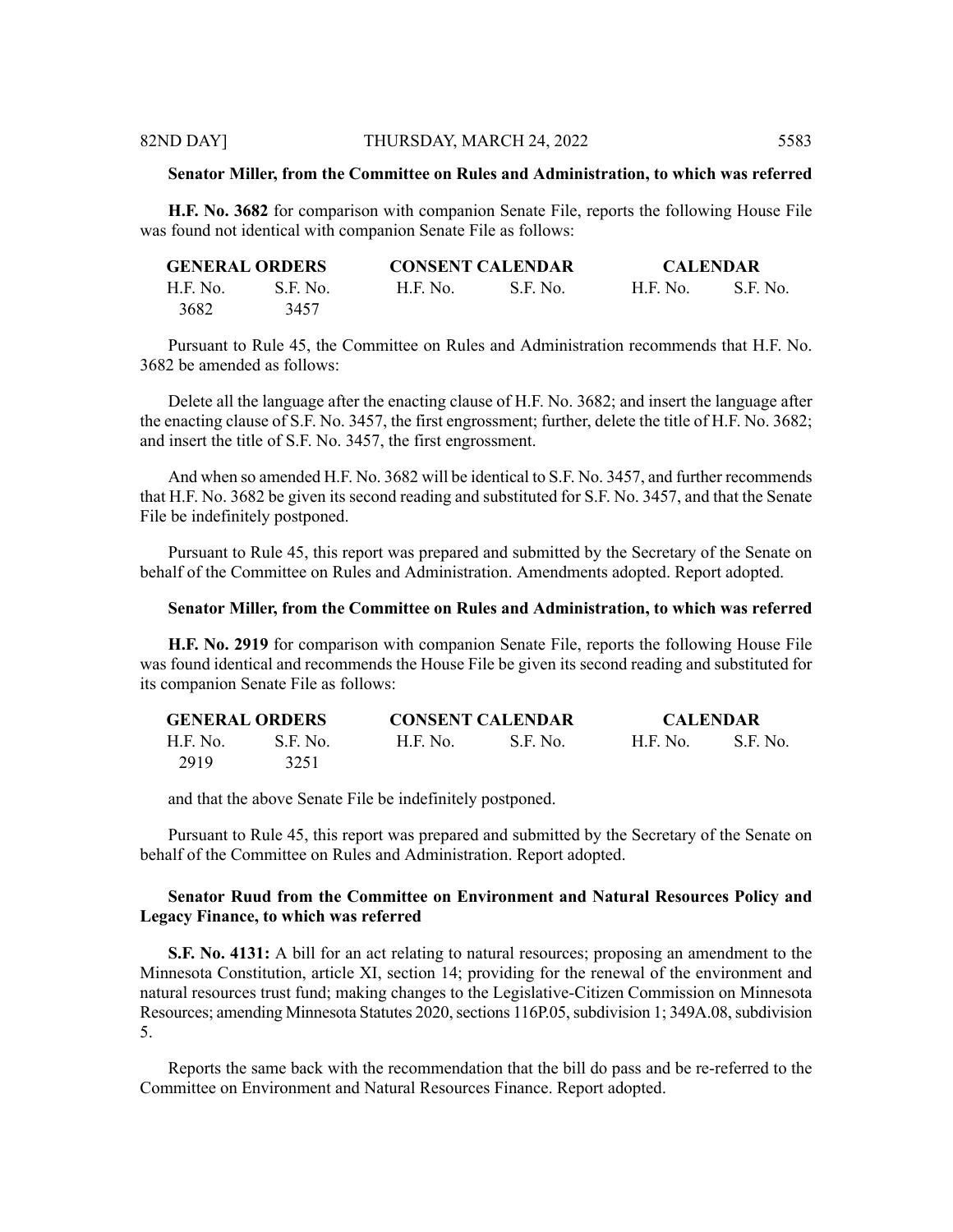**Senator Miller, from the Committee on Rules and Administration, to which was referred**

**H.F. No. 3682** for comparison with companion Senate File, reports the following House File was found not identical with companion Senate File as follows:

| GENERAL ORDERS | | CONSENT CALENDAR | | CALENDAR | |
|---|---|---|---|---|---|
| H.F. No. | S.F. No. | H.F. No. | S.F. No. | H.F. No. | S.F. No. |
| 3682 | 3457 | | | | |

Pursuant to Rule 45, the Committee on Rules and Administration recommends that H.F. No. 3682 be amended as follows:

Delete all the language after the enacting clause of H.F. No. 3682; and insert the language after the enacting clause of S.F. No. 3457, the first engrossment; further, delete the title of H.F. No. 3682; and insert the title of S.F. No. 3457, the first engrossment.

And when so amended H.F. No. 3682 will be identical to S.F. No. 3457, and further recommends that H.F. No. 3682 be given its second reading and substituted for S.F. No. 3457, and that the Senate File be indefinitely postponed.

Pursuant to Rule 45, this report was prepared and submitted by the Secretary of the Senate on behalf of the Committee on Rules and Administration. Amendments adopted. Report adopted.

**Senator Miller, from the Committee on Rules and Administration, to which was referred**

**H.F. No. 2919** for comparison with companion Senate File, reports the following House File was found identical and recommends the House File be given its second reading and substituted for its companion Senate File as follows:

| GENERAL ORDERS | | CONSENT CALENDAR | | CALENDAR | |
|---|---|---|---|---|---|
| H.F. No. | S.F. No. | H.F. No. | S.F. No. | H.F. No. | S.F. No. |
| 2919 | 3251 | | | | |

and that the above Senate File be indefinitely postponed.

Pursuant to Rule 45, this report was prepared and submitted by the Secretary of the Senate on behalf of the Committee on Rules and Administration. Report adopted.

**Senator Ruud from the Committee on Environment and Natural Resources Policy and Legacy Finance, to which was referred**

**S.F. No. 4131:** A bill for an act relating to natural resources; proposing an amendment to the Minnesota Constitution, article XI, section 14; providing for the renewal of the environment and natural resources trust fund; making changes to the Legislative-Citizen Commission on Minnesota Resources; amending Minnesota Statutes 2020, sections 116P.05, subdivision 1; 349A.08, subdivision 5.

Reports the same back with the recommendation that the bill do pass and be re-referred to the Committee on Environment and Natural Resources Finance. Report adopted.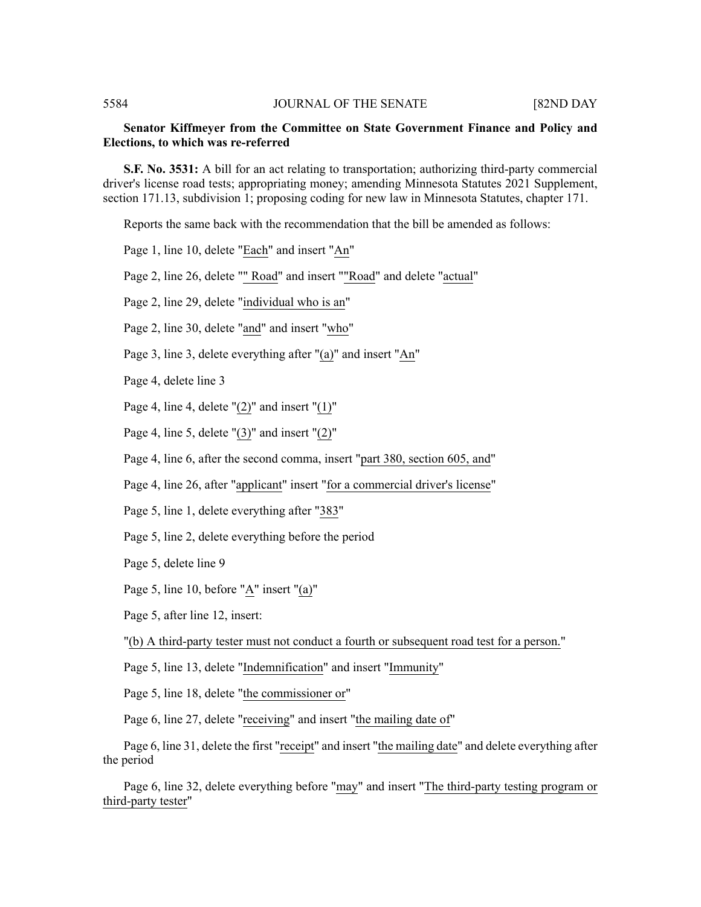**Senator Kiffmeyer from the Committee on State Government Finance and Policy and Elections, to which was re-referred**

**S.F. No. 3531:** A bill for an act relating to transportation; authorizing third-party commercial driver's license road tests; appropriating money; amending Minnesota Statutes 2021 Supplement, section 171.13, subdivision 1; proposing coding for new law in Minnesota Statutes, chapter 171.

Reports the same back with the recommendation that the bill be amended as follows:

Page 1, line 10, delete "Each" and insert "An"

Page 2, line 26, delete "" Road" and insert ""Road" and delete "actual"

Page 2, line 29, delete "individual who is an"

Page 2, line 30, delete "and" and insert "who"

Page 3, line 3, delete everything after "(a)" and insert "An"

Page 4, delete line 3

Page 4, line 4, delete "(2)" and insert "(1)"

Page 4, line 5, delete "(3)" and insert "(2)"

Page 4, line 6, after the second comma, insert "part 380, section 605, and"

Page 4, line 26, after "applicant" insert "for a commercial driver's license"

Page 5, line 1, delete everything after "383"

Page 5, line 2, delete everything before the period

Page 5, delete line 9

Page 5, line 10, before "A" insert "(a)"

Page 5, after line 12, insert:

"(b) A third-party tester must not conduct a fourth or subsequent road test for a person."

Page 5, line 13, delete "Indemnification" and insert "Immunity"

Page 5, line 18, delete "the commissioner or"

Page 6, line 27, delete "receiving" and insert "the mailing date of"

Page 6, line 31, delete the first "receipt" and insert "the mailing date" and delete everything after the period

Page 6, line 32, delete everything before "may" and insert "The third-party testing program or third-party tester"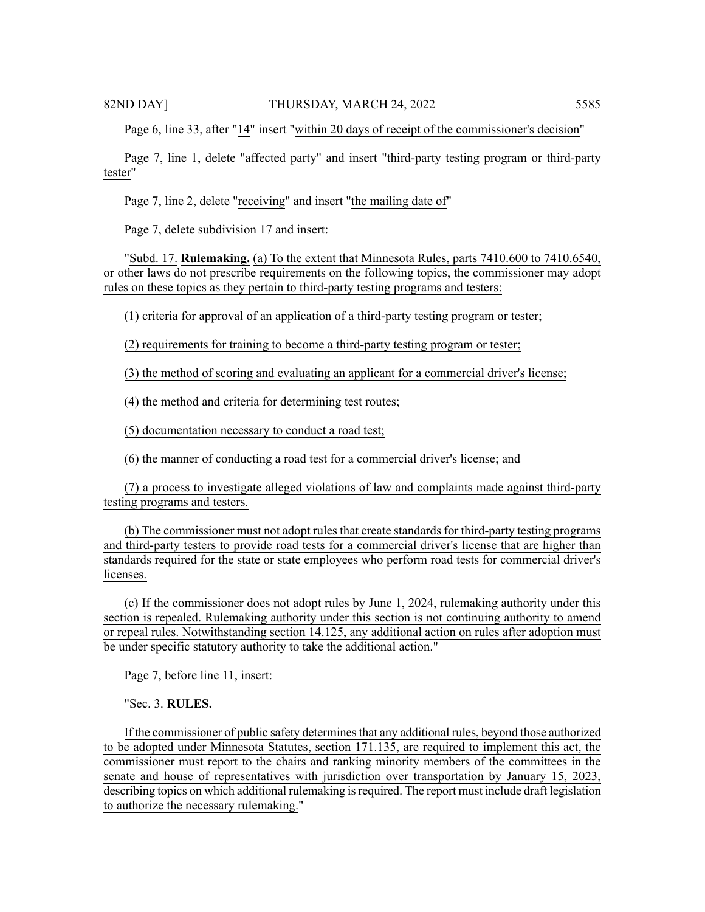Page 6, line 33, after "14" insert "within 20 days of receipt of the commissioner's decision"

Page 7, line 1, delete "affected party" and insert "third-party testing program or third-party tester"

Page 7, line 2, delete "receiving" and insert "the mailing date of"

Page 7, delete subdivision 17 and insert:

"Subd. 17. **Rulemaking.** (a) To the extent that Minnesota Rules, parts 7410.600 to 7410.6540, or other laws do not prescribe requirements on the following topics, the commissioner may adopt rules on these topics as they pertain to third-party testing programs and testers:

(1) criteria for approval of an application of a third-party testing program or tester;

(2) requirements for training to become a third-party testing program or tester;

(3) the method of scoring and evaluating an applicant for a commercial driver's license;

(4) the method and criteria for determining test routes;

(5) documentation necessary to conduct a road test;

(6) the manner of conducting a road test for a commercial driver's license; and

(7) a process to investigate alleged violations of law and complaints made against third-party testing programs and testers.

(b) The commissioner must not adopt rules that create standards for third-party testing programs and third-party testers to provide road tests for a commercial driver's license that are higher than standards required for the state or state employees who perform road tests for commercial driver's licenses.

(c) If the commissioner does not adopt rules by June 1, 2024, rulemaking authority under this section is repealed. Rulemaking authority under this section is not continuing authority to amend or repeal rules. Notwithstanding section 14.125, any additional action on rules after adoption must be under specific statutory authority to take the additional action."

Page 7, before line 11, insert:

"Sec. 3. **RULES.**

If the commissioner of public safety determines that any additional rules, beyond those authorized to be adopted under Minnesota Statutes, section 171.135, are required to implement this act, the commissioner must report to the chairs and ranking minority members of the committees in the senate and house of representatives with jurisdiction over transportation by January 15, 2023, describing topics on which additional rulemaking is required. The report must include draft legislation to authorize the necessary rulemaking."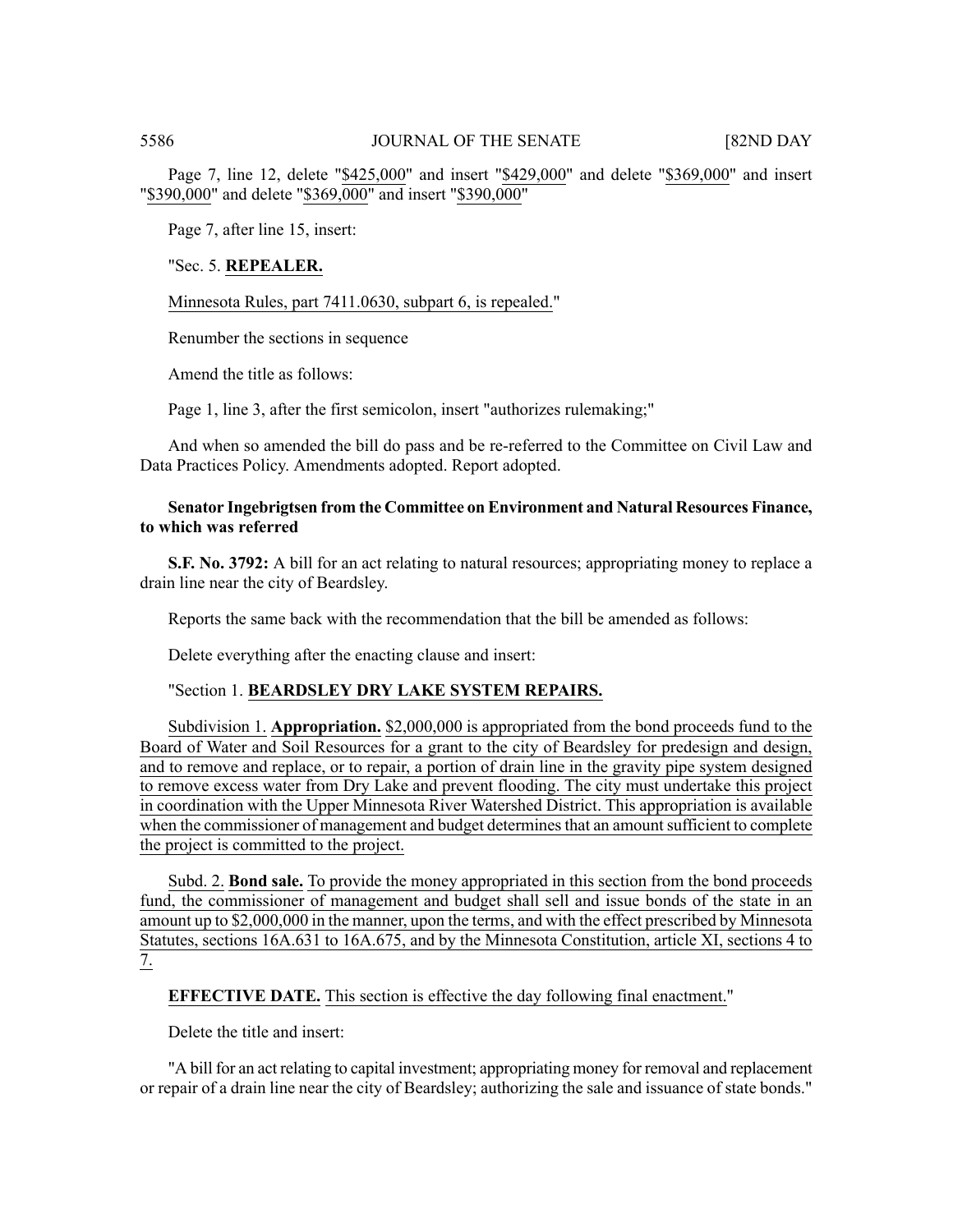Page 7, line 12, delete "$425,000" and insert "$429,000" and delete "$369,000" and insert "$390,000" and delete "$369,000" and insert "$390,000"

Page 7, after line 15, insert:

"Sec. 5. **REPEALER.**

Minnesota Rules, part 7411.0630, subpart 6, is repealed."

Renumber the sections in sequence

Amend the title as follows:

Page 1, line 3, after the first semicolon, insert "authorizes rulemaking;"

And when so amended the bill do pass and be re-referred to the Committee on Civil Law and Data Practices Policy. Amendments adopted. Report adopted.

**Senator Ingebrigtsen from the Committee on Environment and Natural Resources Finance, to which was referred**

**S.F. No. 3792:** A bill for an act relating to natural resources; appropriating money to replace a drain line near the city of Beardsley.

Reports the same back with the recommendation that the bill be amended as follows:

Delete everything after the enacting clause and insert:

"Section 1. **BEARDSLEY DRY LAKE SYSTEM REPAIRS.**

Subdivision 1. **Appropriation.** $2,000,000 is appropriated from the bond proceeds fund to the Board of Water and Soil Resources for a grant to the city of Beardsley for predesign and design, and to remove and replace, or to repair, a portion of drain line in the gravity pipe system designed to remove excess water from Dry Lake and prevent flooding. The city must undertake this project in coordination with the Upper Minnesota River Watershed District. This appropriation is available when the commissioner of management and budget determines that an amount sufficient to complete the project is committed to the project.

Subd. 2. **Bond sale.** To provide the money appropriated in this section from the bond proceeds fund, the commissioner of management and budget shall sell and issue bonds of the state in an amount up to $2,000,000 in the manner, upon the terms, and with the effect prescribed by Minnesota Statutes, sections 16A.631 to 16A.675, and by the Minnesota Constitution, article XI, sections 4 to 7.

**EFFECTIVE DATE.** This section is effective the day following final enactment."

Delete the title and insert:

"A bill for an act relating to capital investment; appropriating money for removal and replacement or repair of a drain line near the city of Beardsley; authorizing the sale and issuance of state bonds."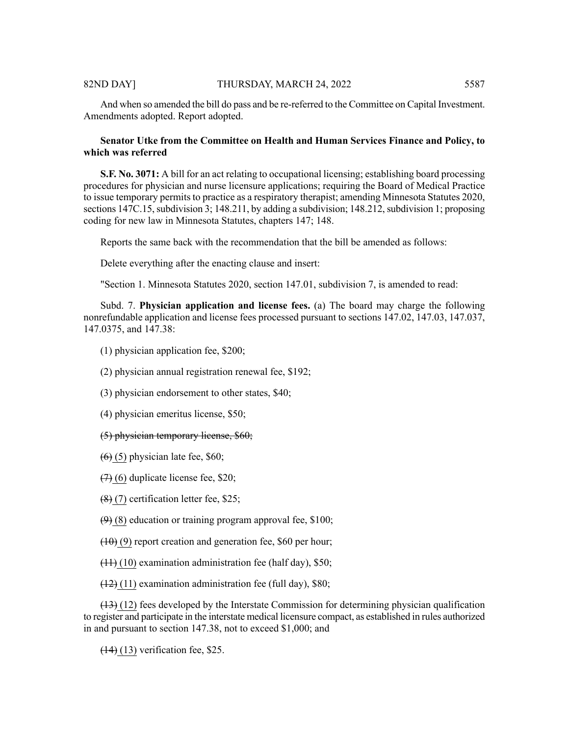And when so amended the bill do pass and be re-referred to the Committee on Capital Investment. Amendments adopted. Report adopted.

**Senator Utke from the Committee on Health and Human Services Finance and Policy, to which was referred**

**S.F. No. 3071:** A bill for an act relating to occupational licensing; establishing board processing procedures for physician and nurse licensure applications; requiring the Board of Medical Practice to issue temporary permits to practice as a respiratory therapist; amending Minnesota Statutes 2020, sections 147C.15, subdivision 3; 148.211, by adding a subdivision; 148.212, subdivision 1; proposing coding for new law in Minnesota Statutes, chapters 147; 148.

Reports the same back with the recommendation that the bill be amended as follows:

Delete everything after the enacting clause and insert:

"Section 1. Minnesota Statutes 2020, section 147.01, subdivision 7, is amended to read:

Subd. 7. **Physician application and license fees.** (a) The board may charge the following nonrefundable application and license fees processed pursuant to sections 147.02, 147.03, 147.037, 147.0375, and 147.38:

(1) physician application fee, $200;

(2) physician annual registration renewal fee, $192;

(3) physician endorsement to other states, $40;

(4) physician emeritus license, $50;

~~(5) physician temporary license, $60;~~

~~(6)~~ (5) physician late fee, $60;

~~(7)~~ (6) duplicate license fee, $20;

~~(8)~~ (7) certification letter fee, $25;

~~(9)~~ (8) education or training program approval fee, $100;

~~(10)~~ (9) report creation and generation fee, $60 per hour;

~~(11)~~ (10) examination administration fee (half day), $50;

~~(12)~~ (11) examination administration fee (full day), $80;

~~(13)~~ (12) fees developed by the Interstate Commission for determining physician qualification to register and participate in the interstate medical licensure compact, as established in rules authorized in and pursuant to section 147.38, not to exceed $1,000; and

~~(14)~~ (13) verification fee, $25.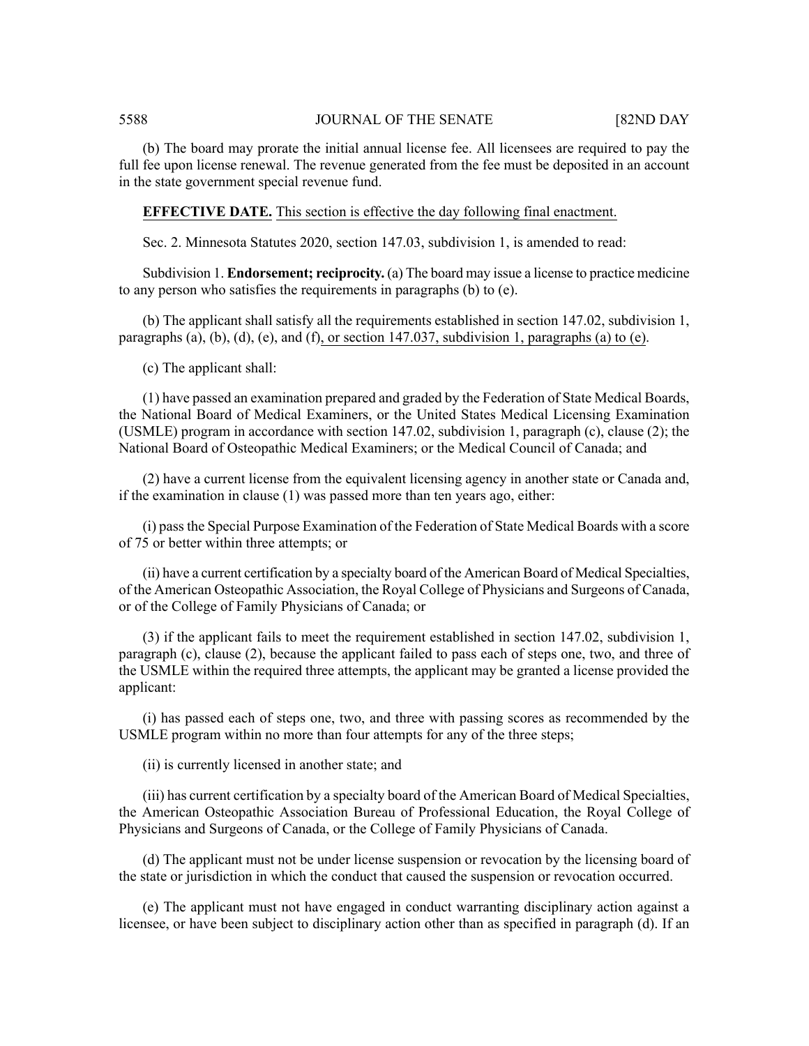(b) The board may prorate the initial annual license fee. All licensees are required to pay the full fee upon license renewal. The revenue generated from the fee must be deposited in an account in the state government special revenue fund.

**EFFECTIVE DATE.** This section is effective the day following final enactment.

Sec. 2. Minnesota Statutes 2020, section 147.03, subdivision 1, is amended to read:

Subdivision 1. **Endorsement; reciprocity.** (a) The board may issue a license to practice medicine to any person who satisfies the requirements in paragraphs (b) to (e).

(b) The applicant shall satisfy all the requirements established in section 147.02, subdivision 1, paragraphs (a), (b), (d), (e), and (f), or section 147.037, subdivision 1, paragraphs (a) to (e).

(c) The applicant shall:

(1) have passed an examination prepared and graded by the Federation of State Medical Boards, the National Board of Medical Examiners, or the United States Medical Licensing Examination (USMLE) program in accordance with section 147.02, subdivision 1, paragraph (c), clause (2); the National Board of Osteopathic Medical Examiners; or the Medical Council of Canada; and

(2) have a current license from the equivalent licensing agency in another state or Canada and, if the examination in clause (1) was passed more than ten years ago, either:

(i) pass the Special Purpose Examination of the Federation of State Medical Boards with a score of 75 or better within three attempts; or

(ii) have a current certification by a specialty board of the American Board of Medical Specialties, of the American Osteopathic Association, the Royal College of Physicians and Surgeons of Canada, or of the College of Family Physicians of Canada; or

(3) if the applicant fails to meet the requirement established in section 147.02, subdivision 1, paragraph (c), clause (2), because the applicant failed to pass each of steps one, two, and three of the USMLE within the required three attempts, the applicant may be granted a license provided the applicant:

(i) has passed each of steps one, two, and three with passing scores as recommended by the USMLE program within no more than four attempts for any of the three steps;

(ii) is currently licensed in another state; and

(iii) has current certification by a specialty board of the American Board of Medical Specialties, the American Osteopathic Association Bureau of Professional Education, the Royal College of Physicians and Surgeons of Canada, or the College of Family Physicians of Canada.

(d) The applicant must not be under license suspension or revocation by the licensing board of the state or jurisdiction in which the conduct that caused the suspension or revocation occurred.

(e) The applicant must not have engaged in conduct warranting disciplinary action against a licensee, or have been subject to disciplinary action other than as specified in paragraph (d). If an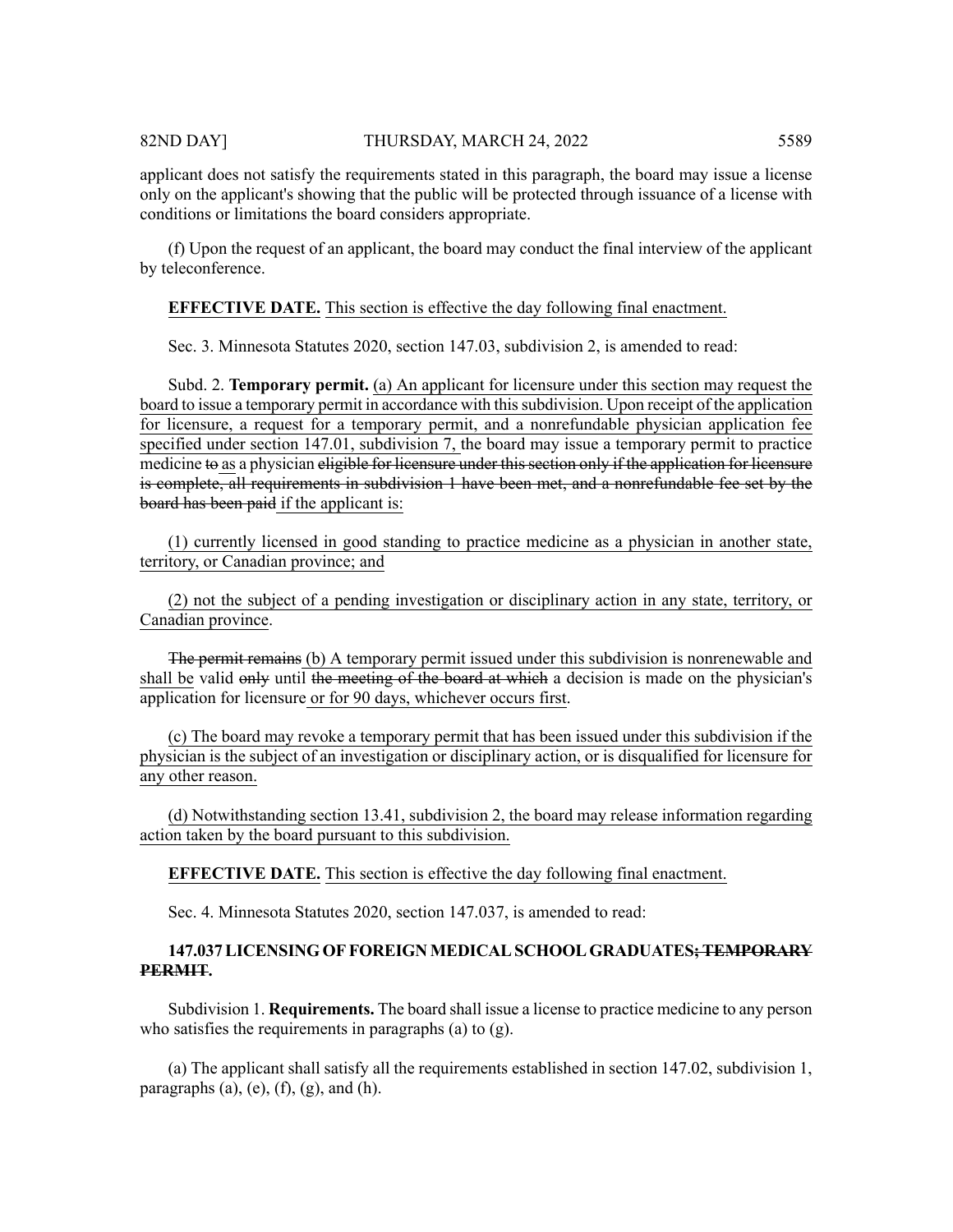applicant does not satisfy the requirements stated in this paragraph, the board may issue a license only on the applicant's showing that the public will be protected through issuance of a license with conditions or limitations the board considers appropriate.

(f) Upon the request of an applicant, the board may conduct the final interview of the applicant by teleconference.

**EFFECTIVE DATE.** <u>This section is effective the day following final enactment.</u>

Sec. 3. Minnesota Statutes 2020, section 147.03, subdivision 2, is amended to read:

Subd. 2. **Temporary permit.** <u>(a) An applicant for licensure under this section may request the board to issue a temporary permit in accordance with this subdivision. Upon receipt of the application for licensure, a request for a temporary permit, and a nonrefundable physician application fee specified under section 147.01, subdivision 7,</u> the board may issue a temporary permit to practice medicine ~~to~~ <u>as</u> a physician ~~eligible for licensure under this section only if the application for licensure is complete, all requirements in subdivision 1 have been met, and a nonrefundable fee set by the board has been paid~~ <u>if the applicant is:</u>

<u>(1) currently licensed in good standing to practice medicine as a physician in another state, territory, or Canadian province; and</u>

<u>(2) not the subject of a pending investigation or disciplinary action in any state, territory, or Canadian province.</u>

~~The permit remains~~ <u>(b) A temporary permit issued under this subdivision is nonrenewable and shall be</u> valid ~~only~~ until ~~the meeting of the board at which~~ a decision is made on the physician's application for licensure <u>or for 90 days, whichever occurs first</u>.

<u>(c) The board may revoke a temporary permit that has been issued under this subdivision if the physician is the subject of an investigation or disciplinary action, or is disqualified for licensure for any other reason.</u>

<u>(d) Notwithstanding section 13.41, subdivision 2, the board may release information regarding action taken by the board pursuant to this subdivision.</u>

**EFFECTIVE DATE.** <u>This section is effective the day following final enactment.</u>

Sec. 4. Minnesota Statutes 2020, section 147.037, is amended to read:

**147.037 LICENSING OF FOREIGN MEDICAL SCHOOL GRADUATES~~; TEMPORARY PERMIT~~.**

Subdivision 1. **Requirements.** The board shall issue a license to practice medicine to any person who satisfies the requirements in paragraphs (a) to (g).

(a) The applicant shall satisfy all the requirements established in section 147.02, subdivision 1, paragraphs (a), (e), (f), (g), and (h).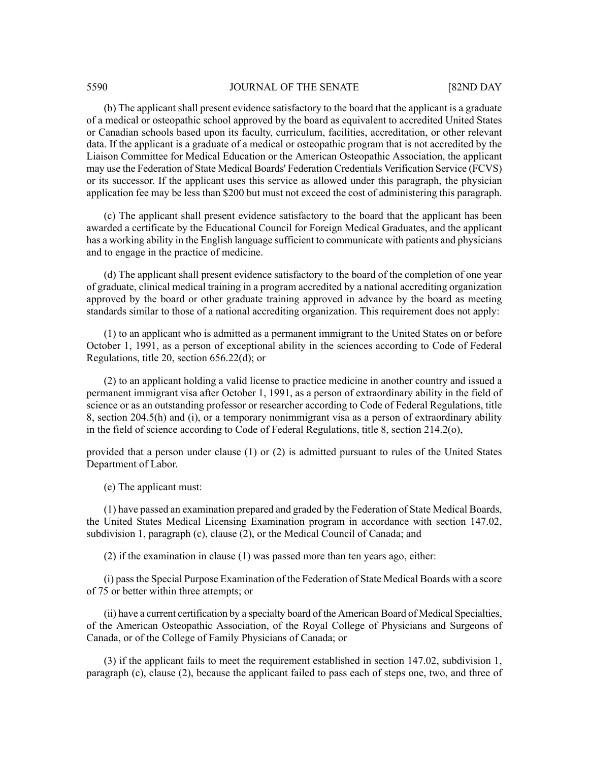(b) The applicant shall present evidence satisfactory to the board that the applicant is a graduate of a medical or osteopathic school approved by the board as equivalent to accredited United States or Canadian schools based upon its faculty, curriculum, facilities, accreditation, or other relevant data. If the applicant is a graduate of a medical or osteopathic program that is not accredited by the Liaison Committee for Medical Education or the American Osteopathic Association, the applicant may use the Federation of State Medical Boards' Federation Credentials Verification Service (FCVS) or its successor. If the applicant uses this service as allowed under this paragraph, the physician application fee may be less than $200 but must not exceed the cost of administering this paragraph.

(c) The applicant shall present evidence satisfactory to the board that the applicant has been awarded a certificate by the Educational Council for Foreign Medical Graduates, and the applicant has a working ability in the English language sufficient to communicate with patients and physicians and to engage in the practice of medicine.

(d) The applicant shall present evidence satisfactory to the board of the completion of one year of graduate, clinical medical training in a program accredited by a national accrediting organization approved by the board or other graduate training approved in advance by the board as meeting standards similar to those of a national accrediting organization. This requirement does not apply:

(1) to an applicant who is admitted as a permanent immigrant to the United States on or before October 1, 1991, as a person of exceptional ability in the sciences according to Code of Federal Regulations, title 20, section 656.22(d); or

(2) to an applicant holding a valid license to practice medicine in another country and issued a permanent immigrant visa after October 1, 1991, as a person of extraordinary ability in the field of science or as an outstanding professor or researcher according to Code of Federal Regulations, title 8, section 204.5(h) and (i), or a temporary nonimmigrant visa as a person of extraordinary ability in the field of science according to Code of Federal Regulations, title 8, section 214.2(o),

provided that a person under clause (1) or (2) is admitted pursuant to rules of the United States Department of Labor.

(e) The applicant must:

(1) have passed an examination prepared and graded by the Federation of State Medical Boards, the United States Medical Licensing Examination program in accordance with section 147.02, subdivision 1, paragraph (c), clause (2), or the Medical Council of Canada; and

(2) if the examination in clause (1) was passed more than ten years ago, either:

(i) pass the Special Purpose Examination of the Federation of State Medical Boards with a score of 75 or better within three attempts; or

(ii) have a current certification by a specialty board of the American Board of Medical Specialties, of the American Osteopathic Association, of the Royal College of Physicians and Surgeons of Canada, or of the College of Family Physicians of Canada; or

(3) if the applicant fails to meet the requirement established in section 147.02, subdivision 1, paragraph (c), clause (2), because the applicant failed to pass each of steps one, two, and three of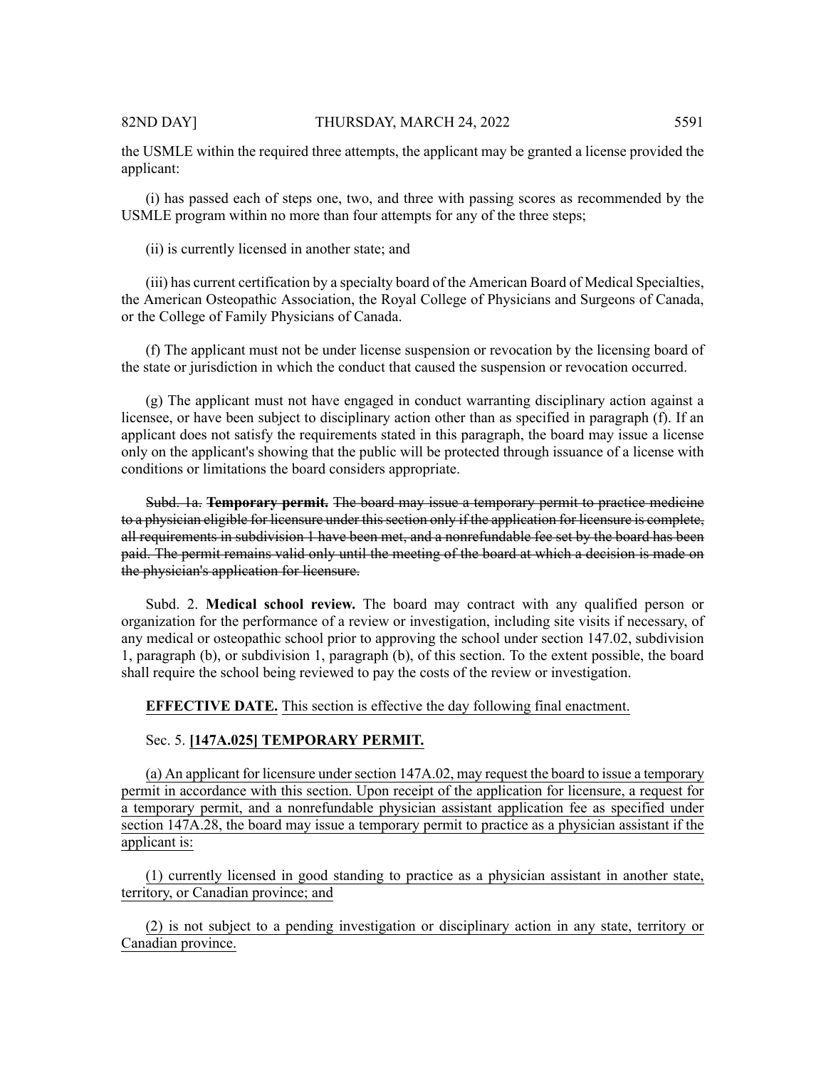the USMLE within the required three attempts, the applicant may be granted a license provided the applicant:

(i) has passed each of steps one, two, and three with passing scores as recommended by the USMLE program within no more than four attempts for any of the three steps;

(ii) is currently licensed in another state; and

(iii) has current certification by a specialty board of the American Board of Medical Specialties, the American Osteopathic Association, the Royal College of Physicians and Surgeons of Canada, or the College of Family Physicians of Canada.

(f) The applicant must not be under license suspension or revocation by the licensing board of the state or jurisdiction in which the conduct that caused the suspension or revocation occurred.

(g) The applicant must not have engaged in conduct warranting disciplinary action against a licensee, or have been subject to disciplinary action other than as specified in paragraph (f). If an applicant does not satisfy the requirements stated in this paragraph, the board may issue a license only on the applicant's showing that the public will be protected through issuance of a license with conditions or limitations the board considers appropriate.

~~Subd. 1a. **Temporary permit.** The board may issue a temporary permit to practice medicine to a physician eligible for licensure under this section only if the application for licensure is complete, all requirements in subdivision 1 have been met, and a nonrefundable fee set by the board has been paid. The permit remains valid only until the meeting of the board at which a decision is made on the physician's application for licensure.~~

Subd. 2. **Medical school review.** The board may contract with any qualified person or organization for the performance of a review or investigation, including site visits if necessary, of any medical or osteopathic school prior to approving the school under section 147.02, subdivision 1, paragraph (b), or subdivision 1, paragraph (b), of this section. To the extent possible, the board shall require the school being reviewed to pay the costs of the review or investigation.

<u>**EFFECTIVE DATE.** This section is effective the day following final enactment.</u>

Sec. 5. **<u>[147A.025] TEMPORARY PERMIT.</u>**

<u>(a) An applicant for licensure under section 147A.02, may request the board to issue a temporary permit in accordance with this section. Upon receipt of the application for licensure, a request for a temporary permit, and a nonrefundable physician assistant application fee as specified under section 147A.28, the board may issue a temporary permit to practice as a physician assistant if the applicant is:</u>

<u>(1) currently licensed in good standing to practice as a physician assistant in another state, territory, or Canadian province; and</u>

<u>(2) is not subject to a pending investigation or disciplinary action in any state, territory or Canadian province.</u>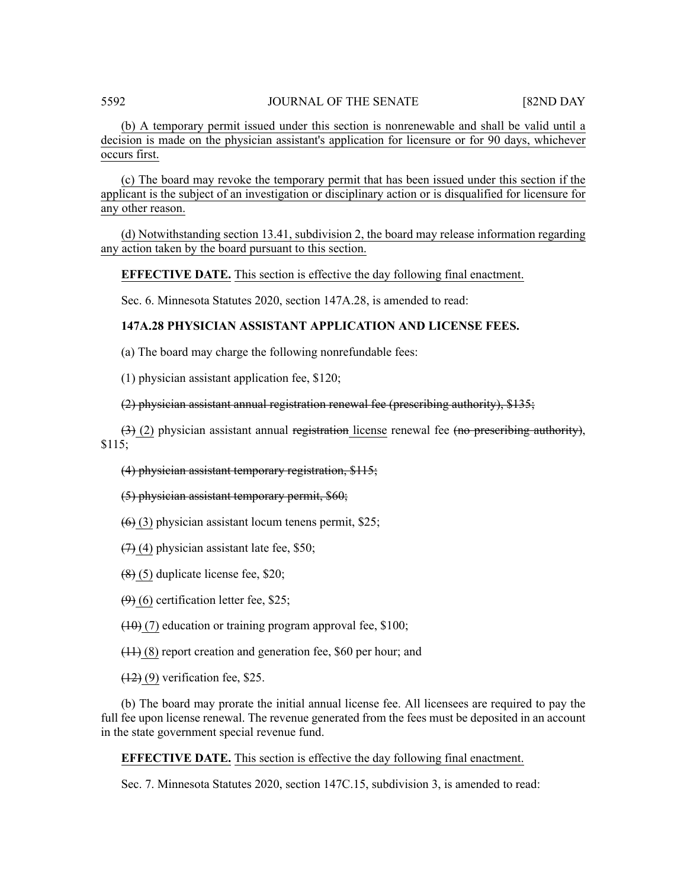(b) A temporary permit issued under this section is nonrenewable and shall be valid until a decision is made on the physician assistant's application for licensure or for 90 days, whichever occurs first.

(c) The board may revoke the temporary permit that has been issued under this section if the applicant is the subject of an investigation or disciplinary action or is disqualified for licensure for any other reason.

(d) Notwithstanding section 13.41, subdivision 2, the board may release information regarding any action taken by the board pursuant to this section.

**EFFECTIVE DATE.** This section is effective the day following final enactment.

Sec. 6. Minnesota Statutes 2020, section 147A.28, is amended to read:

**147A.28 PHYSICIAN ASSISTANT APPLICATION AND LICENSE FEES.**

(a) The board may charge the following nonrefundable fees:

(1) physician assistant application fee, $120;

~~(2) physician assistant annual registration renewal fee (prescribing authority), $135;~~

~~(3)~~ (2) physician assistant annual ~~registration~~ license renewal fee ~~(no prescribing authority)~~, $115;

~~(4) physician assistant temporary registration, $115;~~

~~(5) physician assistant temporary permit, $60;~~

~~(6)~~ (3) physician assistant locum tenens permit, $25;

~~(7)~~ (4) physician assistant late fee, $50;

~~(8)~~ (5) duplicate license fee, $20;

~~(9)~~ (6) certification letter fee, $25;

~~(10)~~ (7) education or training program approval fee, $100;

~~(11)~~ (8) report creation and generation fee, $60 per hour; and

~~(12)~~ (9) verification fee, $25.

(b) The board may prorate the initial annual license fee. All licensees are required to pay the full fee upon license renewal. The revenue generated from the fees must be deposited in an account in the state government special revenue fund.

**EFFECTIVE DATE.** This section is effective the day following final enactment.

Sec. 7. Minnesota Statutes 2020, section 147C.15, subdivision 3, is amended to read: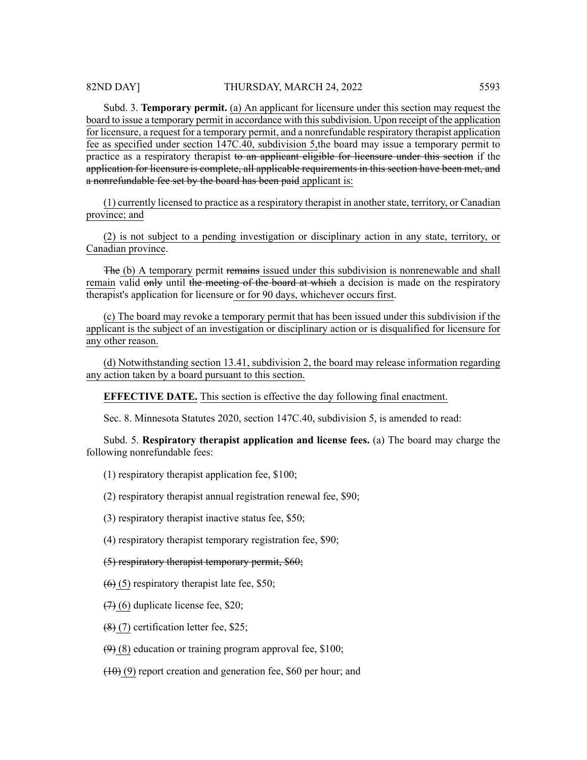Subd. 3. **Temporary permit.** (a) An applicant for licensure under this section may request the board to issue a temporary permit in accordance with this subdivision. Upon receipt of the application for licensure, a request for a temporary permit, and a nonrefundable respiratory therapist application fee as specified under section 147C.40, subdivision 5,the board may issue a temporary permit to practice as a respiratory therapist ~~to an applicant eligible for licensure under this section~~ if the ~~application for licensure is complete, all applicable requirements in this section have been met, and a nonrefundable fee set by the board has been paid~~ applicant is:

(1) currently licensed to practice as a respiratory therapist in another state, territory, or Canadian province; and

(2) is not subject to a pending investigation or disciplinary action in any state, territory, or Canadian province.

~~The~~ (b) A temporary permit ~~remains~~ issued under this subdivision is nonrenewable and shall remain valid ~~only~~ until ~~the meeting of the board at which~~ a decision is made on the respiratory therapist's application for licensure or for 90 days, whichever occurs first.

(c) The board may revoke a temporary permit that has been issued under this subdivision if the applicant is the subject of an investigation or disciplinary action or is disqualified for licensure for any other reason.

(d) Notwithstanding section 13.41, subdivision 2, the board may release information regarding any action taken by a board pursuant to this section.

**EFFECTIVE DATE.** This section is effective the day following final enactment.

Sec. 8. Minnesota Statutes 2020, section 147C.40, subdivision 5, is amended to read:

Subd. 5. **Respiratory therapist application and license fees.** (a) The board may charge the following nonrefundable fees:

(1) respiratory therapist application fee, $100;

(2) respiratory therapist annual registration renewal fee, $90;

(3) respiratory therapist inactive status fee, $50;

(4) respiratory therapist temporary registration fee, $90;

~~(5) respiratory therapist temporary permit, $60;~~

~~(6)~~ (5) respiratory therapist late fee, $50;

~~(7)~~ (6) duplicate license fee, $20;

~~(8)~~ (7) certification letter fee, $25;

~~(9)~~ (8) education or training program approval fee, $100;

~~(10)~~ (9) report creation and generation fee, $60 per hour; and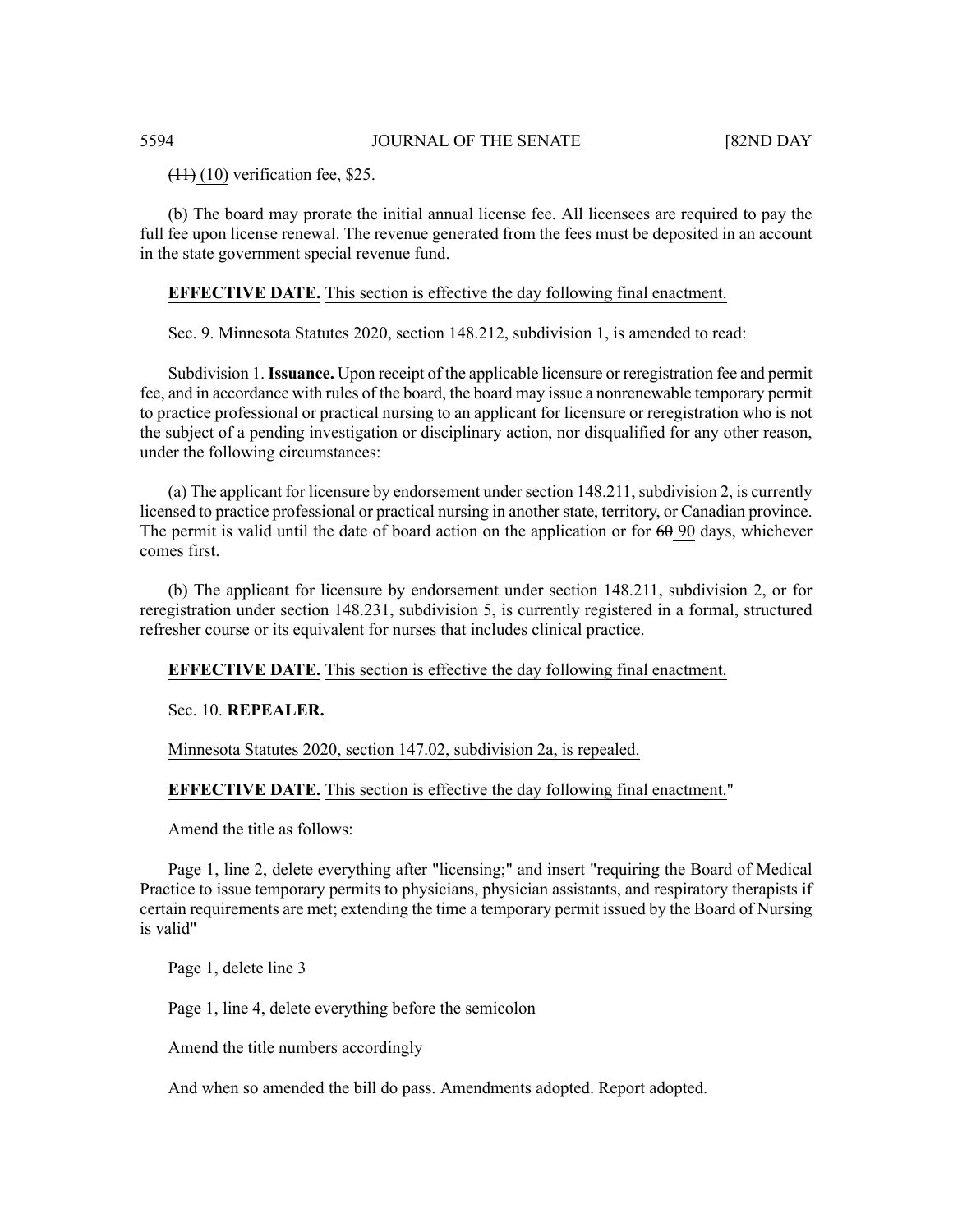~~(11)~~ (10) verification fee, $25.

(b) The board may prorate the initial annual license fee. All licensees are required to pay the full fee upon license renewal. The revenue generated from the fees must be deposited in an account in the state government special revenue fund.

**EFFECTIVE DATE.** This section is effective the day following final enactment.

Sec. 9. Minnesota Statutes 2020, section 148.212, subdivision 1, is amended to read:

Subdivision 1. **Issuance.** Upon receipt of the applicable licensure or reregistration fee and permit fee, and in accordance with rules of the board, the board may issue a nonrenewable temporary permit to practice professional or practical nursing to an applicant for licensure or reregistration who is not the subject of a pending investigation or disciplinary action, nor disqualified for any other reason, under the following circumstances:

(a) The applicant for licensure by endorsement under section 148.211, subdivision 2, is currently licensed to practice professional or practical nursing in another state, territory, or Canadian province. The permit is valid until the date of board action on the application or for ~~60~~ 90 days, whichever comes first.

(b) The applicant for licensure by endorsement under section 148.211, subdivision 2, or for reregistration under section 148.231, subdivision 5, is currently registered in a formal, structured refresher course or its equivalent for nurses that includes clinical practice.

**EFFECTIVE DATE.** This section is effective the day following final enactment.

Sec. 10. **REPEALER.**

Minnesota Statutes 2020, section 147.02, subdivision 2a, is repealed.

**EFFECTIVE DATE.** This section is effective the day following final enactment."

Amend the title as follows:

Page 1, line 2, delete everything after "licensing;" and insert "requiring the Board of Medical Practice to issue temporary permits to physicians, physician assistants, and respiratory therapists if certain requirements are met; extending the time a temporary permit issued by the Board of Nursing is valid"

Page 1, delete line 3

Page 1, line 4, delete everything before the semicolon

Amend the title numbers accordingly

And when so amended the bill do pass. Amendments adopted. Report adopted.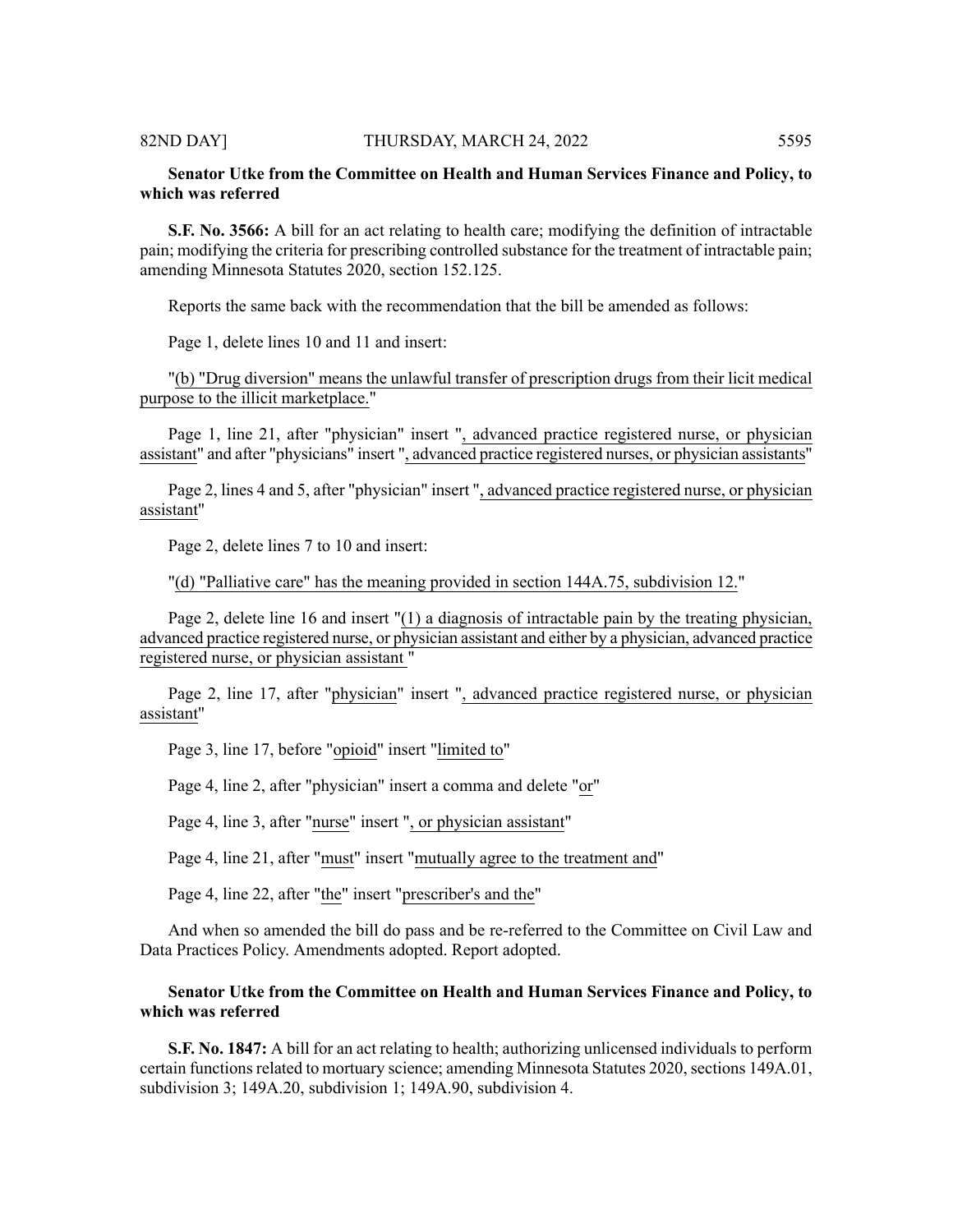**Senator Utke from the Committee on Health and Human Services Finance and Policy, to which was referred**

**S.F. No. 3566:** A bill for an act relating to health care; modifying the definition of intractable pain; modifying the criteria for prescribing controlled substance for the treatment of intractable pain; amending Minnesota Statutes 2020, section 152.125.

Reports the same back with the recommendation that the bill be amended as follows:

Page 1, delete lines 10 and 11 and insert:

"(b) "Drug diversion" means the unlawful transfer of prescription drugs from their licit medical purpose to the illicit marketplace."

Page 1, line 21, after "physician" insert ", advanced practice registered nurse, or physician assistant" and after "physicians" insert ", advanced practice registered nurses, or physician assistants"

Page 2, lines 4 and 5, after "physician" insert ", advanced practice registered nurse, or physician assistant"

Page 2, delete lines 7 to 10 and insert:

"(d) "Palliative care" has the meaning provided in section 144A.75, subdivision 12."

Page 2, delete line 16 and insert "(1) a diagnosis of intractable pain by the treating physician, advanced practice registered nurse, or physician assistant and either by a physician, advanced practice registered nurse, or physician assistant "

Page 2, line 17, after "physician" insert ", advanced practice registered nurse, or physician assistant"

Page 3, line 17, before "opioid" insert "limited to"

Page 4, line 2, after "physician" insert a comma and delete "or"

Page 4, line 3, after "nurse" insert ", or physician assistant"

Page 4, line 21, after "must" insert "mutually agree to the treatment and"

Page 4, line 22, after "the" insert "prescriber's and the"

And when so amended the bill do pass and be re-referred to the Committee on Civil Law and Data Practices Policy. Amendments adopted. Report adopted.

**Senator Utke from the Committee on Health and Human Services Finance and Policy, to which was referred**

**S.F. No. 1847:** A bill for an act relating to health; authorizing unlicensed individuals to perform certain functions related to mortuary science; amending Minnesota Statutes 2020, sections 149A.01, subdivision 3; 149A.20, subdivision 1; 149A.90, subdivision 4.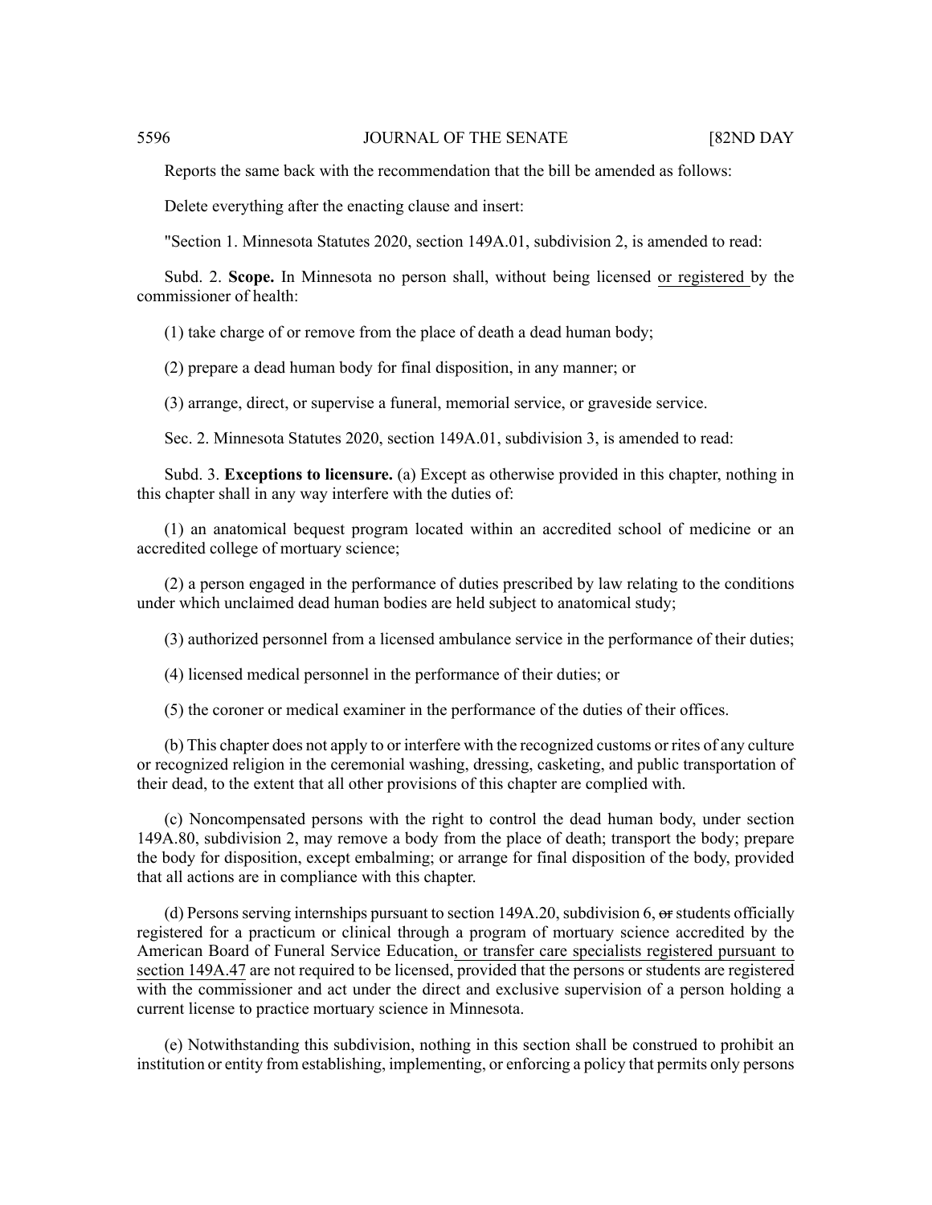Reports the same back with the recommendation that the bill be amended as follows:

Delete everything after the enacting clause and insert:

"Section 1. Minnesota Statutes 2020, section 149A.01, subdivision 2, is amended to read:

Subd. 2. **Scope.** In Minnesota no person shall, without being licensed <u>or registered</u> by the commissioner of health:

(1) take charge of or remove from the place of death a dead human body;

(2) prepare a dead human body for final disposition, in any manner; or

(3) arrange, direct, or supervise a funeral, memorial service, or graveside service.

Sec. 2. Minnesota Statutes 2020, section 149A.01, subdivision 3, is amended to read:

Subd. 3. **Exceptions to licensure.** (a) Except as otherwise provided in this chapter, nothing in this chapter shall in any way interfere with the duties of:

(1) an anatomical bequest program located within an accredited school of medicine or an accredited college of mortuary science;

(2) a person engaged in the performance of duties prescribed by law relating to the conditions under which unclaimed dead human bodies are held subject to anatomical study;

(3) authorized personnel from a licensed ambulance service in the performance of their duties;

(4) licensed medical personnel in the performance of their duties; or

(5) the coroner or medical examiner in the performance of the duties of their offices.

(b) This chapter does not apply to or interfere with the recognized customs or rites of any culture or recognized religion in the ceremonial washing, dressing, casketing, and public transportation of their dead, to the extent that all other provisions of this chapter are complied with.

(c) Noncompensated persons with the right to control the dead human body, under section 149A.80, subdivision 2, may remove a body from the place of death; transport the body; prepare the body for disposition, except embalming; or arrange for final disposition of the body, provided that all actions are in compliance with this chapter.

(d) Persons serving internships pursuant to section 149A.20, subdivision 6, ~~or~~ students officially registered for a practicum or clinical through a program of mortuary science accredited by the American Board of Funeral Service Education<u>, or transfer care specialists registered pursuant to section 149A.47</u> are not required to be licensed, provided that the persons or students are registered with the commissioner and act under the direct and exclusive supervision of a person holding a current license to practice mortuary science in Minnesota.

(e) Notwithstanding this subdivision, nothing in this section shall be construed to prohibit an institution or entity from establishing, implementing, or enforcing a policy that permits only persons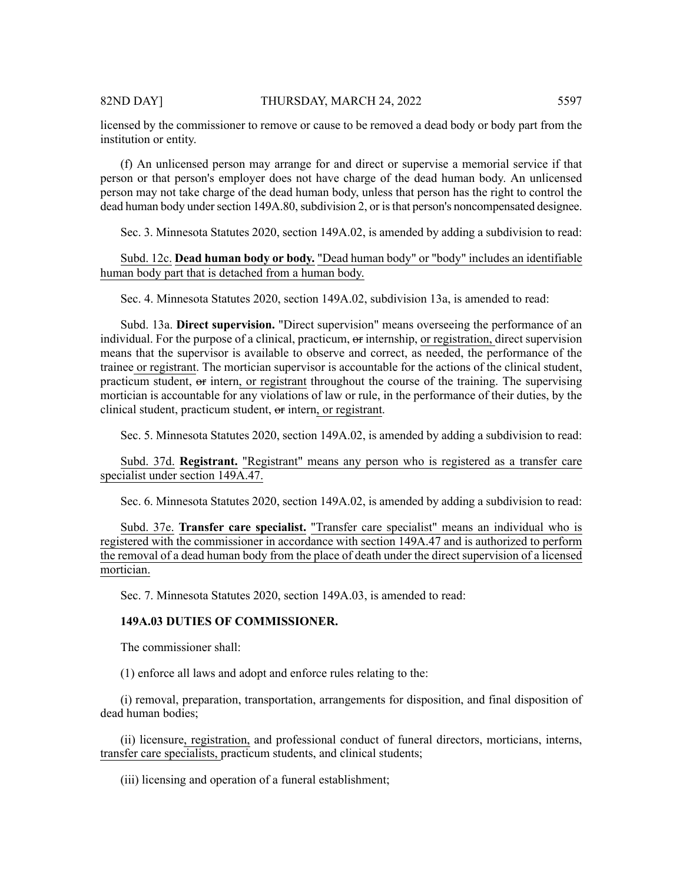licensed by the commissioner to remove or cause to be removed a dead body or body part from the institution or entity.

(f) An unlicensed person may arrange for and direct or supervise a memorial service if that person or that person's employer does not have charge of the dead human body. An unlicensed person may not take charge of the dead human body, unless that person has the right to control the dead human body under section 149A.80, subdivision 2, or is that person's noncompensated designee.

Sec. 3. Minnesota Statutes 2020, section 149A.02, is amended by adding a subdivision to read:

Subd. 12c. **Dead human body or body.** "Dead human body" or "body" includes an identifiable human body part that is detached from a human body.

Sec. 4. Minnesota Statutes 2020, section 149A.02, subdivision 13a, is amended to read:

Subd. 13a. **Direct supervision.** "Direct supervision" means overseeing the performance of an individual. For the purpose of a clinical, practicum, ~~or~~ internship, or registration, direct supervision means that the supervisor is available to observe and correct, as needed, the performance of the trainee or registrant. The mortician supervisor is accountable for the actions of the clinical student, practicum student, ~~or~~ intern, or registrant throughout the course of the training. The supervising mortician is accountable for any violations of law or rule, in the performance of their duties, by the clinical student, practicum student, ~~or~~ intern, or registrant.

Sec. 5. Minnesota Statutes 2020, section 149A.02, is amended by adding a subdivision to read:

Subd. 37d. **Registrant.** "Registrant" means any person who is registered as a transfer care specialist under section 149A.47.

Sec. 6. Minnesota Statutes 2020, section 149A.02, is amended by adding a subdivision to read:

Subd. 37e. **Transfer care specialist.** "Transfer care specialist" means an individual who is registered with the commissioner in accordance with section 149A.47 and is authorized to perform the removal of a dead human body from the place of death under the direct supervision of a licensed mortician.

Sec. 7. Minnesota Statutes 2020, section 149A.03, is amended to read:

**149A.03 DUTIES OF COMMISSIONER.**

The commissioner shall:

(1) enforce all laws and adopt and enforce rules relating to the:

(i) removal, preparation, transportation, arrangements for disposition, and final disposition of dead human bodies;

(ii) licensure, registration, and professional conduct of funeral directors, morticians, interns, transfer care specialists, practicum students, and clinical students;

(iii) licensing and operation of a funeral establishment;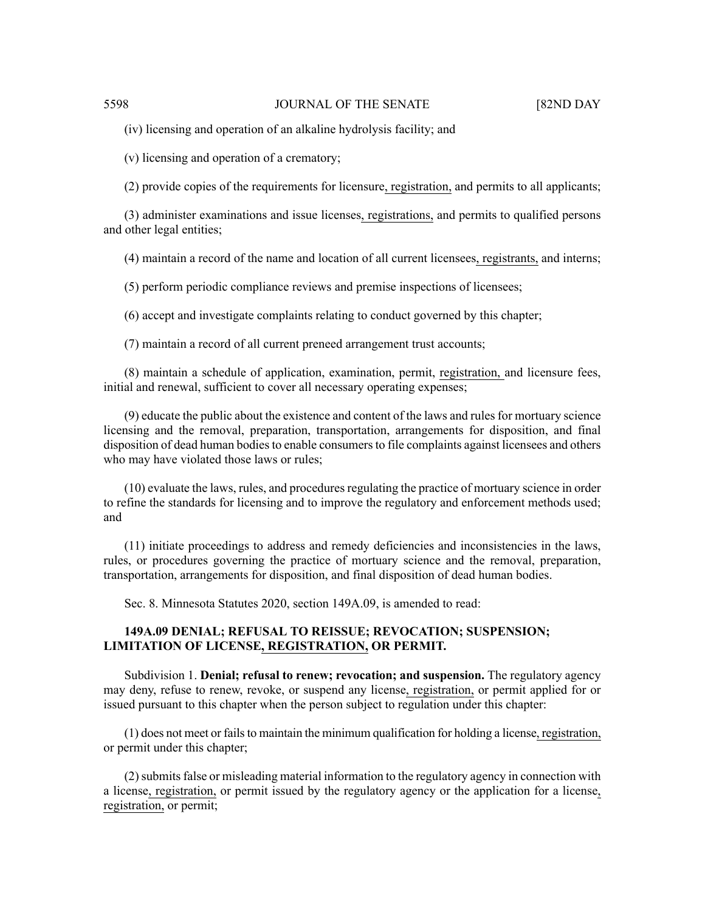(iv) licensing and operation of an alkaline hydrolysis facility; and

(v) licensing and operation of a crematory;

(2) provide copies of the requirements for licensure, registration, and permits to all applicants;

(3) administer examinations and issue licenses, registrations, and permits to qualified persons and other legal entities;

(4) maintain a record of the name and location of all current licensees, registrants, and interns;

(5) perform periodic compliance reviews and premise inspections of licensees;

(6) accept and investigate complaints relating to conduct governed by this chapter;

(7) maintain a record of all current preneed arrangement trust accounts;

(8) maintain a schedule of application, examination, permit, registration, and licensure fees, initial and renewal, sufficient to cover all necessary operating expenses;

(9) educate the public about the existence and content of the laws and rules for mortuary science licensing and the removal, preparation, transportation, arrangements for disposition, and final disposition of dead human bodies to enable consumers to file complaints against licensees and others who may have violated those laws or rules;

(10) evaluate the laws, rules, and procedures regulating the practice of mortuary science in order to refine the standards for licensing and to improve the regulatory and enforcement methods used; and

(11) initiate proceedings to address and remedy deficiencies and inconsistencies in the laws, rules, or procedures governing the practice of mortuary science and the removal, preparation, transportation, arrangements for disposition, and final disposition of dead human bodies.

Sec. 8. Minnesota Statutes 2020, section 149A.09, is amended to read:

**149A.09 DENIAL; REFUSAL TO REISSUE; REVOCATION; SUSPENSION; LIMITATION OF LICENSE, REGISTRATION, OR PERMIT.**

Subdivision 1. **Denial; refusal to renew; revocation; and suspension.** The regulatory agency may deny, refuse to renew, revoke, or suspend any license, registration, or permit applied for or issued pursuant to this chapter when the person subject to regulation under this chapter:

(1) does not meet or fails to maintain the minimum qualification for holding a license, registration, or permit under this chapter;

(2) submits false or misleading material information to the regulatory agency in connection with a license, registration, or permit issued by the regulatory agency or the application for a license, registration, or permit;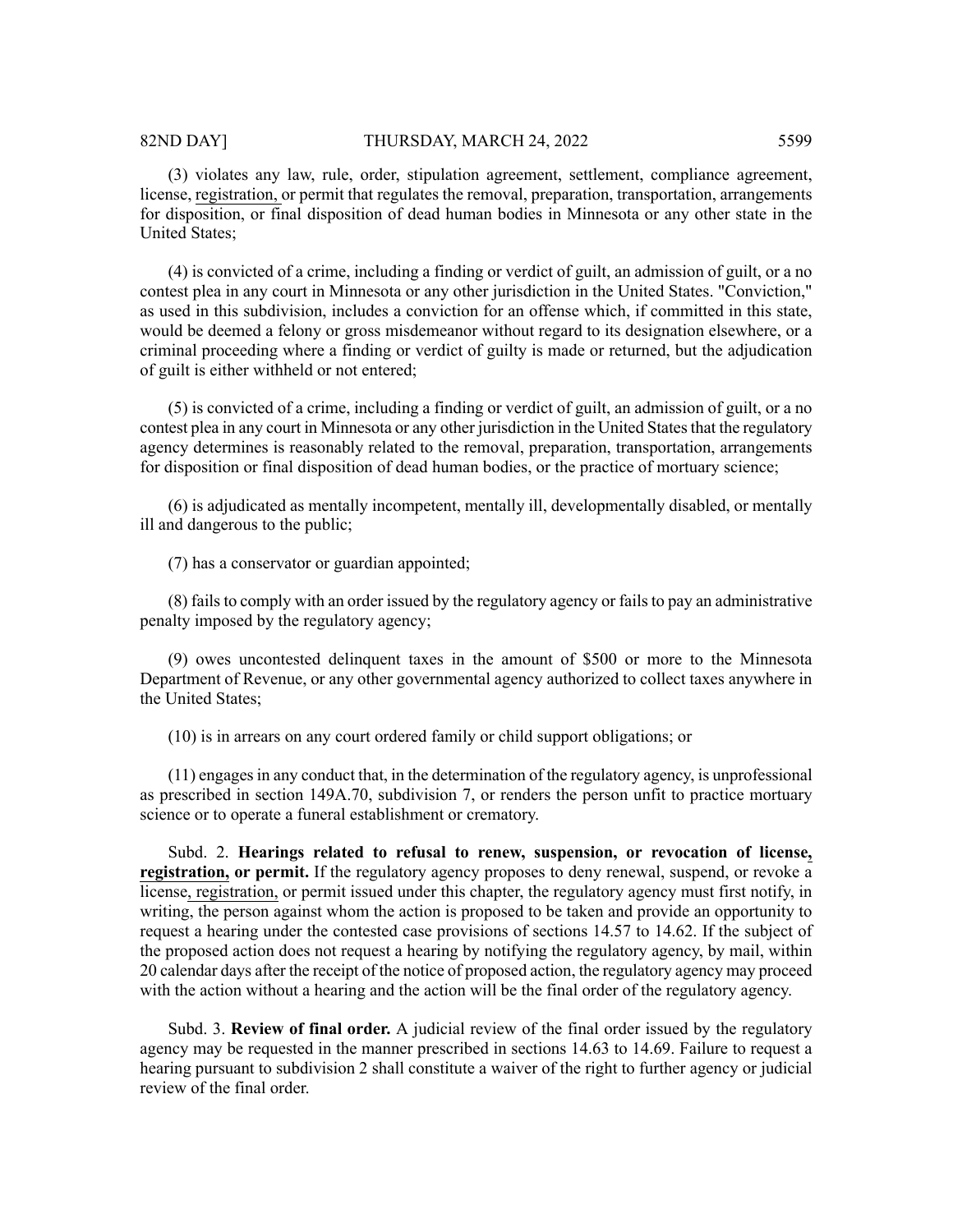(3) violates any law, rule, order, stipulation agreement, settlement, compliance agreement, license, registration, or permit that regulates the removal, preparation, transportation, arrangements for disposition, or final disposition of dead human bodies in Minnesota or any other state in the United States;

(4) is convicted of a crime, including a finding or verdict of guilt, an admission of guilt, or a no contest plea in any court in Minnesota or any other jurisdiction in the United States. "Conviction," as used in this subdivision, includes a conviction for an offense which, if committed in this state, would be deemed a felony or gross misdemeanor without regard to its designation elsewhere, or a criminal proceeding where a finding or verdict of guilty is made or returned, but the adjudication of guilt is either withheld or not entered;

(5) is convicted of a crime, including a finding or verdict of guilt, an admission of guilt, or a no contest plea in any court in Minnesota or any other jurisdiction in the United States that the regulatory agency determines is reasonably related to the removal, preparation, transportation, arrangements for disposition or final disposition of dead human bodies, or the practice of mortuary science;

(6) is adjudicated as mentally incompetent, mentally ill, developmentally disabled, or mentally ill and dangerous to the public;

(7) has a conservator or guardian appointed;

(8) fails to comply with an order issued by the regulatory agency or fails to pay an administrative penalty imposed by the regulatory agency;

(9) owes uncontested delinquent taxes in the amount of $500 or more to the Minnesota Department of Revenue, or any other governmental agency authorized to collect taxes anywhere in the United States;

(10) is in arrears on any court ordered family or child support obligations; or

(11) engages in any conduct that, in the determination of the regulatory agency, is unprofessional as prescribed in section 149A.70, subdivision 7, or renders the person unfit to practice mortuary science or to operate a funeral establishment or crematory.

Subd. 2. **Hearings related to refusal to renew, suspension, or revocation of license, registration, or permit.** If the regulatory agency proposes to deny renewal, suspend, or revoke a license, registration, or permit issued under this chapter, the regulatory agency must first notify, in writing, the person against whom the action is proposed to be taken and provide an opportunity to request a hearing under the contested case provisions of sections 14.57 to 14.62. If the subject of the proposed action does not request a hearing by notifying the regulatory agency, by mail, within 20 calendar days after the receipt of the notice of proposed action, the regulatory agency may proceed with the action without a hearing and the action will be the final order of the regulatory agency.

Subd. 3. **Review of final order.** A judicial review of the final order issued by the regulatory agency may be requested in the manner prescribed in sections 14.63 to 14.69. Failure to request a hearing pursuant to subdivision 2 shall constitute a waiver of the right to further agency or judicial review of the final order.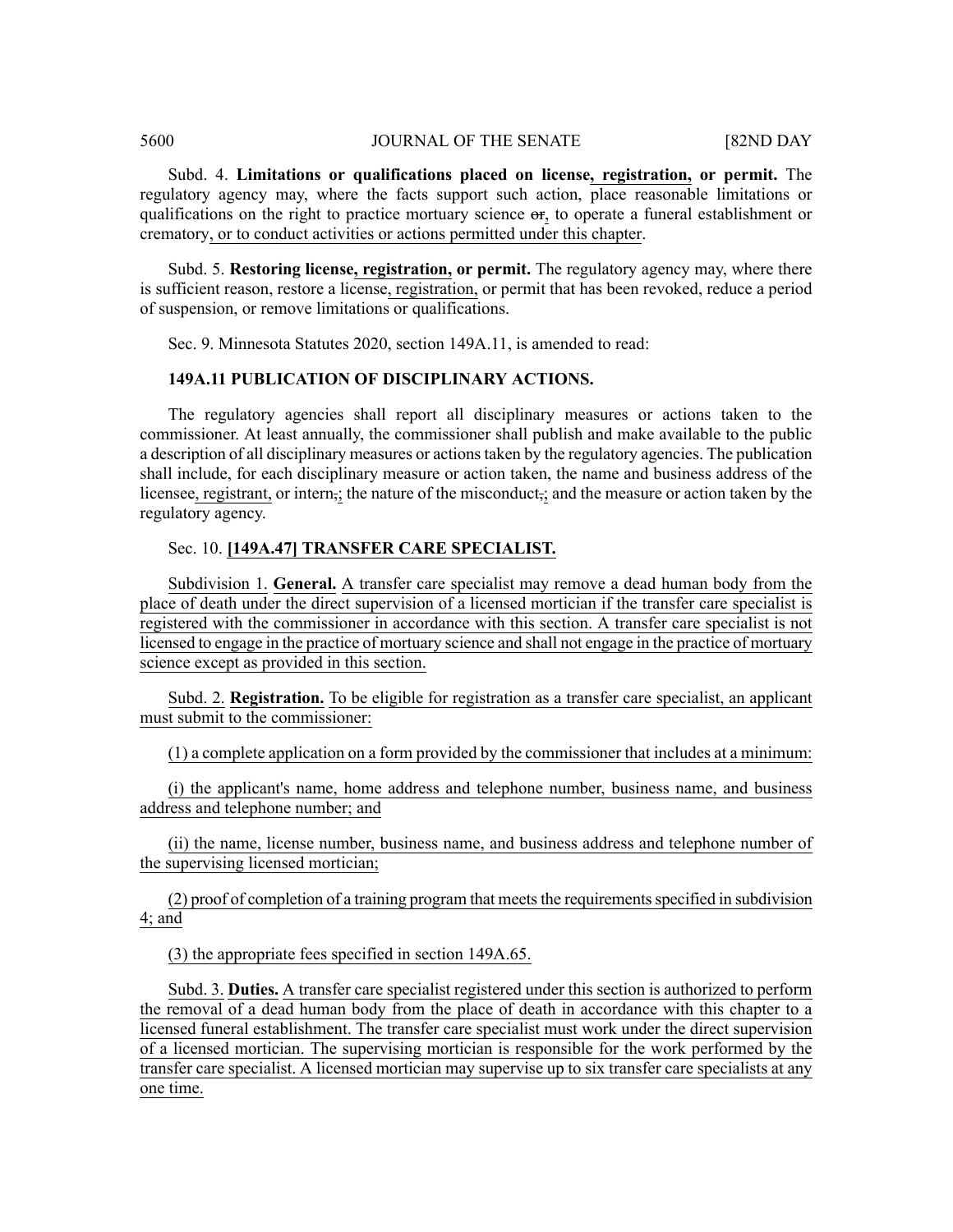Subd. 4. **Limitations or qualifications placed on license, registration, or permit.** The regulatory agency may, where the facts support such action, place reasonable limitations or qualifications on the right to practice mortuary science or, to operate a funeral establishment or crematory, or to conduct activities or actions permitted under this chapter.

Subd. 5. **Restoring license, registration, or permit.** The regulatory agency may, where there is sufficient reason, restore a license, registration, or permit that has been revoked, reduce a period of suspension, or remove limitations or qualifications.

Sec. 9. Minnesota Statutes 2020, section 149A.11, is amended to read:

**149A.11 PUBLICATION OF DISCIPLINARY ACTIONS.**

The regulatory agencies shall report all disciplinary measures or actions taken to the commissioner. At least annually, the commissioner shall publish and make available to the public a description of all disciplinary measures or actions taken by the regulatory agencies. The publication shall include, for each disciplinary measure or action taken, the name and business address of the licensee, registrant, or intern,; the nature of the misconduct,; and the measure or action taken by the regulatory agency.

Sec. 10. **[149A.47] TRANSFER CARE SPECIALIST.**

Subdivision 1. **General.** A transfer care specialist may remove a dead human body from the place of death under the direct supervision of a licensed mortician if the transfer care specialist is registered with the commissioner in accordance with this section. A transfer care specialist is not licensed to engage in the practice of mortuary science and shall not engage in the practice of mortuary science except as provided in this section.

Subd. 2. **Registration.** To be eligible for registration as a transfer care specialist, an applicant must submit to the commissioner:

(1) a complete application on a form provided by the commissioner that includes at a minimum:

(i) the applicant's name, home address and telephone number, business name, and business address and telephone number; and

(ii) the name, license number, business name, and business address and telephone number of the supervising licensed mortician;

(2) proof of completion of a training program that meets the requirements specified in subdivision 4; and

(3) the appropriate fees specified in section 149A.65.

Subd. 3. **Duties.** A transfer care specialist registered under this section is authorized to perform the removal of a dead human body from the place of death in accordance with this chapter to a licensed funeral establishment. The transfer care specialist must work under the direct supervision of a licensed mortician. The supervising mortician is responsible for the work performed by the transfer care specialist. A licensed mortician may supervise up to six transfer care specialists at any one time.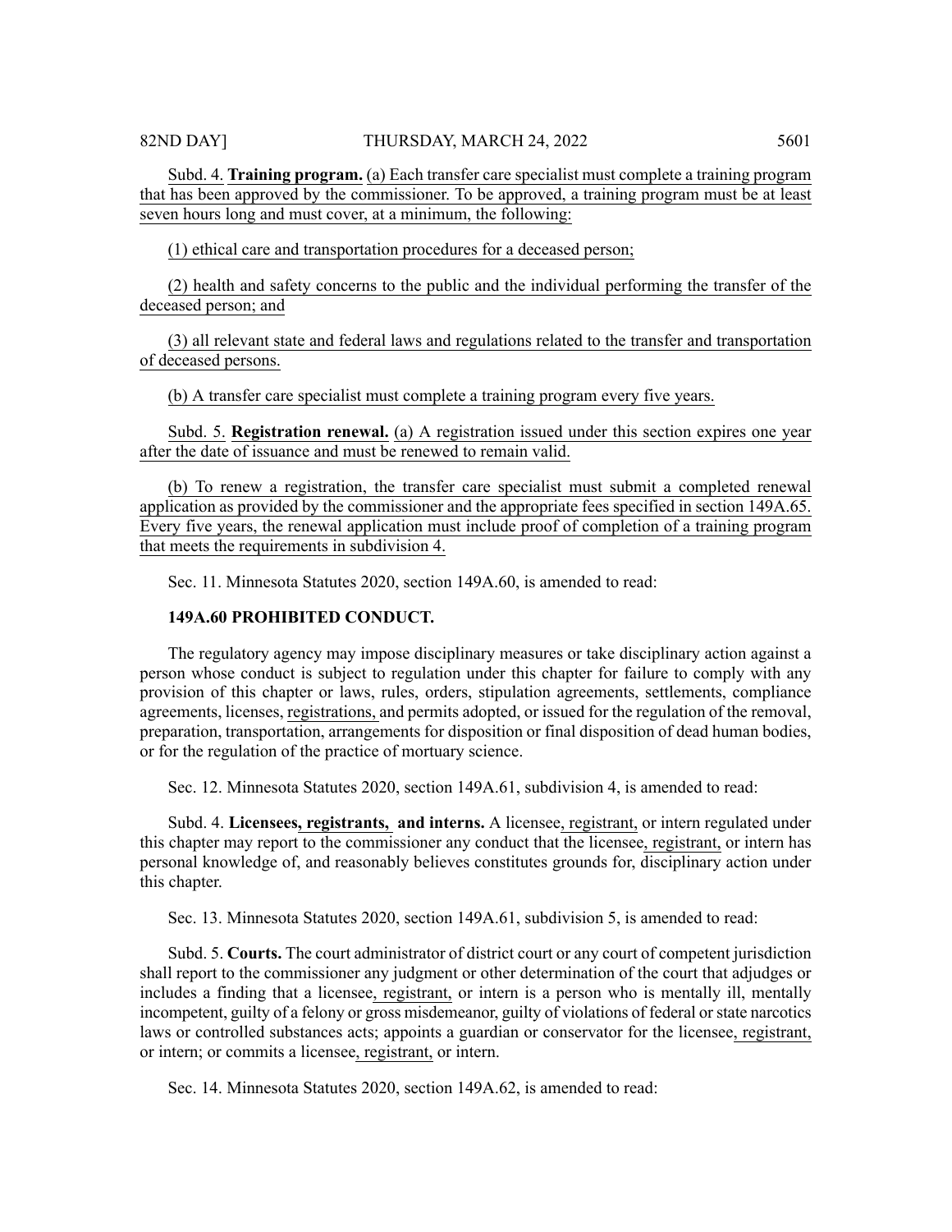Subd. 4. **Training program.** (a) Each transfer care specialist must complete a training program that has been approved by the commissioner. To be approved, a training program must be at least seven hours long and must cover, at a minimum, the following:

(1) ethical care and transportation procedures for a deceased person;

(2) health and safety concerns to the public and the individual performing the transfer of the deceased person; and

(3) all relevant state and federal laws and regulations related to the transfer and transportation of deceased persons.

(b) A transfer care specialist must complete a training program every five years.

Subd. 5. **Registration renewal.** (a) A registration issued under this section expires one year after the date of issuance and must be renewed to remain valid.

(b) To renew a registration, the transfer care specialist must submit a completed renewal application as provided by the commissioner and the appropriate fees specified in section 149A.65. Every five years, the renewal application must include proof of completion of a training program that meets the requirements in subdivision 4.

Sec. 11. Minnesota Statutes 2020, section 149A.60, is amended to read:

**149A.60 PROHIBITED CONDUCT.**

The regulatory agency may impose disciplinary measures or take disciplinary action against a person whose conduct is subject to regulation under this chapter for failure to comply with any provision of this chapter or laws, rules, orders, stipulation agreements, settlements, compliance agreements, licenses, registrations, and permits adopted, or issued for the regulation of the removal, preparation, transportation, arrangements for disposition or final disposition of dead human bodies, or for the regulation of the practice of mortuary science.

Sec. 12. Minnesota Statutes 2020, section 149A.61, subdivision 4, is amended to read:

Subd. 4. **Licensees, registrants, and interns.** A licensee, registrant, or intern regulated under this chapter may report to the commissioner any conduct that the licensee, registrant, or intern has personal knowledge of, and reasonably believes constitutes grounds for, disciplinary action under this chapter.

Sec. 13. Minnesota Statutes 2020, section 149A.61, subdivision 5, is amended to read:

Subd. 5. **Courts.** The court administrator of district court or any court of competent jurisdiction shall report to the commissioner any judgment or other determination of the court that adjudges or includes a finding that a licensee, registrant, or intern is a person who is mentally ill, mentally incompetent, guilty of a felony or gross misdemeanor, guilty of violations of federal or state narcotics laws or controlled substances acts; appoints a guardian or conservator for the licensee, registrant, or intern; or commits a licensee, registrant, or intern.

Sec. 14. Minnesota Statutes 2020, section 149A.62, is amended to read: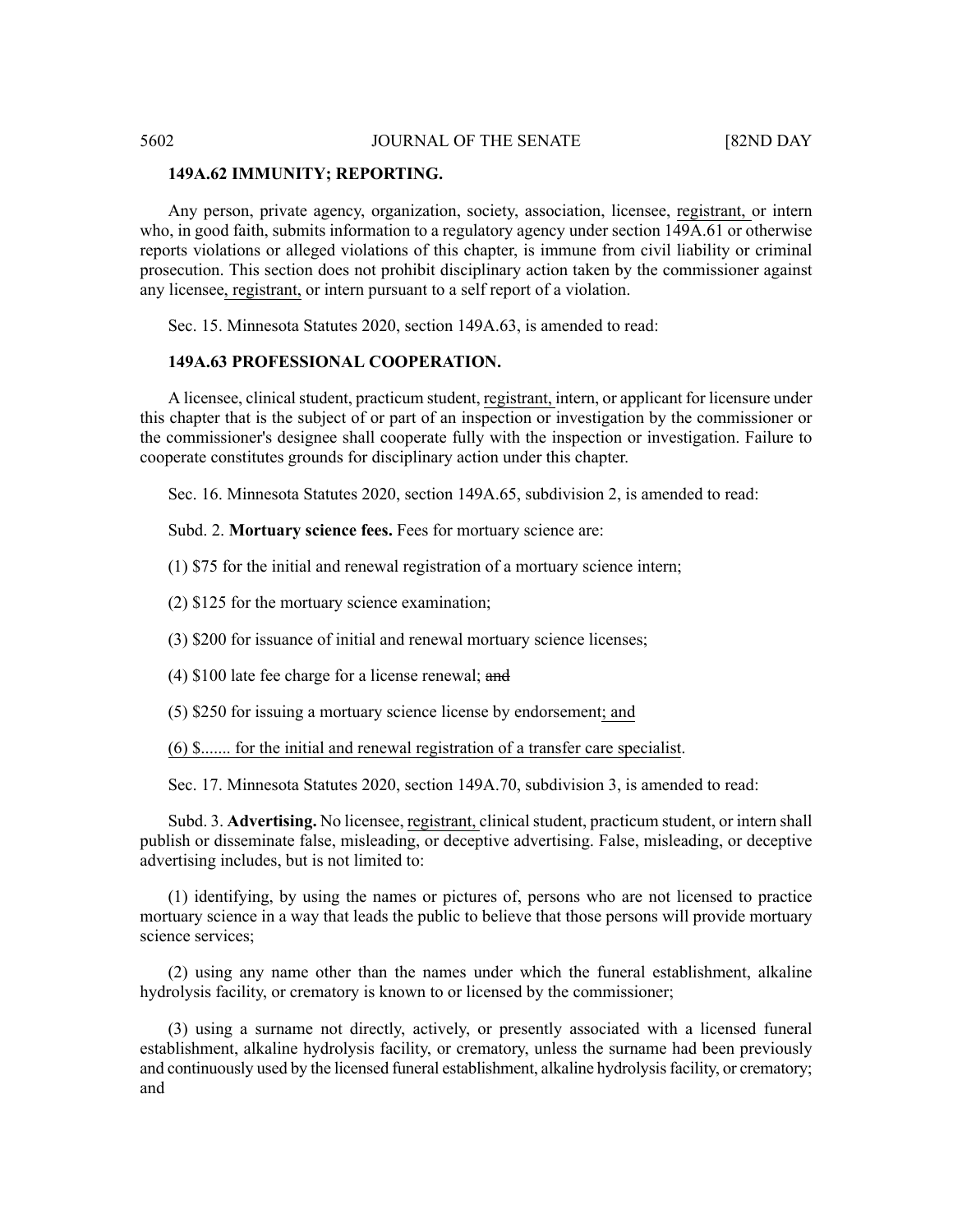**149A.62 IMMUNITY; REPORTING.**

Any person, private agency, organization, society, association, licensee, registrant, or intern who, in good faith, submits information to a regulatory agency under section 149A.61 or otherwise reports violations or alleged violations of this chapter, is immune from civil liability or criminal prosecution. This section does not prohibit disciplinary action taken by the commissioner against any licensee, registrant, or intern pursuant to a self report of a violation.

Sec. 15. Minnesota Statutes 2020, section 149A.63, is amended to read:

**149A.63 PROFESSIONAL COOPERATION.**

A licensee, clinical student, practicum student, registrant, intern, or applicant for licensure under this chapter that is the subject of or part of an inspection or investigation by the commissioner or the commissioner's designee shall cooperate fully with the inspection or investigation. Failure to cooperate constitutes grounds for disciplinary action under this chapter.

Sec. 16. Minnesota Statutes 2020, section 149A.65, subdivision 2, is amended to read:

Subd. 2. **Mortuary science fees.** Fees for mortuary science are:

(1) $75 for the initial and renewal registration of a mortuary science intern;

(2) $125 for the mortuary science examination;

(3) $200 for issuance of initial and renewal mortuary science licenses;

(4) $100 late fee charge for a license renewal; ~~and~~

(5) $250 for issuing a mortuary science license by endorsement; and

(6) $....... for the initial and renewal registration of a transfer care specialist.

Sec. 17. Minnesota Statutes 2020, section 149A.70, subdivision 3, is amended to read:

Subd. 3. **Advertising.** No licensee, registrant, clinical student, practicum student, or intern shall publish or disseminate false, misleading, or deceptive advertising. False, misleading, or deceptive advertising includes, but is not limited to:

(1) identifying, by using the names or pictures of, persons who are not licensed to practice mortuary science in a way that leads the public to believe that those persons will provide mortuary science services;

(2) using any name other than the names under which the funeral establishment, alkaline hydrolysis facility, or crematory is known to or licensed by the commissioner;

(3) using a surname not directly, actively, or presently associated with a licensed funeral establishment, alkaline hydrolysis facility, or crematory, unless the surname had been previously and continuously used by the licensed funeral establishment, alkaline hydrolysis facility, or crematory; and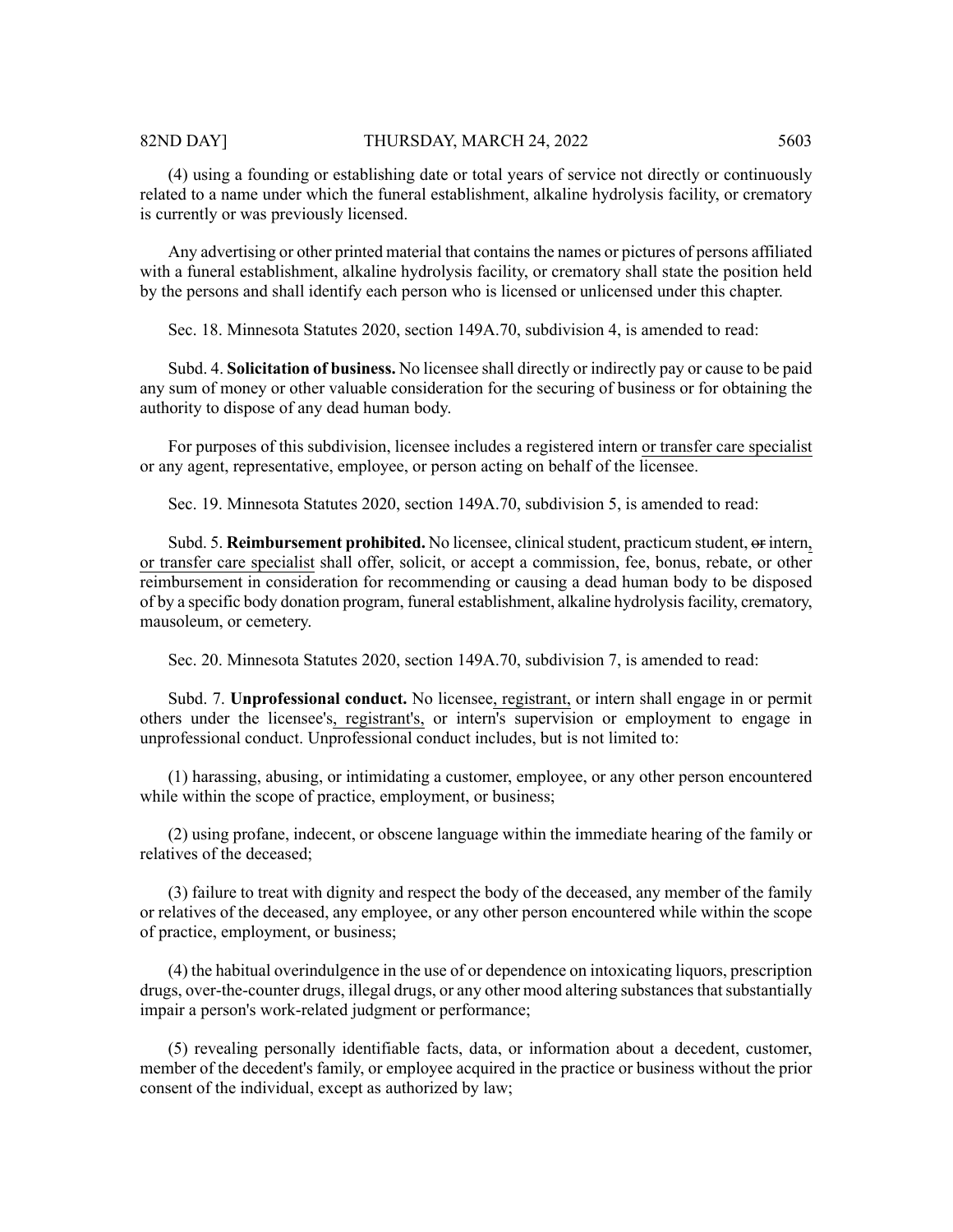(4) using a founding or establishing date or total years of service not directly or continuously related to a name under which the funeral establishment, alkaline hydrolysis facility, or crematory is currently or was previously licensed.

Any advertising or other printed material that contains the names or pictures of persons affiliated with a funeral establishment, alkaline hydrolysis facility, or crematory shall state the position held by the persons and shall identify each person who is licensed or unlicensed under this chapter.

Sec. 18. Minnesota Statutes 2020, section 149A.70, subdivision 4, is amended to read:

Subd. 4. **Solicitation of business.** No licensee shall directly or indirectly pay or cause to be paid any sum of money or other valuable consideration for the securing of business or for obtaining the authority to dispose of any dead human body.

For purposes of this subdivision, licensee includes a registered intern or transfer care specialist or any agent, representative, employee, or person acting on behalf of the licensee.

Sec. 19. Minnesota Statutes 2020, section 149A.70, subdivision 5, is amended to read:

Subd. 5. **Reimbursement prohibited.** No licensee, clinical student, practicum student, ~~or~~ intern, or transfer care specialist shall offer, solicit, or accept a commission, fee, bonus, rebate, or other reimbursement in consideration for recommending or causing a dead human body to be disposed of by a specific body donation program, funeral establishment, alkaline hydrolysis facility, crematory, mausoleum, or cemetery.

Sec. 20. Minnesota Statutes 2020, section 149A.70, subdivision 7, is amended to read:

Subd. 7. **Unprofessional conduct.** No licensee, registrant, or intern shall engage in or permit others under the licensee's, registrant's, or intern's supervision or employment to engage in unprofessional conduct. Unprofessional conduct includes, but is not limited to:

(1) harassing, abusing, or intimidating a customer, employee, or any other person encountered while within the scope of practice, employment, or business;

(2) using profane, indecent, or obscene language within the immediate hearing of the family or relatives of the deceased;

(3) failure to treat with dignity and respect the body of the deceased, any member of the family or relatives of the deceased, any employee, or any other person encountered while within the scope of practice, employment, or business;

(4) the habitual overindulgence in the use of or dependence on intoxicating liquors, prescription drugs, over-the-counter drugs, illegal drugs, or any other mood altering substances that substantially impair a person's work-related judgment or performance;

(5) revealing personally identifiable facts, data, or information about a decedent, customer, member of the decedent's family, or employee acquired in the practice or business without the prior consent of the individual, except as authorized by law;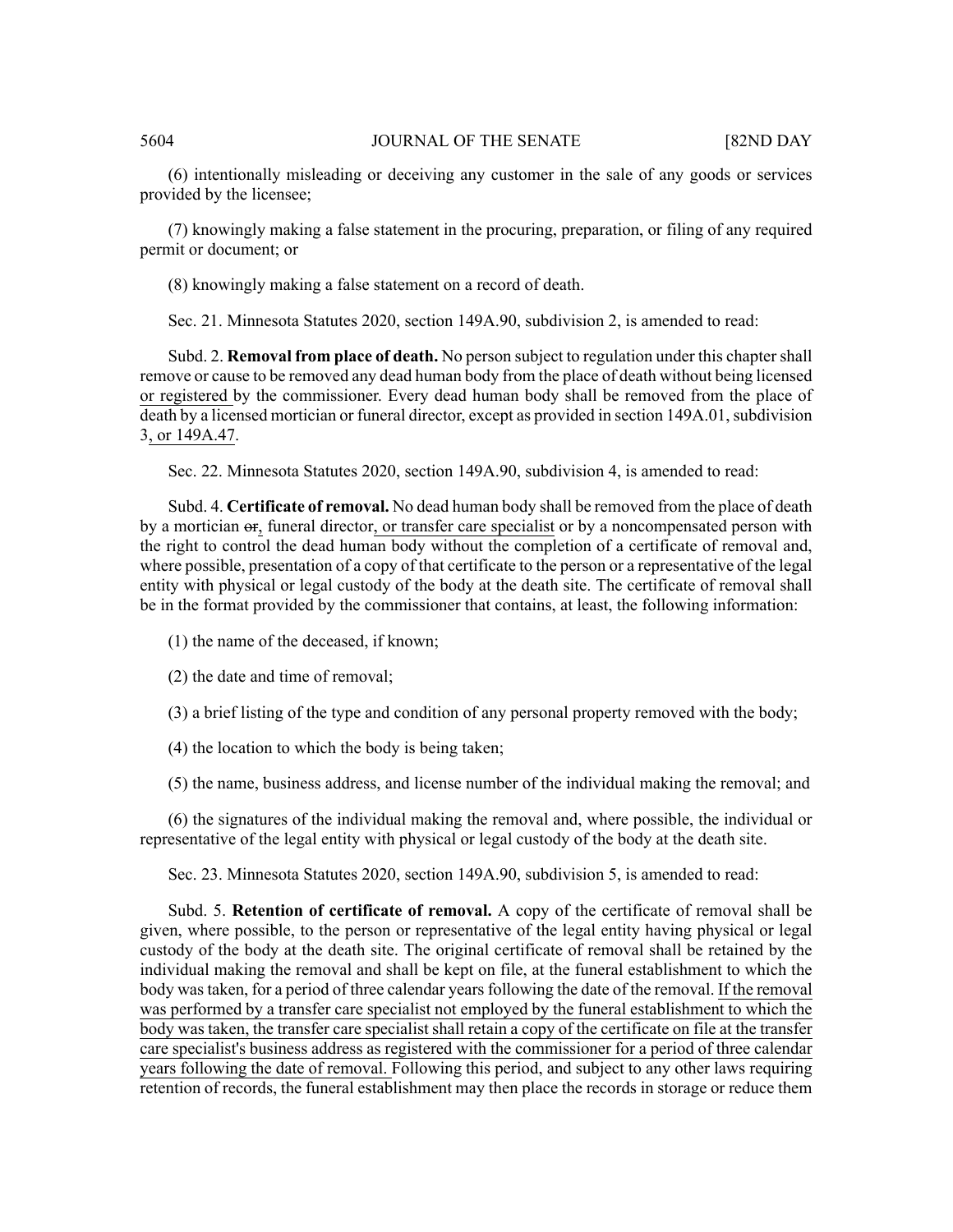(6) intentionally misleading or deceiving any customer in the sale of any goods or services provided by the licensee;

(7) knowingly making a false statement in the procuring, preparation, or filing of any required permit or document; or

(8) knowingly making a false statement on a record of death.

Sec. 21. Minnesota Statutes 2020, section 149A.90, subdivision 2, is amended to read:

Subd. 2. **Removal from place of death.** No person subject to regulation under this chapter shall remove or cause to be removed any dead human body from the place of death without being licensed or registered by the commissioner. Every dead human body shall be removed from the place of death by a licensed mortician or funeral director, except as provided in section 149A.01, subdivision 3, or 149A.47.

Sec. 22. Minnesota Statutes 2020, section 149A.90, subdivision 4, is amended to read:

Subd. 4. **Certificate of removal.** No dead human body shall be removed from the place of death by a mortician ~~or~~, funeral director, or transfer care specialist or by a noncompensated person with the right to control the dead human body without the completion of a certificate of removal and, where possible, presentation of a copy of that certificate to the person or a representative of the legal entity with physical or legal custody of the body at the death site. The certificate of removal shall be in the format provided by the commissioner that contains, at least, the following information:

(1) the name of the deceased, if known;

(2) the date and time of removal;

(3) a brief listing of the type and condition of any personal property removed with the body;

(4) the location to which the body is being taken;

(5) the name, business address, and license number of the individual making the removal; and

(6) the signatures of the individual making the removal and, where possible, the individual or representative of the legal entity with physical or legal custody of the body at the death site.

Sec. 23. Minnesota Statutes 2020, section 149A.90, subdivision 5, is amended to read:

Subd. 5. **Retention of certificate of removal.** A copy of the certificate of removal shall be given, where possible, to the person or representative of the legal entity having physical or legal custody of the body at the death site. The original certificate of removal shall be retained by the individual making the removal and shall be kept on file, at the funeral establishment to which the body was taken, for a period of three calendar years following the date of the removal. If the removal was performed by a transfer care specialist not employed by the funeral establishment to which the body was taken, the transfer care specialist shall retain a copy of the certificate on file at the transfer care specialist's business address as registered with the commissioner for a period of three calendar years following the date of removal. Following this period, and subject to any other laws requiring retention of records, the funeral establishment may then place the records in storage or reduce them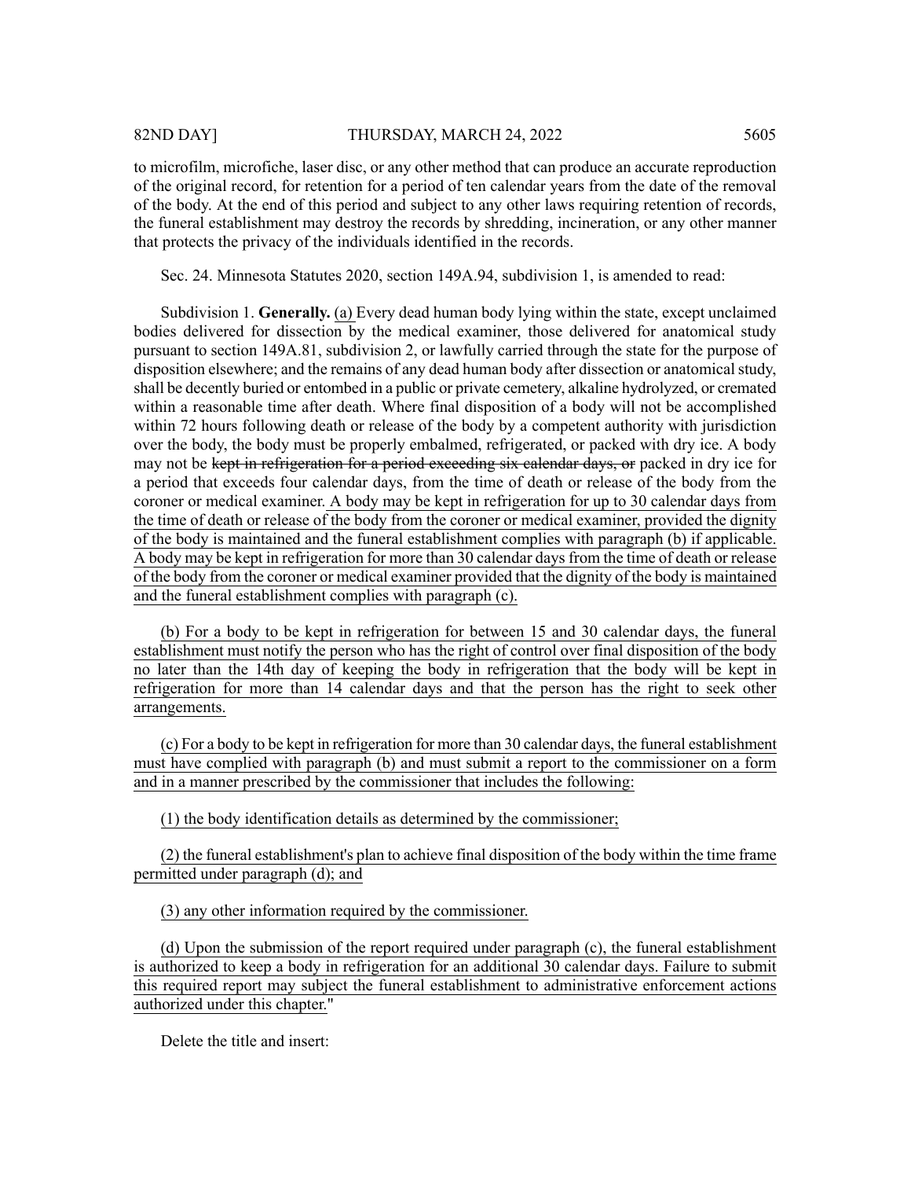to microfilm, microfiche, laser disc, or any other method that can produce an accurate reproduction of the original record, for retention for a period of ten calendar years from the date of the removal of the body. At the end of this period and subject to any other laws requiring retention of records, the funeral establishment may destroy the records by shredding, incineration, or any other manner that protects the privacy of the individuals identified in the records.

Sec. 24. Minnesota Statutes 2020, section 149A.94, subdivision 1, is amended to read:

Subdivision 1. **Generally.** (a) Every dead human body lying within the state, except unclaimed bodies delivered for dissection by the medical examiner, those delivered for anatomical study pursuant to section 149A.81, subdivision 2, or lawfully carried through the state for the purpose of disposition elsewhere; and the remains of any dead human body after dissection or anatomical study, shall be decently buried or entombed in a public or private cemetery, alkaline hydrolyzed, or cremated within a reasonable time after death. Where final disposition of a body will not be accomplished within 72 hours following death or release of the body by a competent authority with jurisdiction over the body, the body must be properly embalmed, refrigerated, or packed with dry ice. A body may not be ~~kept in refrigeration for a period exceeding six calendar days, or~~ packed in dry ice for a period that exceeds four calendar days, from the time of death or release of the body from the coroner or medical examiner. A body may be kept in refrigeration for up to 30 calendar days from the time of death or release of the body from the coroner or medical examiner, provided the dignity of the body is maintained and the funeral establishment complies with paragraph (b) if applicable. A body may be kept in refrigeration for more than 30 calendar days from the time of death or release of the body from the coroner or medical examiner provided that the dignity of the body is maintained and the funeral establishment complies with paragraph (c).

(b) For a body to be kept in refrigeration for between 15 and 30 calendar days, the funeral establishment must notify the person who has the right of control over final disposition of the body no later than the 14th day of keeping the body in refrigeration that the body will be kept in refrigeration for more than 14 calendar days and that the person has the right to seek other arrangements.

(c) For a body to be kept in refrigeration for more than 30 calendar days, the funeral establishment must have complied with paragraph (b) and must submit a report to the commissioner on a form and in a manner prescribed by the commissioner that includes the following:

(1) the body identification details as determined by the commissioner;

(2) the funeral establishment's plan to achieve final disposition of the body within the time frame permitted under paragraph (d); and

(3) any other information required by the commissioner.

(d) Upon the submission of the report required under paragraph (c), the funeral establishment is authorized to keep a body in refrigeration for an additional 30 calendar days. Failure to submit this required report may subject the funeral establishment to administrative enforcement actions authorized under this chapter."

Delete the title and insert: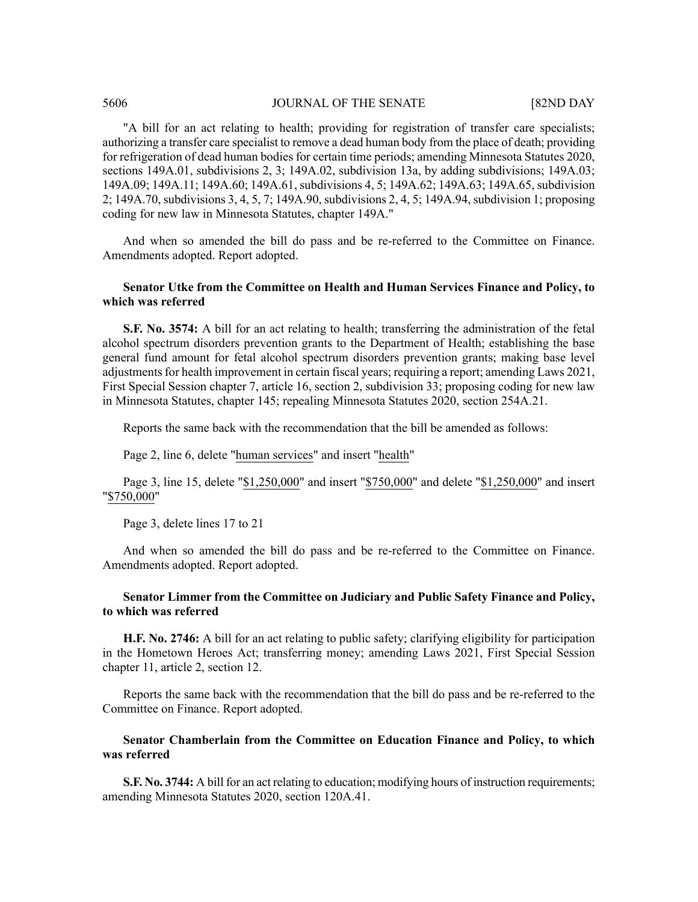"A bill for an act relating to health; providing for registration of transfer care specialists; authorizing a transfer care specialist to remove a dead human body from the place of death; providing for refrigeration of dead human bodies for certain time periods; amending Minnesota Statutes 2020, sections 149A.01, subdivisions 2, 3; 149A.02, subdivision 13a, by adding subdivisions; 149A.03; 149A.09; 149A.11; 149A.60; 149A.61, subdivisions 4, 5; 149A.62; 149A.63; 149A.65, subdivision 2; 149A.70, subdivisions 3, 4, 5, 7; 149A.90, subdivisions 2, 4, 5; 149A.94, subdivision 1; proposing coding for new law in Minnesota Statutes, chapter 149A."

And when so amended the bill do pass and be re-referred to the Committee on Finance. Amendments adopted. Report adopted.

**Senator Utke from the Committee on Health and Human Services Finance and Policy, to which was referred**

**S.F. No. 3574:** A bill for an act relating to health; transferring the administration of the fetal alcohol spectrum disorders prevention grants to the Department of Health; establishing the base general fund amount for fetal alcohol spectrum disorders prevention grants; making base level adjustments for health improvement in certain fiscal years; requiring a report; amending Laws 2021, First Special Session chapter 7, article 16, section 2, subdivision 33; proposing coding for new law in Minnesota Statutes, chapter 145; repealing Minnesota Statutes 2020, section 254A.21.

Reports the same back with the recommendation that the bill be amended as follows:

Page 2, line 6, delete "human services" and insert "health"

Page 3, line 15, delete "$1,250,000" and insert "$750,000" and delete "$1,250,000" and insert "$750,000"

Page 3, delete lines 17 to 21

And when so amended the bill do pass and be re-referred to the Committee on Finance. Amendments adopted. Report adopted.

**Senator Limmer from the Committee on Judiciary and Public Safety Finance and Policy, to which was referred**

**H.F. No. 2746:** A bill for an act relating to public safety; clarifying eligibility for participation in the Hometown Heroes Act; transferring money; amending Laws 2021, First Special Session chapter 11, article 2, section 12.

Reports the same back with the recommendation that the bill do pass and be re-referred to the Committee on Finance. Report adopted.

**Senator Chamberlain from the Committee on Education Finance and Policy, to which was referred**

**S.F. No. 3744:** A bill for an act relating to education; modifying hours of instruction requirements; amending Minnesota Statutes 2020, section 120A.41.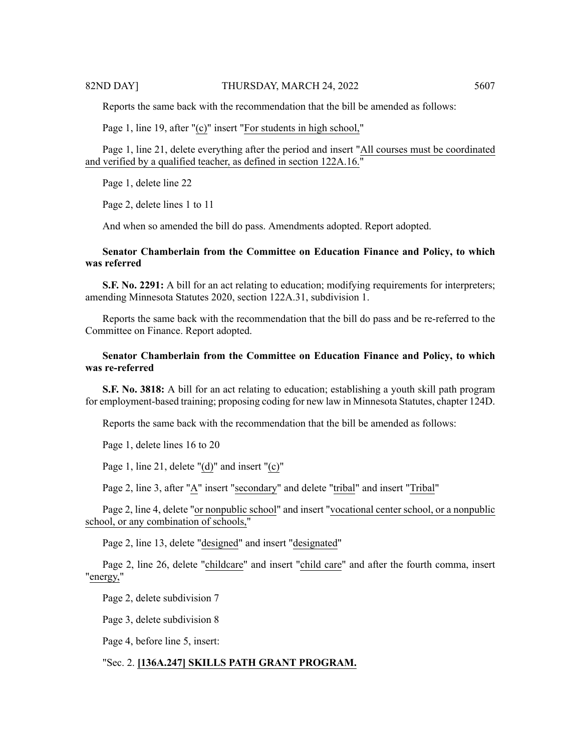Reports the same back with the recommendation that the bill be amended as follows:

Page 1, line 19, after "(c)" insert "For students in high school,"

Page 1, line 21, delete everything after the period and insert "All courses must be coordinated and verified by a qualified teacher, as defined in section 122A.16."

Page 1, delete line 22

Page 2, delete lines 1 to 11

And when so amended the bill do pass. Amendments adopted. Report adopted.

**Senator Chamberlain from the Committee on Education Finance and Policy, to which was referred**

**S.F. No. 2291:** A bill for an act relating to education; modifying requirements for interpreters; amending Minnesota Statutes 2020, section 122A.31, subdivision 1.

Reports the same back with the recommendation that the bill do pass and be re-referred to the Committee on Finance. Report adopted.

**Senator Chamberlain from the Committee on Education Finance and Policy, to which was re-referred**

**S.F. No. 3818:** A bill for an act relating to education; establishing a youth skill path program for employment-based training; proposing coding for new law in Minnesota Statutes, chapter 124D.

Reports the same back with the recommendation that the bill be amended as follows:

Page 1, delete lines 16 to 20

Page 1, line 21, delete "(d)" and insert "(c)"

Page 2, line 3, after "A" insert "secondary" and delete "tribal" and insert "Tribal"

Page 2, line 4, delete "or nonpublic school" and insert "vocational center school, or a nonpublic school, or any combination of schools,"

Page 2, line 13, delete "designed" and insert "designated"

Page 2, line 26, delete "childcare" and insert "child care" and after the fourth comma, insert "energy,"

Page 2, delete subdivision 7

Page 3, delete subdivision 8

Page 4, before line 5, insert:

"Sec. 2. **[136A.247] SKILLS PATH GRANT PROGRAM.**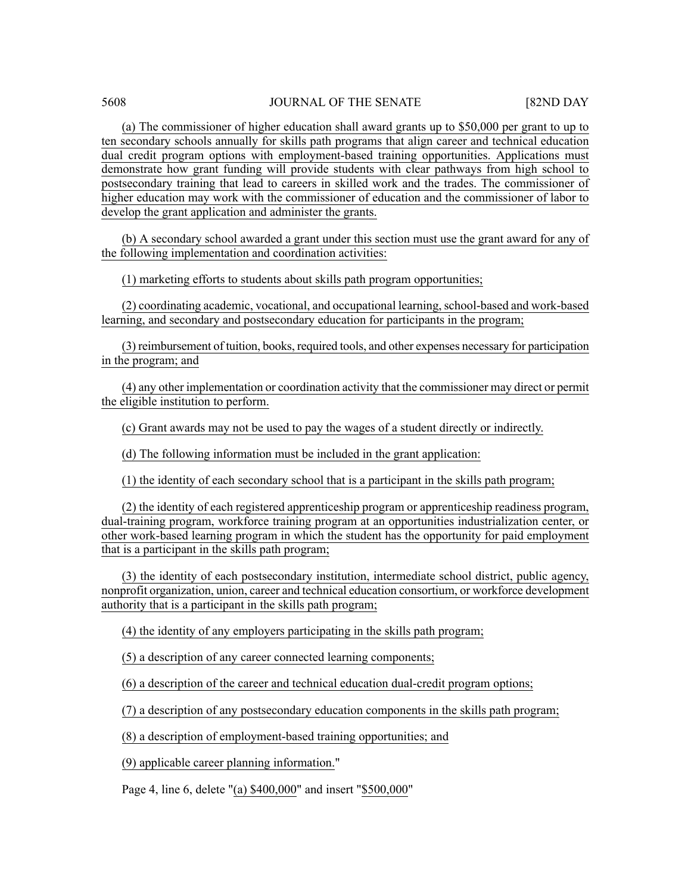(a) The commissioner of higher education shall award grants up to $50,000 per grant to up to ten secondary schools annually for skills path programs that align career and technical education dual credit program options with employment-based training opportunities. Applications must demonstrate how grant funding will provide students with clear pathways from high school to postsecondary training that lead to careers in skilled work and the trades. The commissioner of higher education may work with the commissioner of education and the commissioner of labor to develop the grant application and administer the grants.

(b) A secondary school awarded a grant under this section must use the grant award for any of the following implementation and coordination activities:

(1) marketing efforts to students about skills path program opportunities;

(2) coordinating academic, vocational, and occupational learning, school-based and work-based learning, and secondary and postsecondary education for participants in the program;

(3) reimbursement of tuition, books, required tools, and other expenses necessary for participation in the program; and

(4) any other implementation or coordination activity that the commissioner may direct or permit the eligible institution to perform.

(c) Grant awards may not be used to pay the wages of a student directly or indirectly.

(d) The following information must be included in the grant application:

(1) the identity of each secondary school that is a participant in the skills path program;

(2) the identity of each registered apprenticeship program or apprenticeship readiness program, dual-training program, workforce training program at an opportunities industrialization center, or other work-based learning program in which the student has the opportunity for paid employment that is a participant in the skills path program;

(3) the identity of each postsecondary institution, intermediate school district, public agency, nonprofit organization, union, career and technical education consortium, or workforce development authority that is a participant in the skills path program;

(4) the identity of any employers participating in the skills path program;

(5) a description of any career connected learning components;

(6) a description of the career and technical education dual-credit program options;

(7) a description of any postsecondary education components in the skills path program;

(8) a description of employment-based training opportunities; and

(9) applicable career planning information."

Page 4, line 6, delete "(a) $400,000" and insert "$500,000"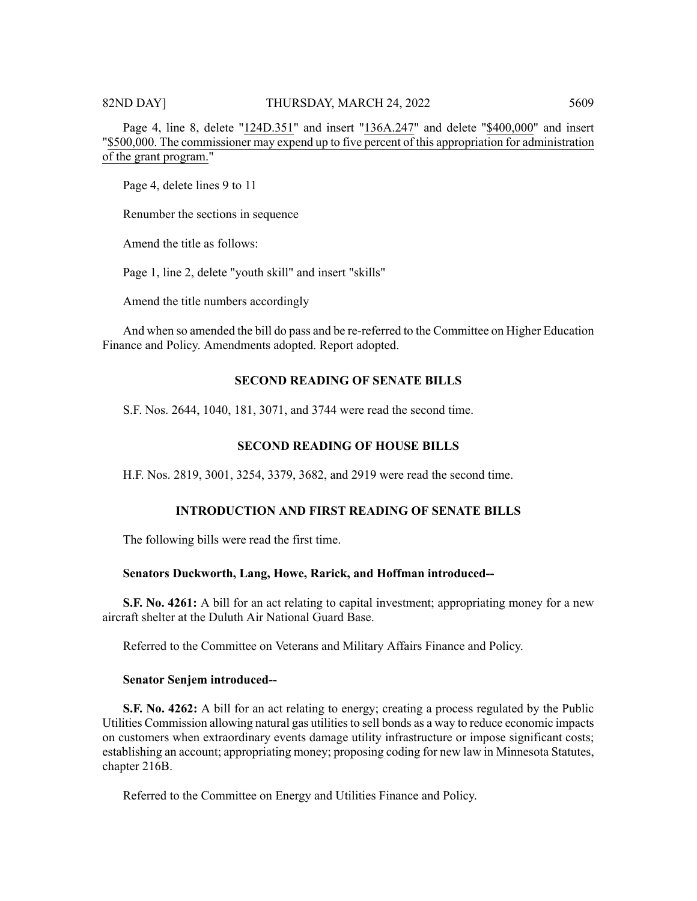Page 4, line 8, delete "124D.351" and insert "136A.247" and delete "$400,000" and insert "$500,000. The commissioner may expend up to five percent of this appropriation for administration of the grant program."

Page 4, delete lines 9 to 11

Renumber the sections in sequence

Amend the title as follows:

Page 1, line 2, delete "youth skill" and insert "skills"

Amend the title numbers accordingly

And when so amended the bill do pass and be re-referred to the Committee on Higher Education Finance and Policy. Amendments adopted. Report adopted.

## SECOND READING OF SENATE BILLS

S.F. Nos. 2644, 1040, 181, 3071, and 3744 were read the second time.

## SECOND READING OF HOUSE BILLS

H.F. Nos. 2819, 3001, 3254, 3379, 3682, and 2919 were read the second time.

## INTRODUCTION AND FIRST READING OF SENATE BILLS

The following bills were read the first time.

**Senators Duckworth, Lang, Howe, Rarick, and Hoffman introduced--**

**S.F. No. 4261:** A bill for an act relating to capital investment; appropriating money for a new aircraft shelter at the Duluth Air National Guard Base.

Referred to the Committee on Veterans and Military Affairs Finance and Policy.

**Senator Senjem introduced--**

**S.F. No. 4262:** A bill for an act relating to energy; creating a process regulated by the Public Utilities Commission allowing natural gas utilities to sell bonds as a way to reduce economic impacts on customers when extraordinary events damage utility infrastructure or impose significant costs; establishing an account; appropriating money; proposing coding for new law in Minnesota Statutes, chapter 216B.

Referred to the Committee on Energy and Utilities Finance and Policy.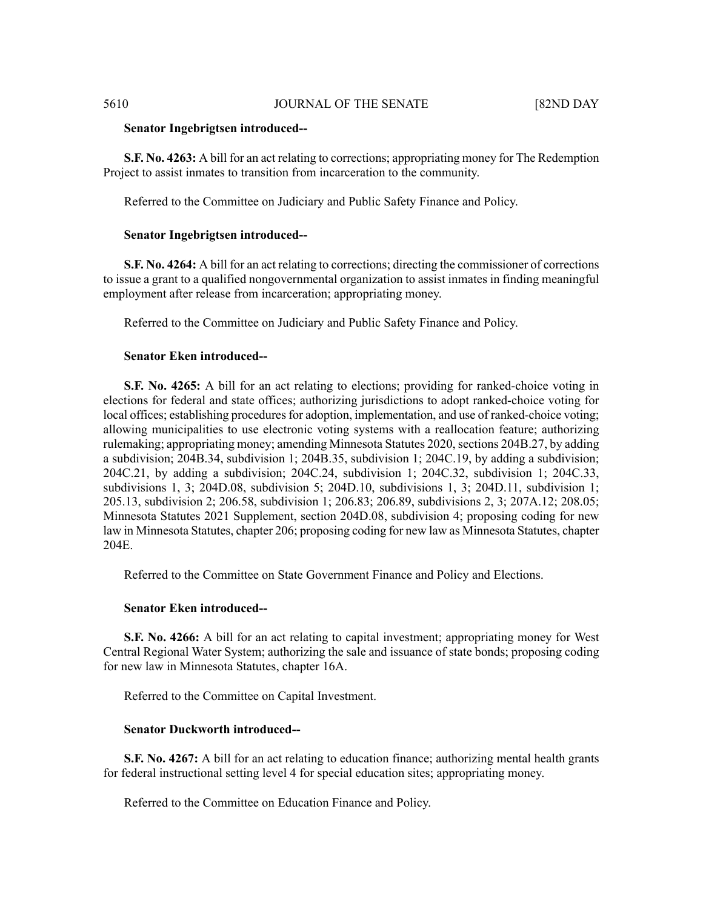**Senator Ingebrigtsen introduced--**

**S.F. No. 4263:** A bill for an act relating to corrections; appropriating money for The Redemption Project to assist inmates to transition from incarceration to the community.

Referred to the Committee on Judiciary and Public Safety Finance and Policy.

**Senator Ingebrigtsen introduced--**

**S.F. No. 4264:** A bill for an act relating to corrections; directing the commissioner of corrections to issue a grant to a qualified nongovernmental organization to assist inmates in finding meaningful employment after release from incarceration; appropriating money.

Referred to the Committee on Judiciary and Public Safety Finance and Policy.

**Senator Eken introduced--**

**S.F. No. 4265:** A bill for an act relating to elections; providing for ranked-choice voting in elections for federal and state offices; authorizing jurisdictions to adopt ranked-choice voting for local offices; establishing procedures for adoption, implementation, and use of ranked-choice voting; allowing municipalities to use electronic voting systems with a reallocation feature; authorizing rulemaking; appropriating money; amending Minnesota Statutes 2020, sections 204B.27, by adding a subdivision; 204B.34, subdivision 1; 204B.35, subdivision 1; 204C.19, by adding a subdivision; 204C.21, by adding a subdivision; 204C.24, subdivision 1; 204C.32, subdivision 1; 204C.33, subdivisions 1, 3; 204D.08, subdivision 5; 204D.10, subdivisions 1, 3; 204D.11, subdivision 1; 205.13, subdivision 2; 206.58, subdivision 1; 206.83; 206.89, subdivisions 2, 3; 207A.12; 208.05; Minnesota Statutes 2021 Supplement, section 204D.08, subdivision 4; proposing coding for new law in Minnesota Statutes, chapter 206; proposing coding for new law as Minnesota Statutes, chapter 204E.

Referred to the Committee on State Government Finance and Policy and Elections.

**Senator Eken introduced--**

**S.F. No. 4266:** A bill for an act relating to capital investment; appropriating money for West Central Regional Water System; authorizing the sale and issuance of state bonds; proposing coding for new law in Minnesota Statutes, chapter 16A.

Referred to the Committee on Capital Investment.

**Senator Duckworth introduced--**

**S.F. No. 4267:** A bill for an act relating to education finance; authorizing mental health grants for federal instructional setting level 4 for special education sites; appropriating money.

Referred to the Committee on Education Finance and Policy.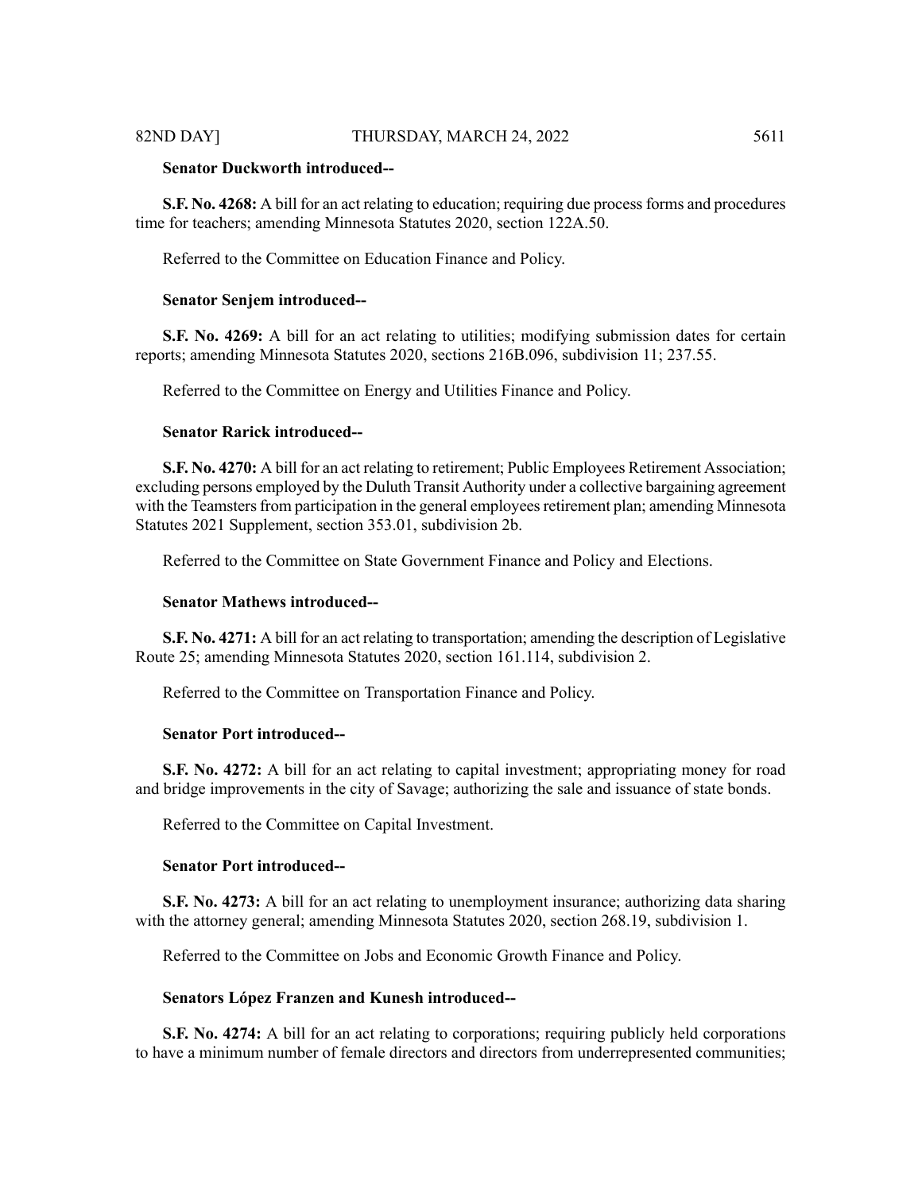**Senator Duckworth introduced--**

**S.F. No. 4268:** A bill for an act relating to education; requiring due process forms and procedures time for teachers; amending Minnesota Statutes 2020, section 122A.50.

Referred to the Committee on Education Finance and Policy.

**Senator Senjem introduced--**

**S.F. No. 4269:** A bill for an act relating to utilities; modifying submission dates for certain reports; amending Minnesota Statutes 2020, sections 216B.096, subdivision 11; 237.55.

Referred to the Committee on Energy and Utilities Finance and Policy.

**Senator Rarick introduced--**

**S.F. No. 4270:** A bill for an act relating to retirement; Public Employees Retirement Association; excluding persons employed by the Duluth Transit Authority under a collective bargaining agreement with the Teamsters from participation in the general employees retirement plan; amending Minnesota Statutes 2021 Supplement, section 353.01, subdivision 2b.

Referred to the Committee on State Government Finance and Policy and Elections.

**Senator Mathews introduced--**

**S.F. No. 4271:** A bill for an act relating to transportation; amending the description of Legislative Route 25; amending Minnesota Statutes 2020, section 161.114, subdivision 2.

Referred to the Committee on Transportation Finance and Policy.

**Senator Port introduced--**

**S.F. No. 4272:** A bill for an act relating to capital investment; appropriating money for road and bridge improvements in the city of Savage; authorizing the sale and issuance of state bonds.

Referred to the Committee on Capital Investment.

**Senator Port introduced--**

**S.F. No. 4273:** A bill for an act relating to unemployment insurance; authorizing data sharing with the attorney general; amending Minnesota Statutes 2020, section 268.19, subdivision 1.

Referred to the Committee on Jobs and Economic Growth Finance and Policy.

**Senators López Franzen and Kunesh introduced--**

**S.F. No. 4274:** A bill for an act relating to corporations; requiring publicly held corporations to have a minimum number of female directors and directors from underrepresented communities;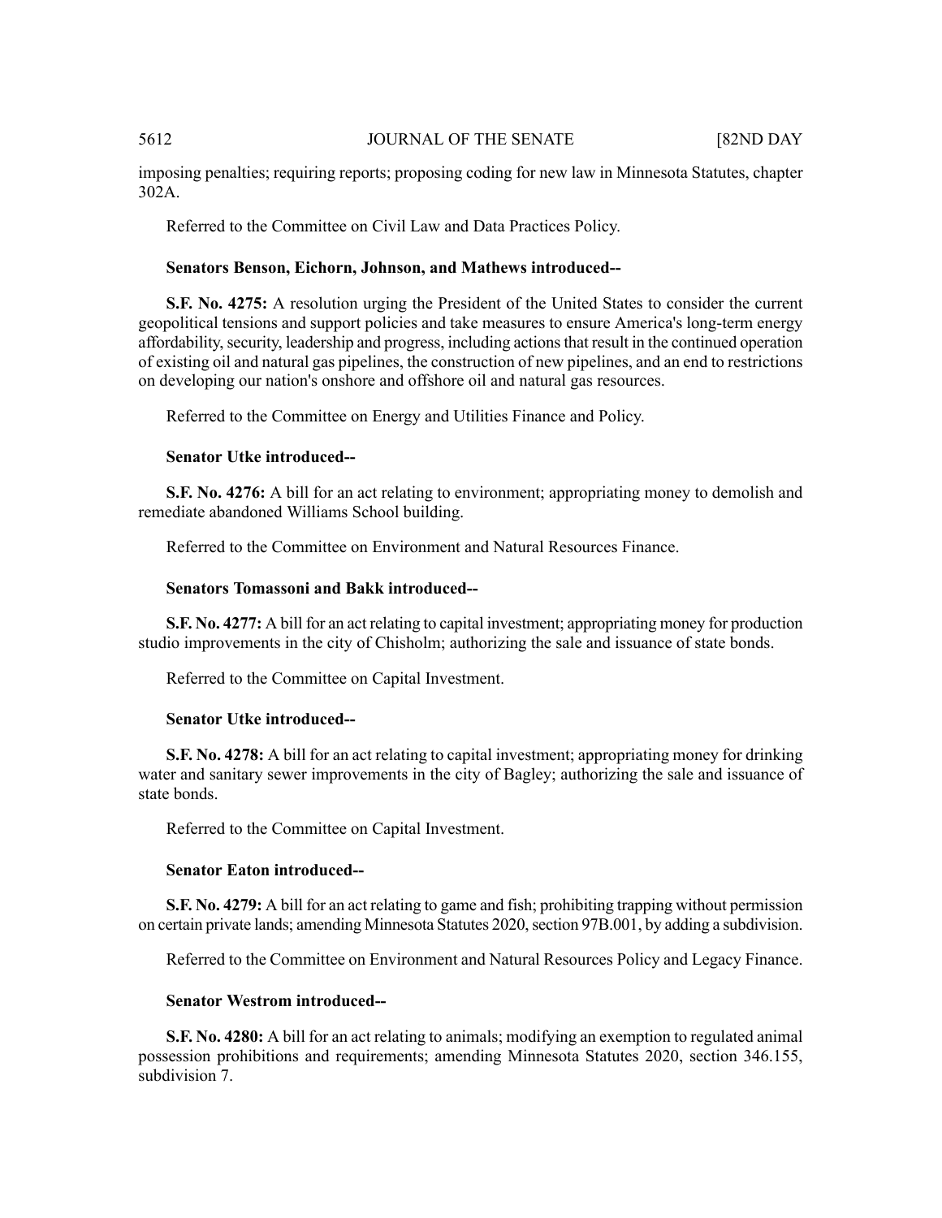imposing penalties; requiring reports; proposing coding for new law in Minnesota Statutes, chapter 302A.

Referred to the Committee on Civil Law and Data Practices Policy.

**Senators Benson, Eichorn, Johnson, and Mathews introduced--**

**S.F. No. 4275:** A resolution urging the President of the United States to consider the current geopolitical tensions and support policies and take measures to ensure America's long-term energy affordability, security, leadership and progress, including actions that result in the continued operation of existing oil and natural gas pipelines, the construction of new pipelines, and an end to restrictions on developing our nation's onshore and offshore oil and natural gas resources.

Referred to the Committee on Energy and Utilities Finance and Policy.

**Senator Utke introduced--**

**S.F. No. 4276:** A bill for an act relating to environment; appropriating money to demolish and remediate abandoned Williams School building.

Referred to the Committee on Environment and Natural Resources Finance.

**Senators Tomassoni and Bakk introduced--**

**S.F. No. 4277:** A bill for an act relating to capital investment; appropriating money for production studio improvements in the city of Chisholm; authorizing the sale and issuance of state bonds.

Referred to the Committee on Capital Investment.

**Senator Utke introduced--**

**S.F. No. 4278:** A bill for an act relating to capital investment; appropriating money for drinking water and sanitary sewer improvements in the city of Bagley; authorizing the sale and issuance of state bonds.

Referred to the Committee on Capital Investment.

**Senator Eaton introduced--**

**S.F. No. 4279:** A bill for an act relating to game and fish; prohibiting trapping without permission on certain private lands; amending Minnesota Statutes 2020, section 97B.001, by adding a subdivision.

Referred to the Committee on Environment and Natural Resources Policy and Legacy Finance.

**Senator Westrom introduced--**

**S.F. No. 4280:** A bill for an act relating to animals; modifying an exemption to regulated animal possession prohibitions and requirements; amending Minnesota Statutes 2020, section 346.155, subdivision 7.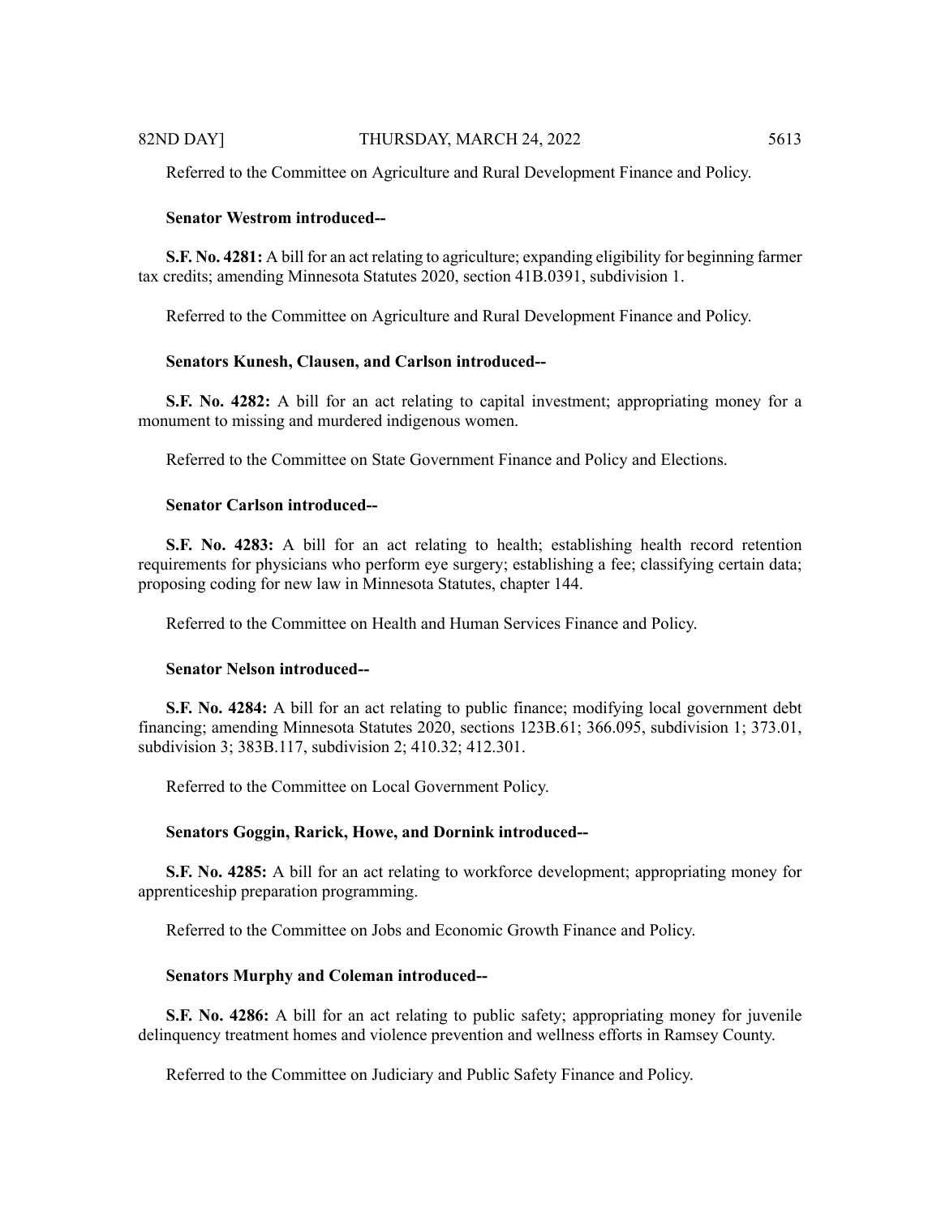Referred to the Committee on Agriculture and Rural Development Finance and Policy.

**Senator Westrom introduced--**

**S.F. No. 4281:** A bill for an act relating to agriculture; expanding eligibility for beginning farmer tax credits; amending Minnesota Statutes 2020, section 41B.0391, subdivision 1.

Referred to the Committee on Agriculture and Rural Development Finance and Policy.

**Senators Kunesh, Clausen, and Carlson introduced--**

**S.F. No. 4282:** A bill for an act relating to capital investment; appropriating money for a monument to missing and murdered indigenous women.

Referred to the Committee on State Government Finance and Policy and Elections.

**Senator Carlson introduced--**

**S.F. No. 4283:** A bill for an act relating to health; establishing health record retention requirements for physicians who perform eye surgery; establishing a fee; classifying certain data; proposing coding for new law in Minnesota Statutes, chapter 144.

Referred to the Committee on Health and Human Services Finance and Policy.

**Senator Nelson introduced--**

**S.F. No. 4284:** A bill for an act relating to public finance; modifying local government debt financing; amending Minnesota Statutes 2020, sections 123B.61; 366.095, subdivision 1; 373.01, subdivision 3; 383B.117, subdivision 2; 410.32; 412.301.

Referred to the Committee on Local Government Policy.

**Senators Goggin, Rarick, Howe, and Dornink introduced--**

**S.F. No. 4285:** A bill for an act relating to workforce development; appropriating money for apprenticeship preparation programming.

Referred to the Committee on Jobs and Economic Growth Finance and Policy.

**Senators Murphy and Coleman introduced--**

**S.F. No. 4286:** A bill for an act relating to public safety; appropriating money for juvenile delinquency treatment homes and violence prevention and wellness efforts in Ramsey County.

Referred to the Committee on Judiciary and Public Safety Finance and Policy.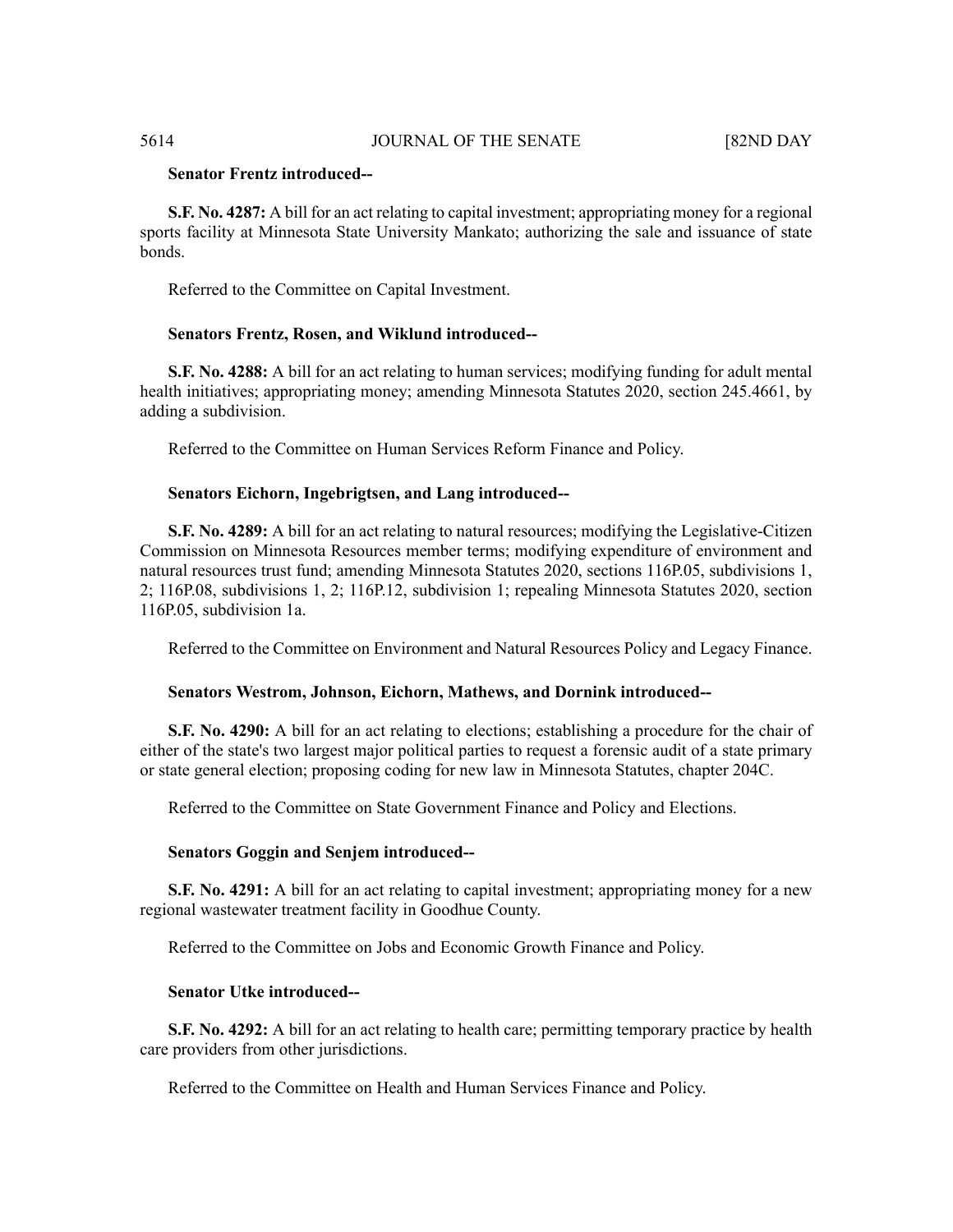**Senator Frentz introduced--**

**S.F. No. 4287:** A bill for an act relating to capital investment; appropriating money for a regional sports facility at Minnesota State University Mankato; authorizing the sale and issuance of state bonds.

Referred to the Committee on Capital Investment.

**Senators Frentz, Rosen, and Wiklund introduced--**

**S.F. No. 4288:** A bill for an act relating to human services; modifying funding for adult mental health initiatives; appropriating money; amending Minnesota Statutes 2020, section 245.4661, by adding a subdivision.

Referred to the Committee on Human Services Reform Finance and Policy.

**Senators Eichorn, Ingebrigtsen, and Lang introduced--**

**S.F. No. 4289:** A bill for an act relating to natural resources; modifying the Legislative-Citizen Commission on Minnesota Resources member terms; modifying expenditure of environment and natural resources trust fund; amending Minnesota Statutes 2020, sections 116P.05, subdivisions 1, 2; 116P.08, subdivisions 1, 2; 116P.12, subdivision 1; repealing Minnesota Statutes 2020, section 116P.05, subdivision 1a.

Referred to the Committee on Environment and Natural Resources Policy and Legacy Finance.

**Senators Westrom, Johnson, Eichorn, Mathews, and Dornink introduced--**

**S.F. No. 4290:** A bill for an act relating to elections; establishing a procedure for the chair of either of the state's two largest major political parties to request a forensic audit of a state primary or state general election; proposing coding for new law in Minnesota Statutes, chapter 204C.

Referred to the Committee on State Government Finance and Policy and Elections.

**Senators Goggin and Senjem introduced--**

**S.F. No. 4291:** A bill for an act relating to capital investment; appropriating money for a new regional wastewater treatment facility in Goodhue County.

Referred to the Committee on Jobs and Economic Growth Finance and Policy.

**Senator Utke introduced--**

**S.F. No. 4292:** A bill for an act relating to health care; permitting temporary practice by health care providers from other jurisdictions.

Referred to the Committee on Health and Human Services Finance and Policy.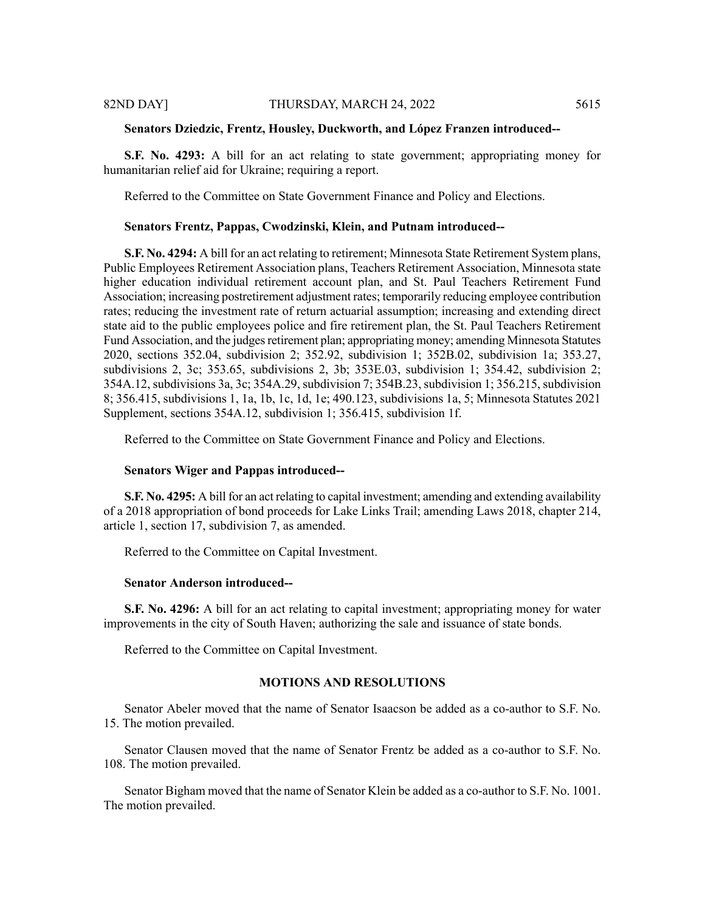**Senators Dziedzic, Frentz, Housley, Duckworth, and López Franzen introduced--**

**S.F. No. 4293:** A bill for an act relating to state government; appropriating money for humanitarian relief aid for Ukraine; requiring a report.

Referred to the Committee on State Government Finance and Policy and Elections.

**Senators Frentz, Pappas, Cwodzinski, Klein, and Putnam introduced--**

**S.F. No. 4294:** A bill for an act relating to retirement; Minnesota State Retirement System plans, Public Employees Retirement Association plans, Teachers Retirement Association, Minnesota state higher education individual retirement account plan, and St. Paul Teachers Retirement Fund Association; increasing postretirement adjustment rates; temporarily reducing employee contribution rates; reducing the investment rate of return actuarial assumption; increasing and extending direct state aid to the public employees police and fire retirement plan, the St. Paul Teachers Retirement Fund Association, and the judges retirement plan; appropriating money; amending Minnesota Statutes 2020, sections 352.04, subdivision 2; 352.92, subdivision 1; 352B.02, subdivision 1a; 353.27, subdivisions 2, 3c; 353.65, subdivisions 2, 3b; 353E.03, subdivision 1; 354.42, subdivision 2; 354A.12, subdivisions 3a, 3c; 354A.29, subdivision 7; 354B.23, subdivision 1; 356.215, subdivision 8; 356.415, subdivisions 1, 1a, 1b, 1c, 1d, 1e; 490.123, subdivisions 1a, 5; Minnesota Statutes 2021 Supplement, sections 354A.12, subdivision 1; 356.415, subdivision 1f.

Referred to the Committee on State Government Finance and Policy and Elections.

**Senators Wiger and Pappas introduced--**

**S.F. No. 4295:** A bill for an act relating to capital investment; amending and extending availability of a 2018 appropriation of bond proceeds for Lake Links Trail; amending Laws 2018, chapter 214, article 1, section 17, subdivision 7, as amended.

Referred to the Committee on Capital Investment.

**Senator Anderson introduced--**

**S.F. No. 4296:** A bill for an act relating to capital investment; appropriating money for water improvements in the city of South Haven; authorizing the sale and issuance of state bonds.

Referred to the Committee on Capital Investment.

## MOTIONS AND RESOLUTIONS

Senator Abeler moved that the name of Senator Isaacson be added as a co-author to S.F. No. 15. The motion prevailed.

Senator Clausen moved that the name of Senator Frentz be added as a co-author to S.F. No. 108. The motion prevailed.

Senator Bigham moved that the name of Senator Klein be added as a co-author to S.F. No. 1001. The motion prevailed.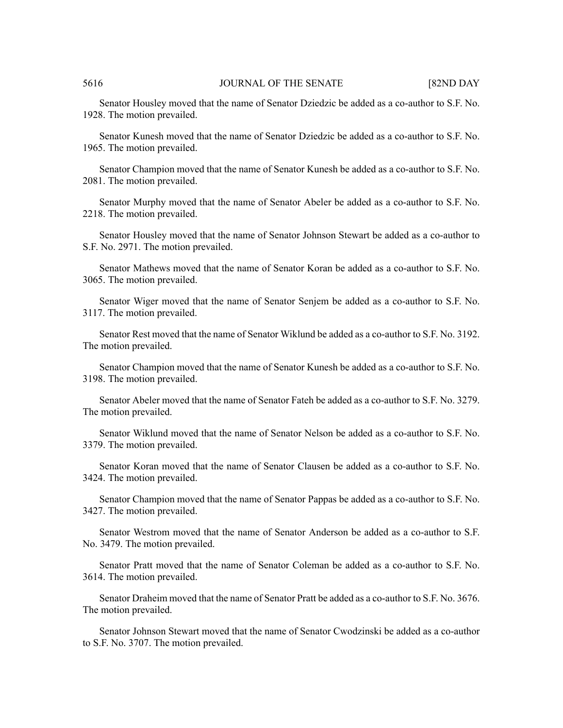Senator Housley moved that the name of Senator Dziedzic be added as a co-author to S.F. No. 1928. The motion prevailed.

Senator Kunesh moved that the name of Senator Dziedzic be added as a co-author to S.F. No. 1965. The motion prevailed.

Senator Champion moved that the name of Senator Kunesh be added as a co-author to S.F. No. 2081. The motion prevailed.

Senator Murphy moved that the name of Senator Abeler be added as a co-author to S.F. No. 2218. The motion prevailed.

Senator Housley moved that the name of Senator Johnson Stewart be added as a co-author to S.F. No. 2971. The motion prevailed.

Senator Mathews moved that the name of Senator Koran be added as a co-author to S.F. No. 3065. The motion prevailed.

Senator Wiger moved that the name of Senator Senjem be added as a co-author to S.F. No. 3117. The motion prevailed.

Senator Rest moved that the name of Senator Wiklund be added as a co-author to S.F. No. 3192. The motion prevailed.

Senator Champion moved that the name of Senator Kunesh be added as a co-author to S.F. No. 3198. The motion prevailed.

Senator Abeler moved that the name of Senator Fateh be added as a co-author to S.F. No. 3279. The motion prevailed.

Senator Wiklund moved that the name of Senator Nelson be added as a co-author to S.F. No. 3379. The motion prevailed.

Senator Koran moved that the name of Senator Clausen be added as a co-author to S.F. No. 3424. The motion prevailed.

Senator Champion moved that the name of Senator Pappas be added as a co-author to S.F. No. 3427. The motion prevailed.

Senator Westrom moved that the name of Senator Anderson be added as a co-author to S.F. No. 3479. The motion prevailed.

Senator Pratt moved that the name of Senator Coleman be added as a co-author to S.F. No. 3614. The motion prevailed.

Senator Draheim moved that the name of Senator Pratt be added as a co-author to S.F. No. 3676. The motion prevailed.

Senator Johnson Stewart moved that the name of Senator Cwodzinski be added as a co-author to S.F. No. 3707. The motion prevailed.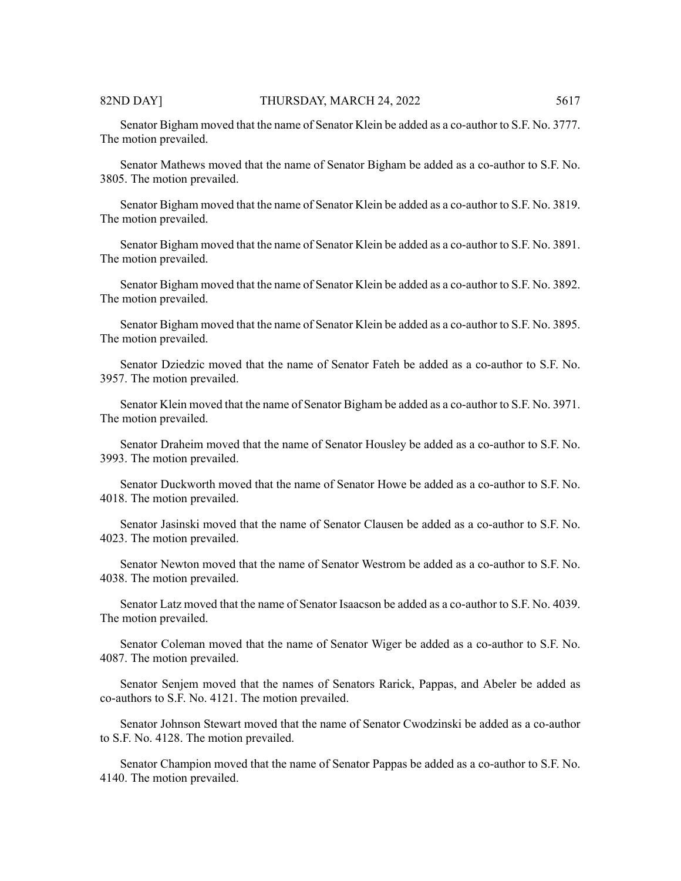Senator Bigham moved that the name of Senator Klein be added as a co-author to S.F. No. 3777. The motion prevailed.

Senator Mathews moved that the name of Senator Bigham be added as a co-author to S.F. No. 3805. The motion prevailed.

Senator Bigham moved that the name of Senator Klein be added as a co-author to S.F. No. 3819. The motion prevailed.

Senator Bigham moved that the name of Senator Klein be added as a co-author to S.F. No. 3891. The motion prevailed.

Senator Bigham moved that the name of Senator Klein be added as a co-author to S.F. No. 3892. The motion prevailed.

Senator Bigham moved that the name of Senator Klein be added as a co-author to S.F. No. 3895. The motion prevailed.

Senator Dziedzic moved that the name of Senator Fateh be added as a co-author to S.F. No. 3957. The motion prevailed.

Senator Klein moved that the name of Senator Bigham be added as a co-author to S.F. No. 3971. The motion prevailed.

Senator Draheim moved that the name of Senator Housley be added as a co-author to S.F. No. 3993. The motion prevailed.

Senator Duckworth moved that the name of Senator Howe be added as a co-author to S.F. No. 4018. The motion prevailed.

Senator Jasinski moved that the name of Senator Clausen be added as a co-author to S.F. No. 4023. The motion prevailed.

Senator Newton moved that the name of Senator Westrom be added as a co-author to S.F. No. 4038. The motion prevailed.

Senator Latz moved that the name of Senator Isaacson be added as a co-author to S.F. No. 4039. The motion prevailed.

Senator Coleman moved that the name of Senator Wiger be added as a co-author to S.F. No. 4087. The motion prevailed.

Senator Senjem moved that the names of Senators Rarick, Pappas, and Abeler be added as co-authors to S.F. No. 4121. The motion prevailed.

Senator Johnson Stewart moved that the name of Senator Cwodzinski be added as a co-author to S.F. No. 4128. The motion prevailed.

Senator Champion moved that the name of Senator Pappas be added as a co-author to S.F. No. 4140. The motion prevailed.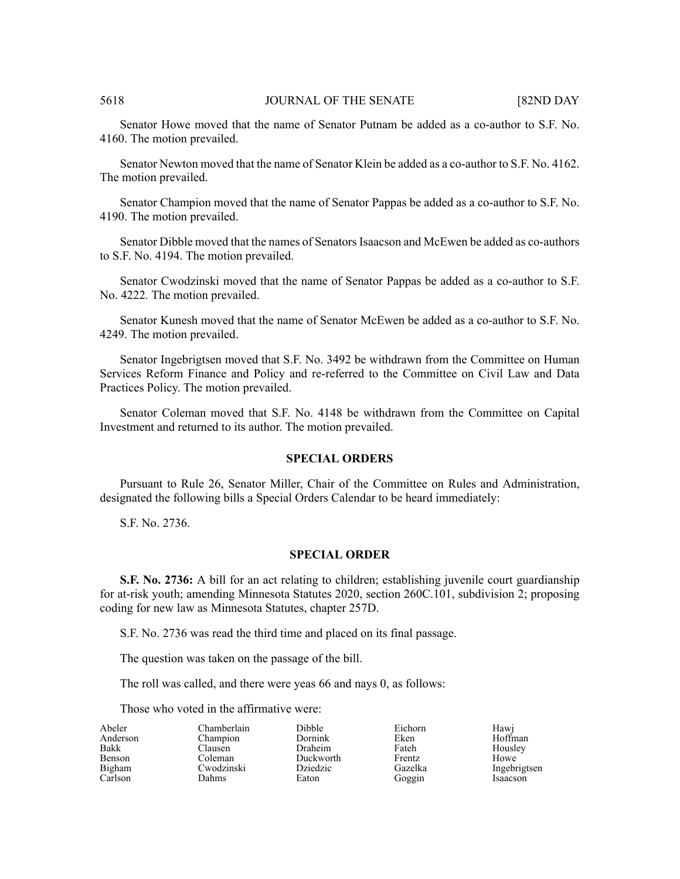Senator Howe moved that the name of Senator Putnam be added as a co-author to S.F. No. 4160. The motion prevailed.

Senator Newton moved that the name of Senator Klein be added as a co-author to S.F. No. 4162. The motion prevailed.

Senator Champion moved that the name of Senator Pappas be added as a co-author to S.F. No. 4190. The motion prevailed.

Senator Dibble moved that the names of Senators Isaacson and McEwen be added as co-authors to S.F. No. 4194. The motion prevailed.

Senator Cwodzinski moved that the name of Senator Pappas be added as a co-author to S.F. No. 4222. The motion prevailed.

Senator Kunesh moved that the name of Senator McEwen be added as a co-author to S.F. No. 4249. The motion prevailed.

Senator Ingebrigtsen moved that S.F. No. 3492 be withdrawn from the Committee on Human Services Reform Finance and Policy and re-referred to the Committee on Civil Law and Data Practices Policy. The motion prevailed.

Senator Coleman moved that S.F. No. 4148 be withdrawn from the Committee on Capital Investment and returned to its author. The motion prevailed.

## SPECIAL ORDERS

Pursuant to Rule 26, Senator Miller, Chair of the Committee on Rules and Administration, designated the following bills a Special Orders Calendar to be heard immediately:

S.F. No. 2736.

## SPECIAL ORDER

**S.F. No. 2736:** A bill for an act relating to children; establishing juvenile court guardianship for at-risk youth; amending Minnesota Statutes 2020, section 260C.101, subdivision 2; proposing coding for new law as Minnesota Statutes, chapter 257D.

S.F. No. 2736 was read the third time and placed on its final passage.

The question was taken on the passage of the bill.

The roll was called, and there were yeas 66 and nays 0, as follows:

Those who voted in the affirmative were:

| | | | | |
|---|---|---|---|---|
| Abeler | Chamberlain | Dibble | Eichorn | Hawj |
| Anderson | Champion | Dornink | Eken | Hoffman |
| Bakk | Clausen | Draheim | Fateh | Housley |
| Benson | Coleman | Duckworth | Frentz | Howe |
| Bigham | Cwodzinski | Dziedzic | Gazelka | Ingebrigtsen |
| Carlson | Dahms | Eaton | Goggin | Isaacson |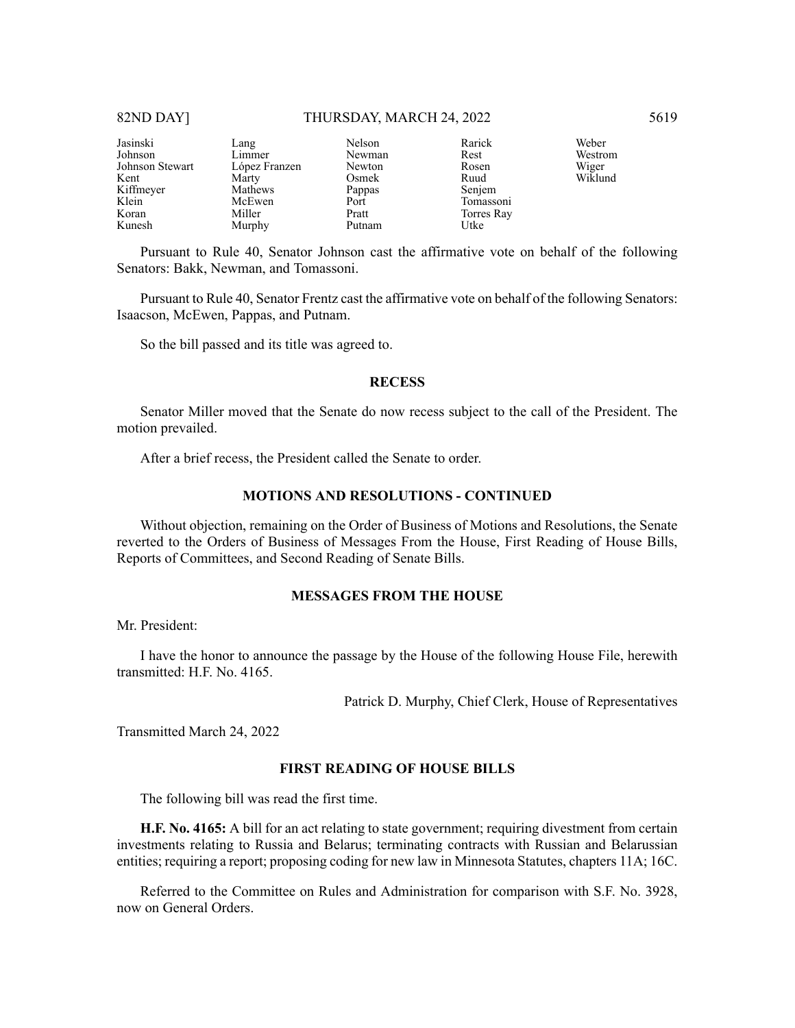| Jasinski | Lang | Nelson | Rarick | Weber |
|---|---|---|---|---|
| Johnson | Limmer | Newman | Rest | Westrom |
| Johnson Stewart | López Franzen | Newton | Rosen | Wiger |
| Kent | Marty | Osmek | Ruud | Wiklund |
| Kiffmeyer | Mathews | Pappas | Senjem | |
| Klein | McEwen | Port | Tomassoni | |
| Koran | Miller | Pratt | Torres Ray | |
| Kunesh | Murphy | Putnam | Utke | |

Pursuant to Rule 40, Senator Johnson cast the affirmative vote on behalf of the following Senators: Bakk, Newman, and Tomassoni.

Pursuant to Rule 40, Senator Frentz cast the affirmative vote on behalf of the following Senators: Isaacson, McEwen, Pappas, and Putnam.

So the bill passed and its title was agreed to.

## RECESS

Senator Miller moved that the Senate do now recess subject to the call of the President. The motion prevailed.

After a brief recess, the President called the Senate to order.

## MOTIONS AND RESOLUTIONS - CONTINUED

Without objection, remaining on the Order of Business of Motions and Resolutions, the Senate reverted to the Orders of Business of Messages From the House, First Reading of House Bills, Reports of Committees, and Second Reading of Senate Bills.

## MESSAGES FROM THE HOUSE

Mr. President:

I have the honor to announce the passage by the House of the following House File, herewith transmitted: H.F. No. 4165.

Patrick D. Murphy, Chief Clerk, House of Representatives

Transmitted March 24, 2022

## FIRST READING OF HOUSE BILLS

The following bill was read the first time.

**H.F. No. 4165:** A bill for an act relating to state government; requiring divestment from certain investments relating to Russia and Belarus; terminating contracts with Russian and Belarussian entities; requiring a report; proposing coding for new law in Minnesota Statutes, chapters 11A; 16C.

Referred to the Committee on Rules and Administration for comparison with S.F. No. 3928, now on General Orders.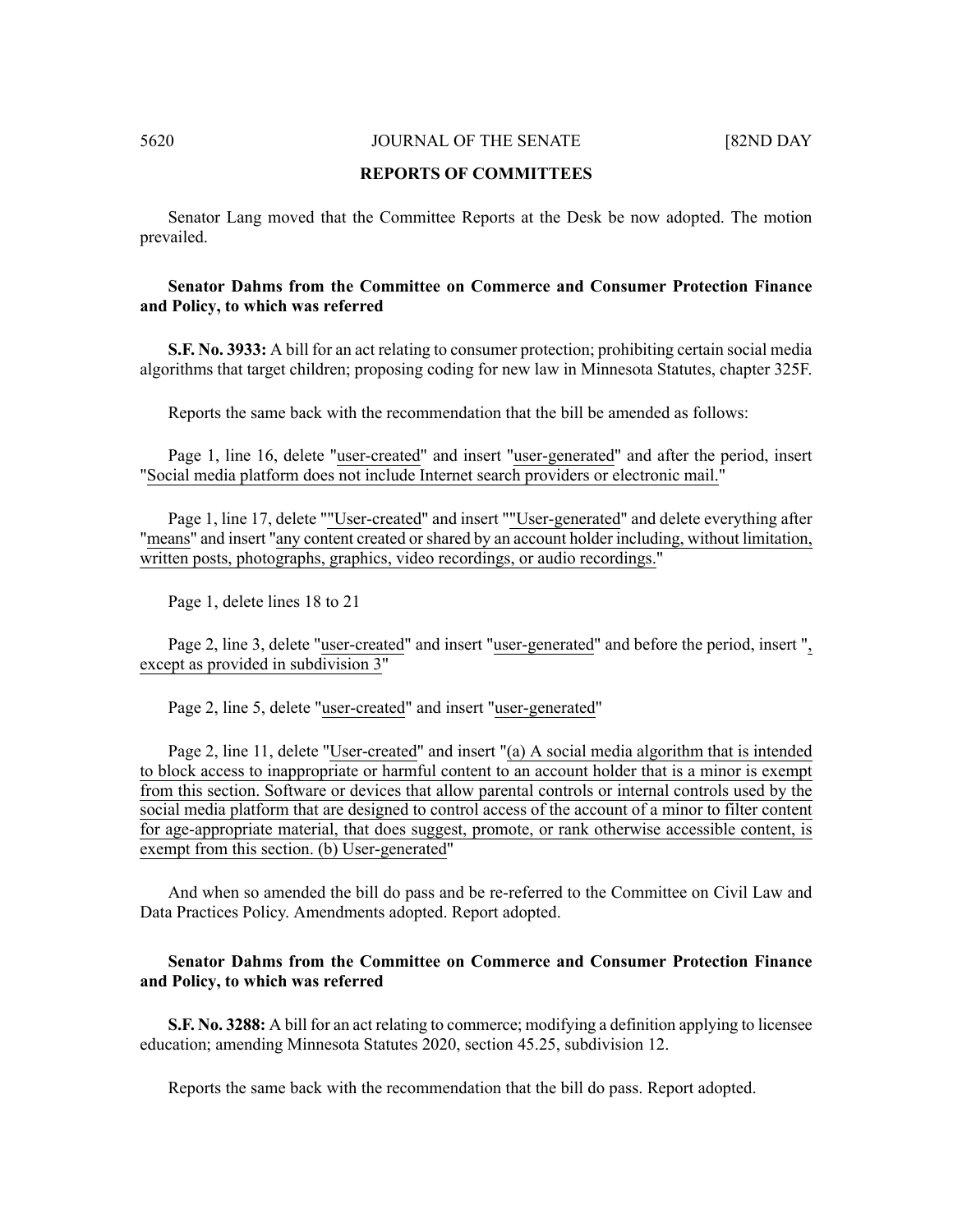## REPORTS OF COMMITTEES

Senator Lang moved that the Committee Reports at the Desk be now adopted. The motion prevailed.

**Senator Dahms from the Committee on Commerce and Consumer Protection Finance and Policy, to which was referred**

**S.F. No. 3933:** A bill for an act relating to consumer protection; prohibiting certain social media algorithms that target children; proposing coding for new law in Minnesota Statutes, chapter 325F.

Reports the same back with the recommendation that the bill be amended as follows:

Page 1, line 16, delete "user-created" and insert "user-generated" and after the period, insert "Social media platform does not include Internet search providers or electronic mail."

Page 1, line 17, delete ""User-created" and insert ""User-generated" and delete everything after "means" and insert "any content created or shared by an account holder including, without limitation, written posts, photographs, graphics, video recordings, or audio recordings."

Page 1, delete lines 18 to 21

Page 2, line 3, delete "user-created" and insert "user-generated" and before the period, insert ", except as provided in subdivision 3"

Page 2, line 5, delete "user-created" and insert "user-generated"

Page 2, line 11, delete "User-created" and insert "(a) A social media algorithm that is intended to block access to inappropriate or harmful content to an account holder that is a minor is exempt from this section. Software or devices that allow parental controls or internal controls used by the social media platform that are designed to control access of the account of a minor to filter content for age-appropriate material, that does suggest, promote, or rank otherwise accessible content, is exempt from this section. (b) User-generated"

And when so amended the bill do pass and be re-referred to the Committee on Civil Law and Data Practices Policy. Amendments adopted. Report adopted.

**Senator Dahms from the Committee on Commerce and Consumer Protection Finance and Policy, to which was referred**

**S.F. No. 3288:** A bill for an act relating to commerce; modifying a definition applying to licensee education; amending Minnesota Statutes 2020, section 45.25, subdivision 12.

Reports the same back with the recommendation that the bill do pass. Report adopted.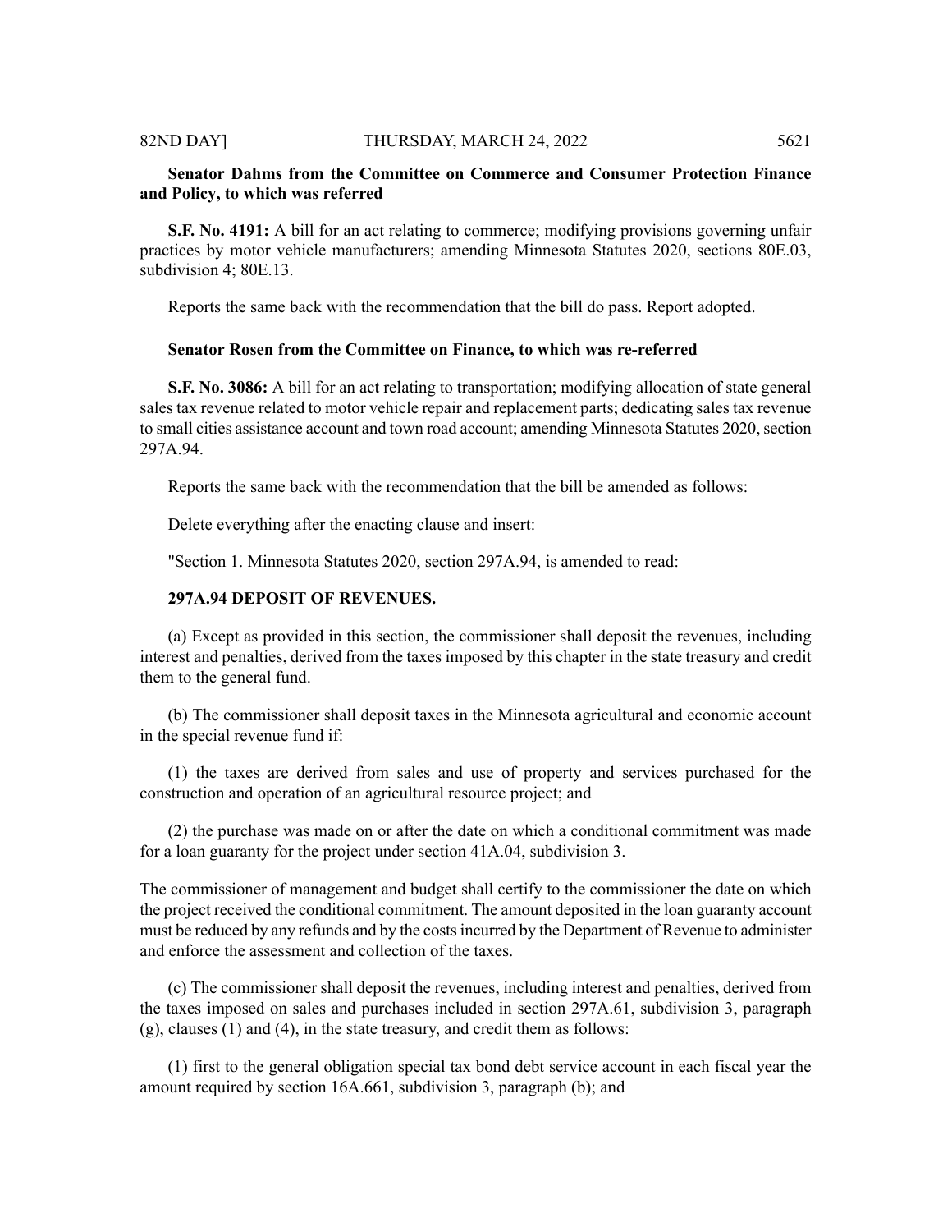**Senator Dahms from the Committee on Commerce and Consumer Protection Finance and Policy, to which was referred**

**S.F. No. 4191:** A bill for an act relating to commerce; modifying provisions governing unfair practices by motor vehicle manufacturers; amending Minnesota Statutes 2020, sections 80E.03, subdivision 4; 80E.13.

Reports the same back with the recommendation that the bill do pass. Report adopted.

**Senator Rosen from the Committee on Finance, to which was re-referred**

**S.F. No. 3086:** A bill for an act relating to transportation; modifying allocation of state general sales tax revenue related to motor vehicle repair and replacement parts; dedicating sales tax revenue to small cities assistance account and town road account; amending Minnesota Statutes 2020, section 297A.94.

Reports the same back with the recommendation that the bill be amended as follows:

Delete everything after the enacting clause and insert:

"Section 1. Minnesota Statutes 2020, section 297A.94, is amended to read:

**297A.94 DEPOSIT OF REVENUES.**

(a) Except as provided in this section, the commissioner shall deposit the revenues, including interest and penalties, derived from the taxes imposed by this chapter in the state treasury and credit them to the general fund.

(b) The commissioner shall deposit taxes in the Minnesota agricultural and economic account in the special revenue fund if:

(1) the taxes are derived from sales and use of property and services purchased for the construction and operation of an agricultural resource project; and

(2) the purchase was made on or after the date on which a conditional commitment was made for a loan guaranty for the project under section 41A.04, subdivision 3.

The commissioner of management and budget shall certify to the commissioner the date on which the project received the conditional commitment. The amount deposited in the loan guaranty account must be reduced by any refunds and by the costs incurred by the Department of Revenue to administer and enforce the assessment and collection of the taxes.

(c) The commissioner shall deposit the revenues, including interest and penalties, derived from the taxes imposed on sales and purchases included in section 297A.61, subdivision 3, paragraph (g), clauses (1) and (4), in the state treasury, and credit them as follows:

(1) first to the general obligation special tax bond debt service account in each fiscal year the amount required by section 16A.661, subdivision 3, paragraph (b); and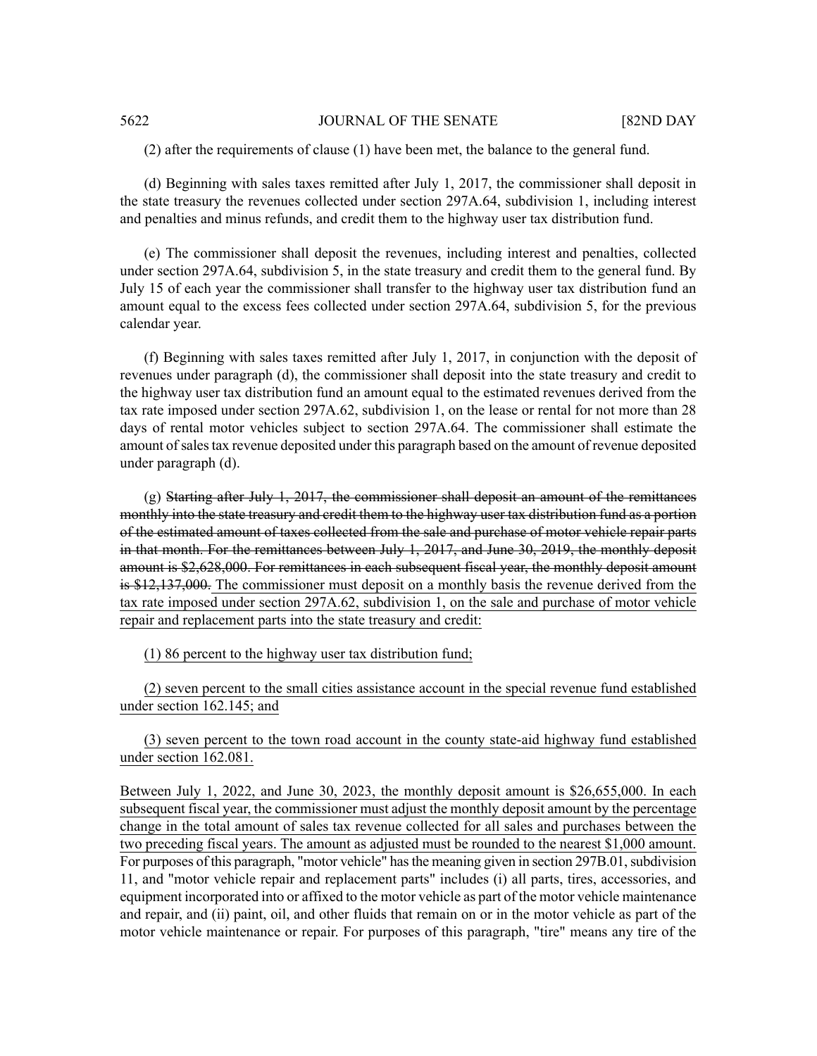(2) after the requirements of clause (1) have been met, the balance to the general fund.

(d) Beginning with sales taxes remitted after July 1, 2017, the commissioner shall deposit in the state treasury the revenues collected under section 297A.64, subdivision 1, including interest and penalties and minus refunds, and credit them to the highway user tax distribution fund.

(e) The commissioner shall deposit the revenues, including interest and penalties, collected under section 297A.64, subdivision 5, in the state treasury and credit them to the general fund. By July 15 of each year the commissioner shall transfer to the highway user tax distribution fund an amount equal to the excess fees collected under section 297A.64, subdivision 5, for the previous calendar year.

(f) Beginning with sales taxes remitted after July 1, 2017, in conjunction with the deposit of revenues under paragraph (d), the commissioner shall deposit into the state treasury and credit to the highway user tax distribution fund an amount equal to the estimated revenues derived from the tax rate imposed under section 297A.62, subdivision 1, on the lease or rental for not more than 28 days of rental motor vehicles subject to section 297A.64. The commissioner shall estimate the amount of sales tax revenue deposited under this paragraph based on the amount of revenue deposited under paragraph (d).

(g) ~~Starting after July 1, 2017, the commissioner shall deposit an amount of the remittances monthly into the state treasury and credit them to the highway user tax distribution fund as a portion of the estimated amount of taxes collected from the sale and purchase of motor vehicle repair parts in that month. For the remittances between July 1, 2017, and June 30, 2019, the monthly deposit amount is $2,628,000. For remittances in each subsequent fiscal year, the monthly deposit amount is $12,137,000.~~ The commissioner must deposit on a monthly basis the revenue derived from the tax rate imposed under section 297A.62, subdivision 1, on the sale and purchase of motor vehicle repair and replacement parts into the state treasury and credit:

(1) 86 percent to the highway user tax distribution fund;

(2) seven percent to the small cities assistance account in the special revenue fund established under section 162.145; and

(3) seven percent to the town road account in the county state-aid highway fund established under section 162.081.

Between July 1, 2022, and June 30, 2023, the monthly deposit amount is $26,655,000. In each subsequent fiscal year, the commissioner must adjust the monthly deposit amount by the percentage change in the total amount of sales tax revenue collected for all sales and purchases between the two preceding fiscal years. The amount as adjusted must be rounded to the nearest $1,000 amount. For purposes of this paragraph, "motor vehicle" has the meaning given in section 297B.01, subdivision 11, and "motor vehicle repair and replacement parts" includes (i) all parts, tires, accessories, and equipment incorporated into or affixed to the motor vehicle as part of the motor vehicle maintenance and repair, and (ii) paint, oil, and other fluids that remain on or in the motor vehicle as part of the motor vehicle maintenance or repair. For purposes of this paragraph, "tire" means any tire of the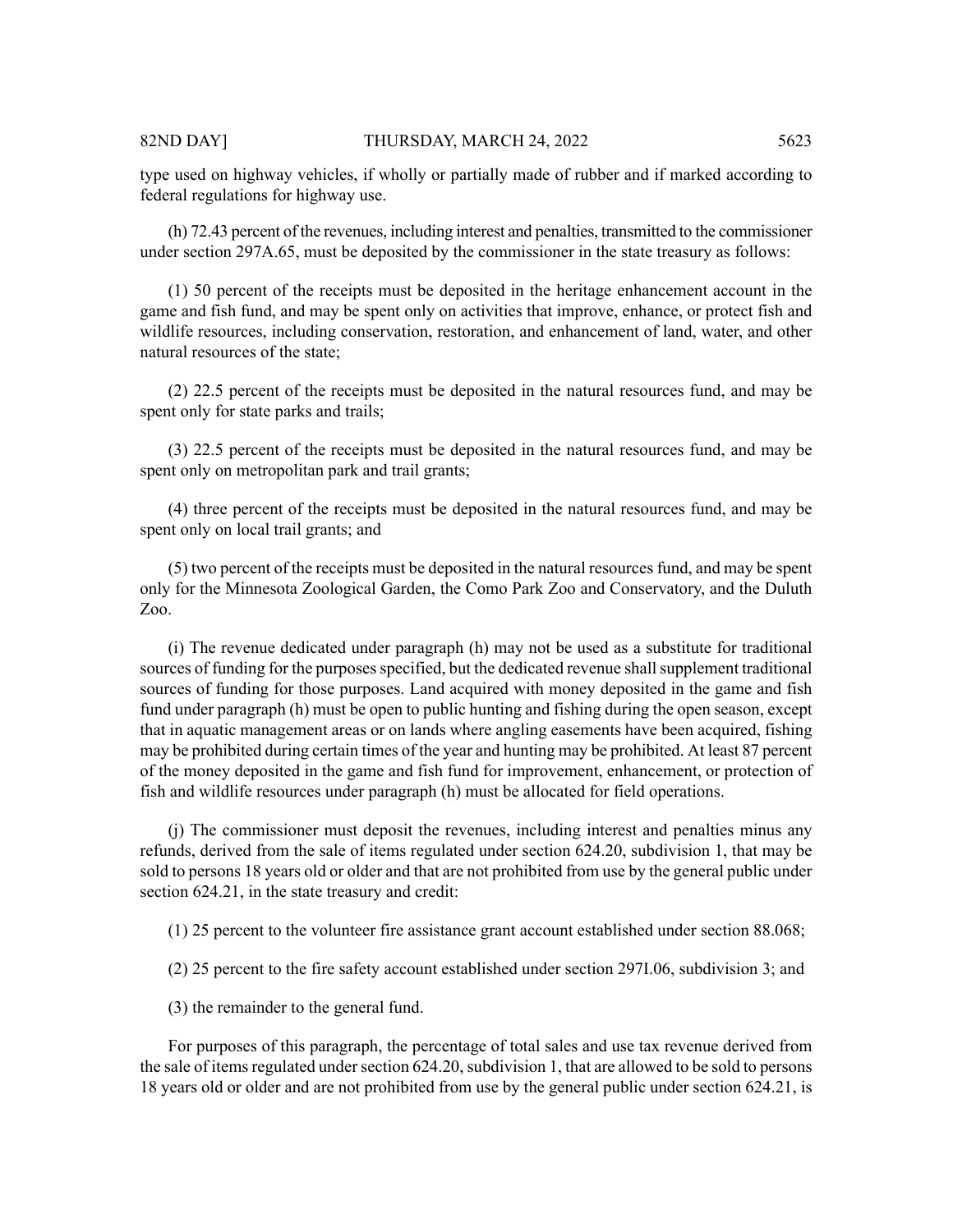type used on highway vehicles, if wholly or partially made of rubber and if marked according to federal regulations for highway use.

(h) 72.43 percent of the revenues, including interest and penalties, transmitted to the commissioner under section 297A.65, must be deposited by the commissioner in the state treasury as follows:

(1) 50 percent of the receipts must be deposited in the heritage enhancement account in the game and fish fund, and may be spent only on activities that improve, enhance, or protect fish and wildlife resources, including conservation, restoration, and enhancement of land, water, and other natural resources of the state;

(2) 22.5 percent of the receipts must be deposited in the natural resources fund, and may be spent only for state parks and trails;

(3) 22.5 percent of the receipts must be deposited in the natural resources fund, and may be spent only on metropolitan park and trail grants;

(4) three percent of the receipts must be deposited in the natural resources fund, and may be spent only on local trail grants; and

(5) two percent of the receipts must be deposited in the natural resources fund, and may be spent only for the Minnesota Zoological Garden, the Como Park Zoo and Conservatory, and the Duluth Zoo.

(i) The revenue dedicated under paragraph (h) may not be used as a substitute for traditional sources of funding for the purposes specified, but the dedicated revenue shall supplement traditional sources of funding for those purposes. Land acquired with money deposited in the game and fish fund under paragraph (h) must be open to public hunting and fishing during the open season, except that in aquatic management areas or on lands where angling easements have been acquired, fishing may be prohibited during certain times of the year and hunting may be prohibited. At least 87 percent of the money deposited in the game and fish fund for improvement, enhancement, or protection of fish and wildlife resources under paragraph (h) must be allocated for field operations.

(j) The commissioner must deposit the revenues, including interest and penalties minus any refunds, derived from the sale of items regulated under section 624.20, subdivision 1, that may be sold to persons 18 years old or older and that are not prohibited from use by the general public under section 624.21, in the state treasury and credit:

(1) 25 percent to the volunteer fire assistance grant account established under section 88.068;

(2) 25 percent to the fire safety account established under section 297I.06, subdivision 3; and

(3) the remainder to the general fund.

For purposes of this paragraph, the percentage of total sales and use tax revenue derived from the sale of items regulated under section 624.20, subdivision 1, that are allowed to be sold to persons 18 years old or older and are not prohibited from use by the general public under section 624.21, is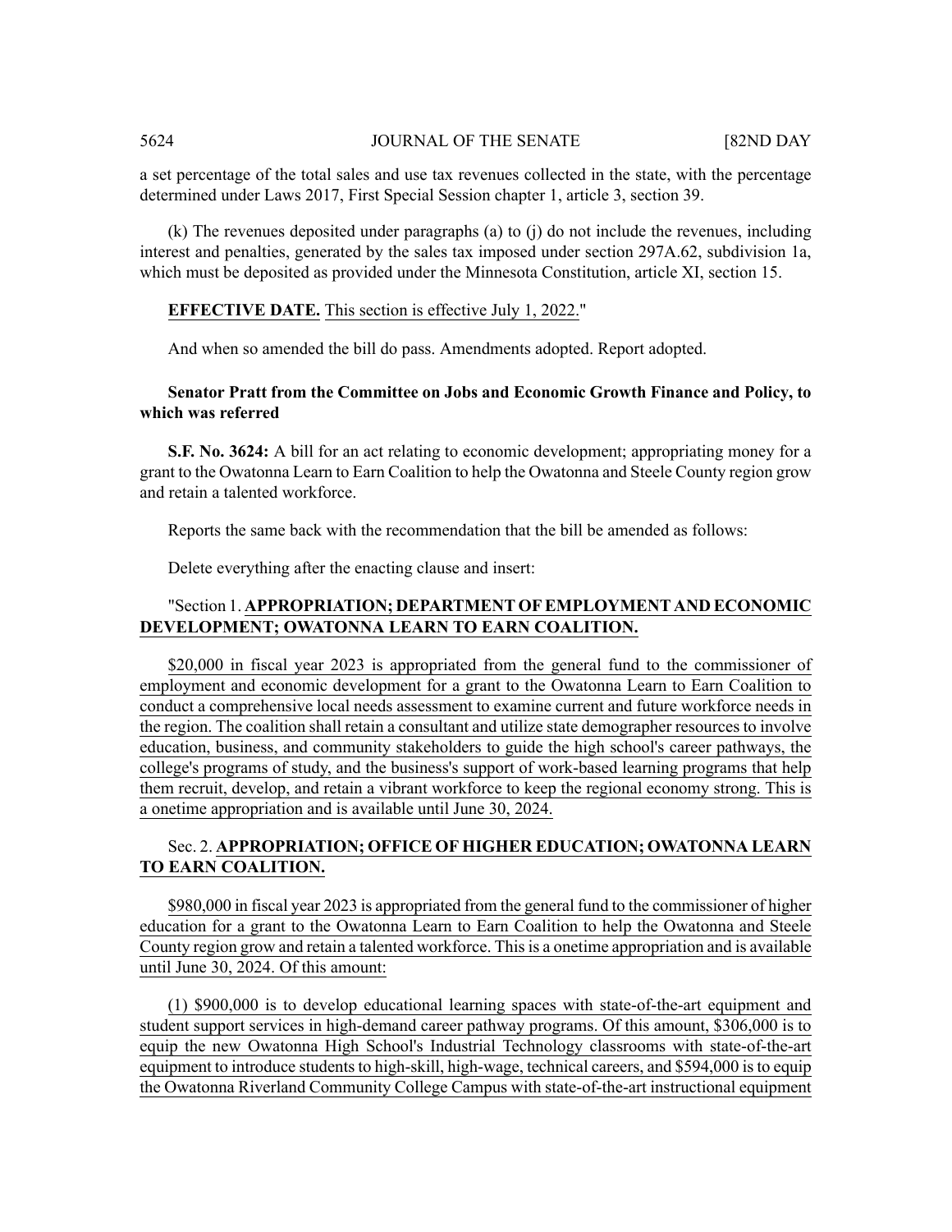a set percentage of the total sales and use tax revenues collected in the state, with the percentage determined under Laws 2017, First Special Session chapter 1, article 3, section 39.

(k) The revenues deposited under paragraphs (a) to (j) do not include the revenues, including interest and penalties, generated by the sales tax imposed under section 297A.62, subdivision 1a, which must be deposited as provided under the Minnesota Constitution, article XI, section 15.

**EFFECTIVE DATE.** This section is effective July 1, 2022."

And when so amended the bill do pass. Amendments adopted. Report adopted.

**Senator Pratt from the Committee on Jobs and Economic Growth Finance and Policy, to which was referred**

**S.F. No. 3624:** A bill for an act relating to economic development; appropriating money for a grant to the Owatonna Learn to Earn Coalition to help the Owatonna and Steele County region grow and retain a talented workforce.

Reports the same back with the recommendation that the bill be amended as follows:

Delete everything after the enacting clause and insert:

"Section 1. **APPROPRIATION; DEPARTMENT OF EMPLOYMENT AND ECONOMIC DEVELOPMENT; OWATONNA LEARN TO EARN COALITION.**

$20,000 in fiscal year 2023 is appropriated from the general fund to the commissioner of employment and economic development for a grant to the Owatonna Learn to Earn Coalition to conduct a comprehensive local needs assessment to examine current and future workforce needs in the region. The coalition shall retain a consultant and utilize state demographer resources to involve education, business, and community stakeholders to guide the high school's career pathways, the college's programs of study, and the business's support of work-based learning programs that help them recruit, develop, and retain a vibrant workforce to keep the regional economy strong. This is a onetime appropriation and is available until June 30, 2024.

Sec. 2. **APPROPRIATION; OFFICE OF HIGHER EDUCATION; OWATONNA LEARN TO EARN COALITION.**

$980,000 in fiscal year 2023 is appropriated from the general fund to the commissioner of higher education for a grant to the Owatonna Learn to Earn Coalition to help the Owatonna and Steele County region grow and retain a talented workforce. This is a onetime appropriation and is available until June 30, 2024. Of this amount:

(1) $900,000 is to develop educational learning spaces with state-of-the-art equipment and student support services in high-demand career pathway programs. Of this amount, $306,000 is to equip the new Owatonna High School's Industrial Technology classrooms with state-of-the-art equipment to introduce students to high-skill, high-wage, technical careers, and $594,000 is to equip the Owatonna Riverland Community College Campus with state-of-the-art instructional equipment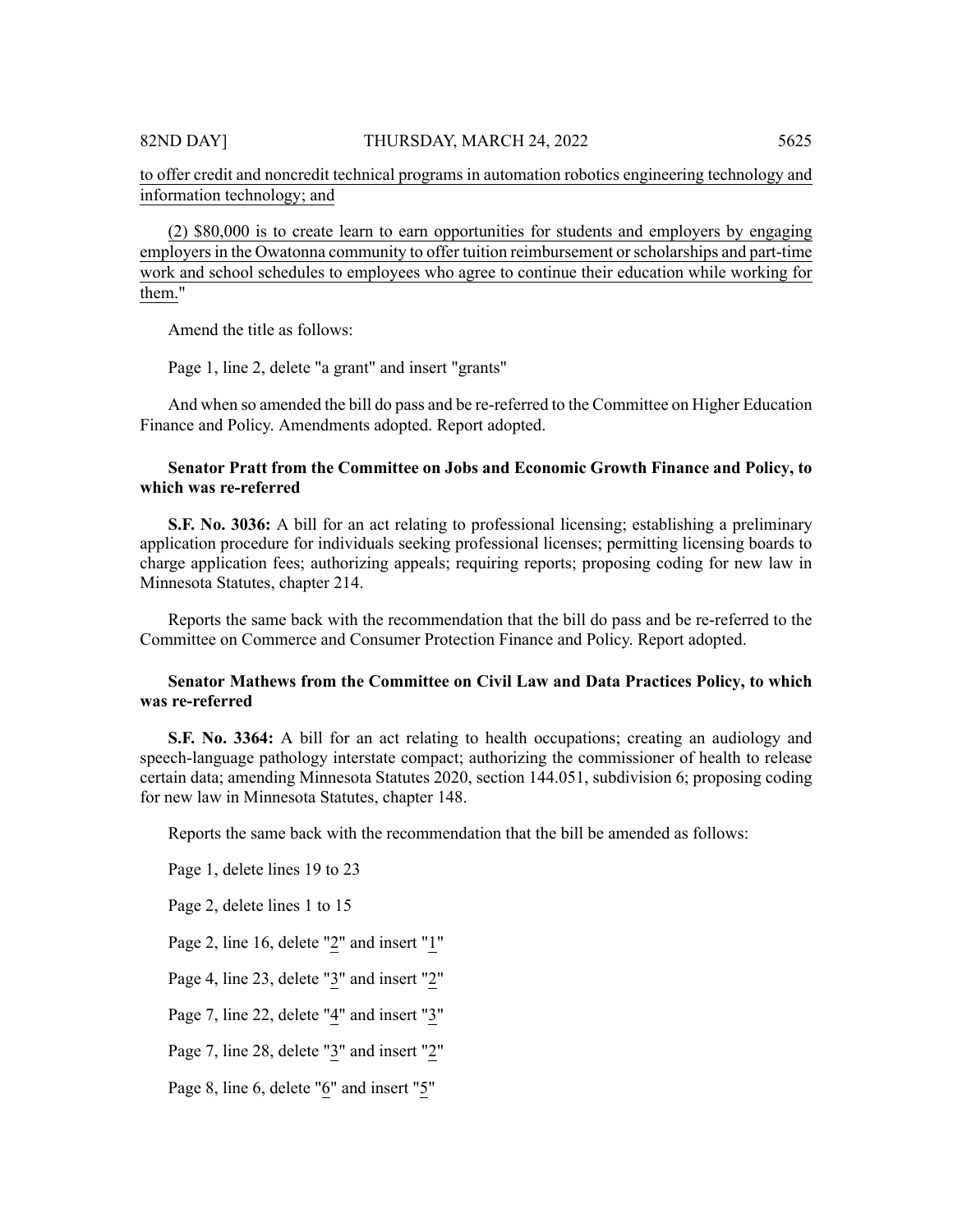to offer credit and noncredit technical programs in automation robotics engineering technology and information technology; and

(2) $80,000 is to create learn to earn opportunities for students and employers by engaging employers in the Owatonna community to offer tuition reimbursement or scholarships and part-time work and school schedules to employees who agree to continue their education while working for them."

Amend the title as follows:

Page 1, line 2, delete "a grant" and insert "grants"

And when so amended the bill do pass and be re-referred to the Committee on Higher Education Finance and Policy. Amendments adopted. Report adopted.

**Senator Pratt from the Committee on Jobs and Economic Growth Finance and Policy, to which was re-referred**

**S.F. No. 3036:** A bill for an act relating to professional licensing; establishing a preliminary application procedure for individuals seeking professional licenses; permitting licensing boards to charge application fees; authorizing appeals; requiring reports; proposing coding for new law in Minnesota Statutes, chapter 214.

Reports the same back with the recommendation that the bill do pass and be re-referred to the Committee on Commerce and Consumer Protection Finance and Policy. Report adopted.

**Senator Mathews from the Committee on Civil Law and Data Practices Policy, to which was re-referred**

**S.F. No. 3364:** A bill for an act relating to health occupations; creating an audiology and speech-language pathology interstate compact; authorizing the commissioner of health to release certain data; amending Minnesota Statutes 2020, section 144.051, subdivision 6; proposing coding for new law in Minnesota Statutes, chapter 148.

Reports the same back with the recommendation that the bill be amended as follows:

Page 1, delete lines 19 to 23

Page 2, delete lines 1 to 15

Page 2, line 16, delete "2" and insert "1"

Page 4, line 23, delete "3" and insert "2"

Page 7, line 22, delete "4" and insert "3"

Page 7, line 28, delete "3" and insert "2"

Page 8, line 6, delete "6" and insert "5"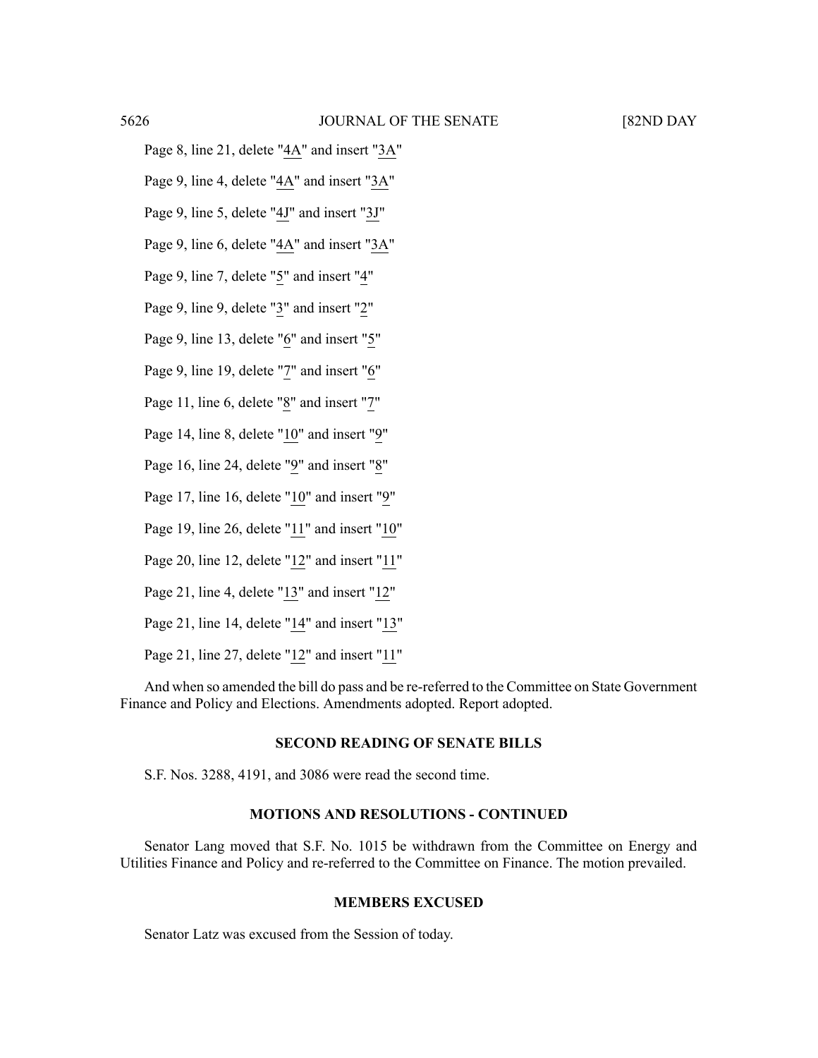Page 8, line 21, delete "4A" and insert "3A"

Page 9, line 4, delete "4A" and insert "3A"

Page 9, line 5, delete "4J" and insert "3J"

Page 9, line 6, delete "4A" and insert "3A"

Page 9, line 7, delete "5" and insert "4"

Page 9, line 9, delete "3" and insert "2"

Page 9, line 13, delete "6" and insert "5"

Page 9, line 19, delete "7" and insert "6"

Page 11, line 6, delete "8" and insert "7"

Page 14, line 8, delete "10" and insert "9"

Page 16, line 24, delete "9" and insert "8"

Page 17, line 16, delete "10" and insert "9"

Page 19, line 26, delete "11" and insert "10"

Page 20, line 12, delete "12" and insert "11"

Page 21, line 4, delete "13" and insert "12"

Page 21, line 14, delete "14" and insert "13"

Page 21, line 27, delete "12" and insert "11"

And when so amended the bill do pass and be re-referred to the Committee on State Government Finance and Policy and Elections. Amendments adopted. Report adopted.

## SECOND READING OF SENATE BILLS

S.F. Nos. 3288, 4191, and 3086 were read the second time.

## MOTIONS AND RESOLUTIONS - CONTINUED

Senator Lang moved that S.F. No. 1015 be withdrawn from the Committee on Energy and Utilities Finance and Policy and re-referred to the Committee on Finance. The motion prevailed.

## MEMBERS EXCUSED

Senator Latz was excused from the Session of today.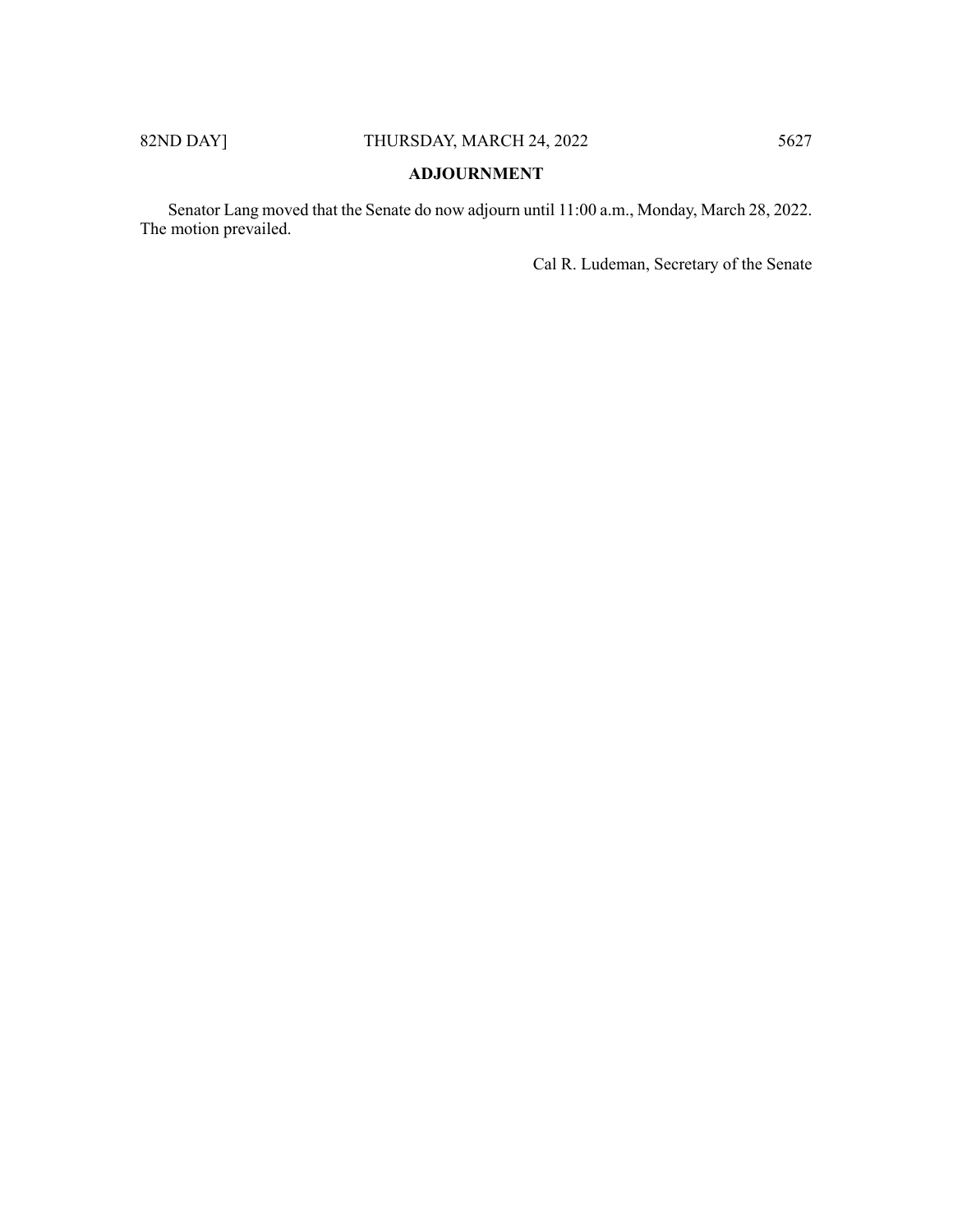## ADJOURNMENT

Senator Lang moved that the Senate do now adjourn until 11:00 a.m., Monday, March 28, 2022. The motion prevailed.

Cal R. Ludeman, Secretary of the Senate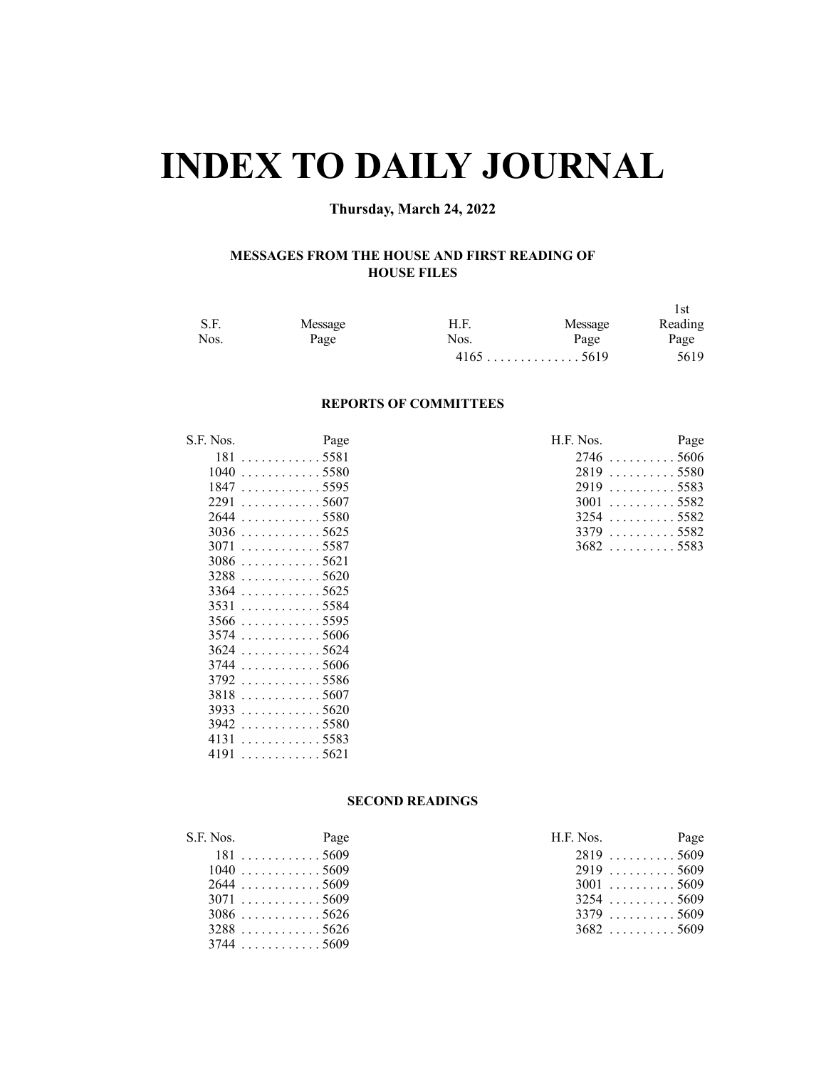# INDEX TO DAILY JOURNAL

**Thursday, March 24, 2022**

### MESSAGES FROM THE HOUSE AND FIRST READING OF HOUSE FILES

| S.F. Nos. | Message Page | H.F. Nos. | Message Page | 1st Reading Page |
|---|---|---|---|---|
| | | 4165 | 5619 | 5619 |

### REPORTS OF COMMITTEES

| S.F. Nos. | Page |
|---|---|
| 181 | 5581 |
| 1040 | 5580 |
| 1847 | 5595 |
| 2291 | 5607 |
| 2644 | 5580 |
| 3036 | 5625 |
| 3071 | 5587 |
| 3086 | 5621 |
| 3288 | 5620 |
| 3364 | 5625 |
| 3531 | 5584 |
| 3566 | 5595 |
| 3574 | 5606 |
| 3624 | 5624 |
| 3744 | 5606 |
| 3792 | 5586 |
| 3818 | 5607 |
| 3933 | 5620 |
| 3942 | 5580 |
| 4131 | 5583 |
| 4191 | 5621 |

| H.F. Nos. | Page |
|---|---|
| 2746 | 5606 |
| 2819 | 5580 |
| 2919 | 5583 |
| 3001 | 5582 |
| 3254 | 5582 |
| 3379 | 5582 |
| 3682 | 5583 |

### SECOND READINGS

| S.F. Nos. | Page |
|---|---|
| 181 | 5609 |
| 1040 | 5609 |
| 2644 | 5609 |
| 3071 | 5609 |
| 3086 | 5626 |
| 3288 | 5626 |
| 3744 | 5609 |

| H.F. Nos. | Page |
|---|---|
| 2819 | 5609 |
| 2919 | 5609 |
| 3001 | 5609 |
| 3254 | 5609 |
| 3379 | 5609 |
| 3682 | 5609 |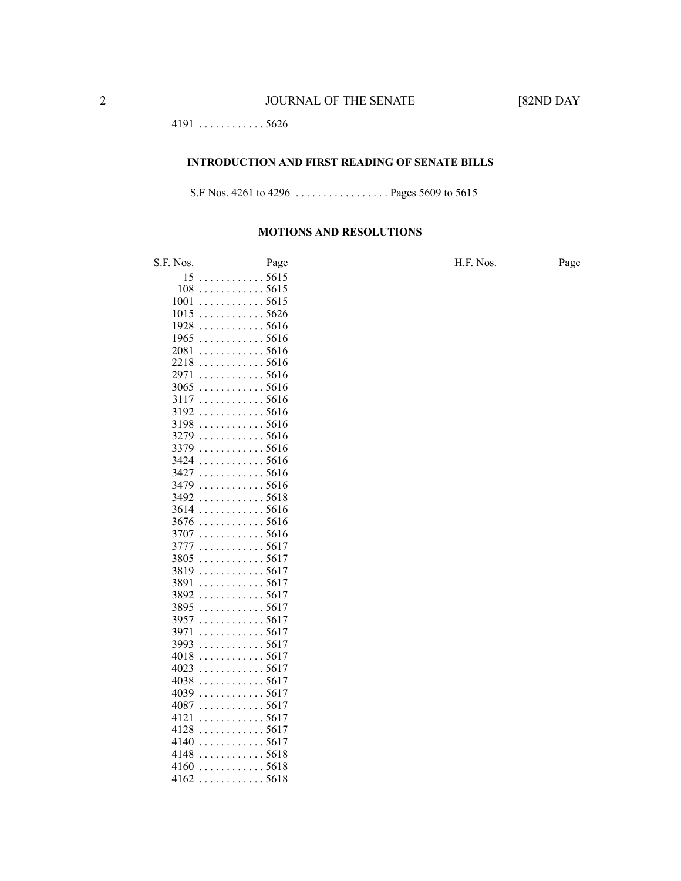4191 . . . . . . . . . . . . 5626

## INTRODUCTION AND FIRST READING OF SENATE BILLS

S.F Nos. 4261 to 4296 . . . . . . . . . . . . . . . . . Pages 5609 to 5615

## MOTIONS AND RESOLUTIONS

| S.F. Nos. | Page | H.F. Nos. | Page |
|---|---|---|---|
| 15 | 5615 | | |
| 108 | 5615 | | |
| 1001 | 5615 | | |
| 1015 | 5626 | | |
| 1928 | 5616 | | |
| 1965 | 5616 | | |
| 2081 | 5616 | | |
| 2218 | 5616 | | |
| 2971 | 5616 | | |
| 3065 | 5616 | | |
| 3117 | 5616 | | |
| 3192 | 5616 | | |
| 3198 | 5616 | | |
| 3279 | 5616 | | |
| 3379 | 5616 | | |
| 3424 | 5616 | | |
| 3427 | 5616 | | |
| 3479 | 5616 | | |
| 3492 | 5618 | | |
| 3614 | 5616 | | |
| 3676 | 5616 | | |
| 3707 | 5616 | | |
| 3777 | 5617 | | |
| 3805 | 5617 | | |
| 3819 | 5617 | | |
| 3891 | 5617 | | |
| 3892 | 5617 | | |
| 3895 | 5617 | | |
| 3957 | 5617 | | |
| 3971 | 5617 | | |
| 3993 | 5617 | | |
| 4018 | 5617 | | |
| 4023 | 5617 | | |
| 4038 | 5617 | | |
| 4039 | 5617 | | |
| 4087 | 5617 | | |
| 4121 | 5617 | | |
| 4128 | 5617 | | |
| 4140 | 5617 | | |
| 4148 | 5618 | | |
| 4160 | 5618 | | |
| 4162 | 5618 | | |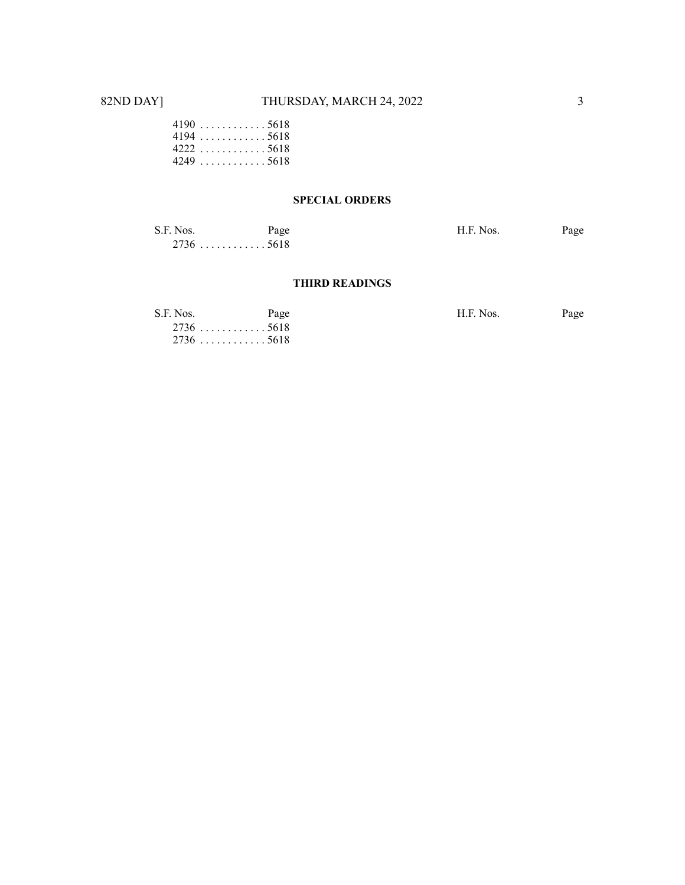4190 . . . . . . . . . . . . 5618
4194 . . . . . . . . . . . . 5618
4222 . . . . . . . . . . . . 5618
4249 . . . . . . . . . . . . 5618

## SPECIAL ORDERS

| S.F. Nos. | Page | H.F. Nos. | Page |
|---|---|---|---|
| 2736 | 5618 | | |

## THIRD READINGS

| S.F. Nos. | Page | H.F. Nos. | Page |
|---|---|---|---|
| 2736 | 5618 | | |
| 2736 | 5618 | | |